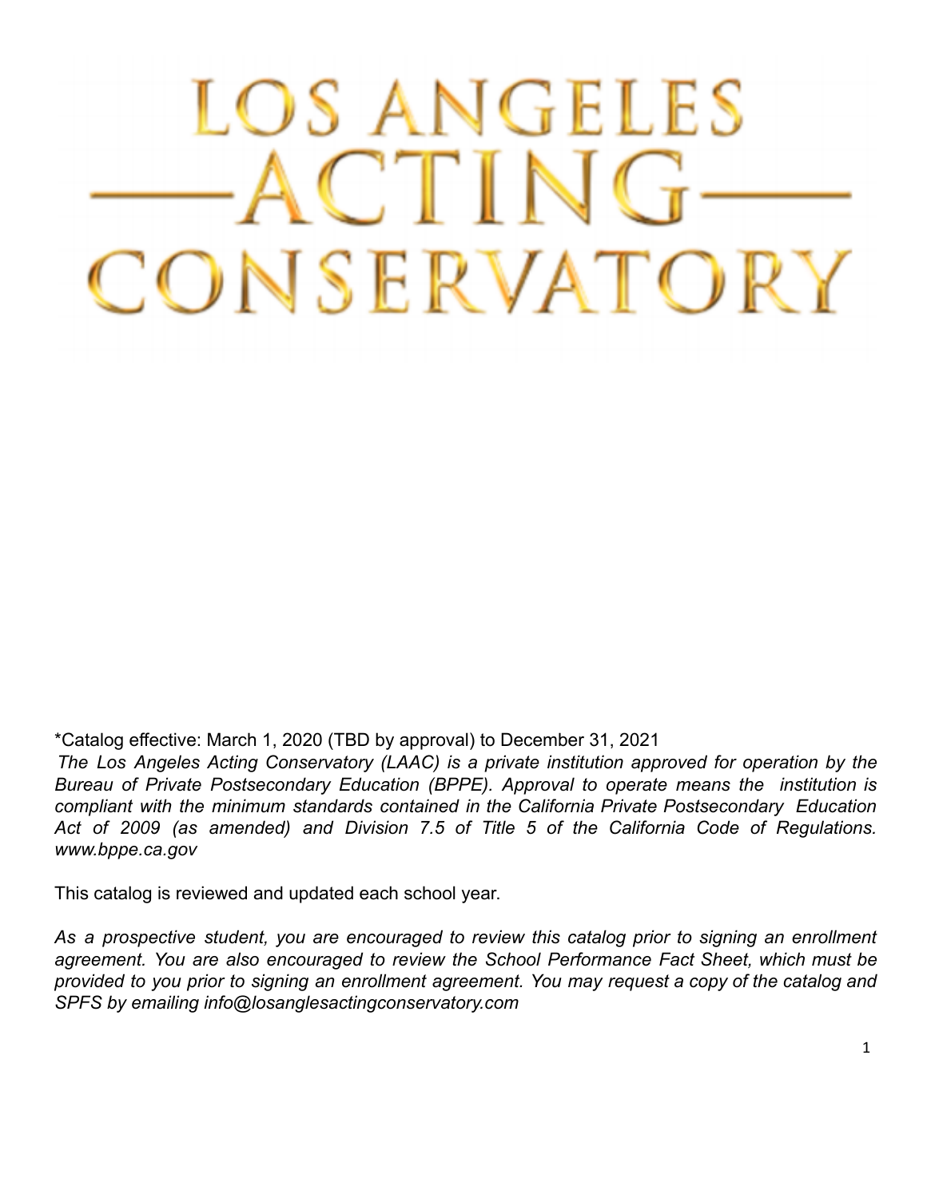# LOS ANGELES —ACTING— CONSERVATORY

*Catalog effective: March 1, 2020 (TBD by approval) to December 31, 2021

*The Los Angeles Acting Conservatory (LAAC) is a private institution approved for operation by the Bureau of Private Postsecondary Education (BPPE). Approval to operate means the institution is compliant with the minimum standards contained in the California Private Postsecondary Education Act of 2009 (as amended) and Division 7.5 of Title 5 of the California Code of Regulations. www.bppe.ca.gov*

This catalog is reviewed and updated each school year.

*As a prospective student, you are encouraged to review this catalog prior to signing an enrollment agreement. You are also encouraged to review the School Performance Fact Sheet, which must be provided to you prior to signing an enrollment agreement. You may request a copy of the catalog and SPFS by emailing info@losanglesactingconservatory.com*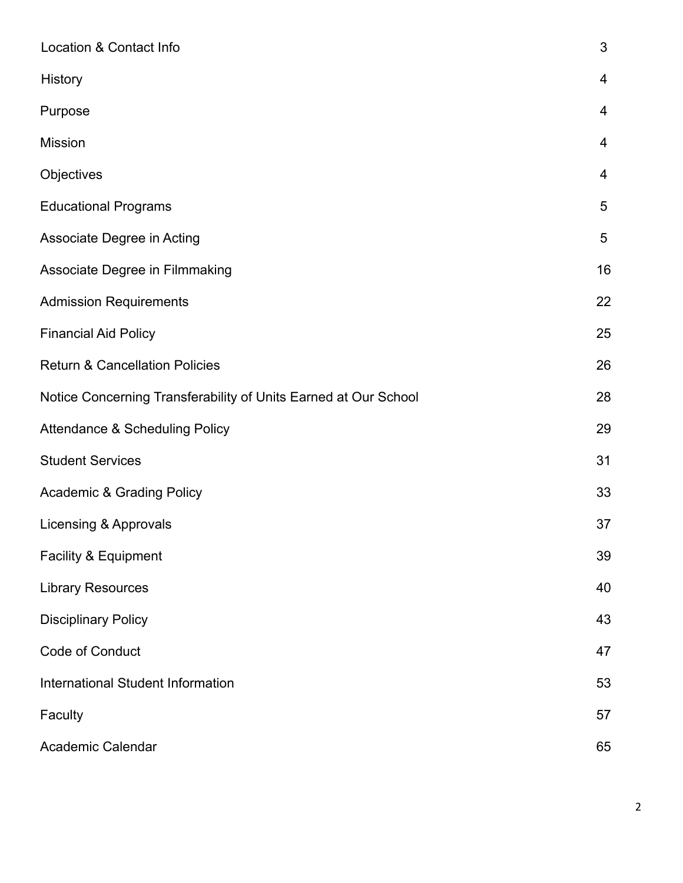| | |
|---|---|
| Location & Contact Info | 3 |
| History | 4 |
| Purpose | 4 |
| Mission | 4 |
| Objectives | 4 |
| Educational Programs | 5 |
| Associate Degree in Acting | 5 |
| Associate Degree in Filmmaking | 16 |
| Admission Requirements | 22 |
| Financial Aid Policy | 25 |
| Return & Cancellation Policies | 26 |
| Notice Concerning Transferability of Units Earned at Our School | 28 |
| Attendance & Scheduling Policy | 29 |
| Student Services | 31 |
| Academic & Grading Policy | 33 |
| Licensing & Approvals | 37 |
| Facility & Equipment | 39 |
| Library Resources | 40 |
| Disciplinary Policy | 43 |
| Code of Conduct | 47 |
| International Student Information | 53 |
| Faculty | 57 |
| Academic Calendar | 65 |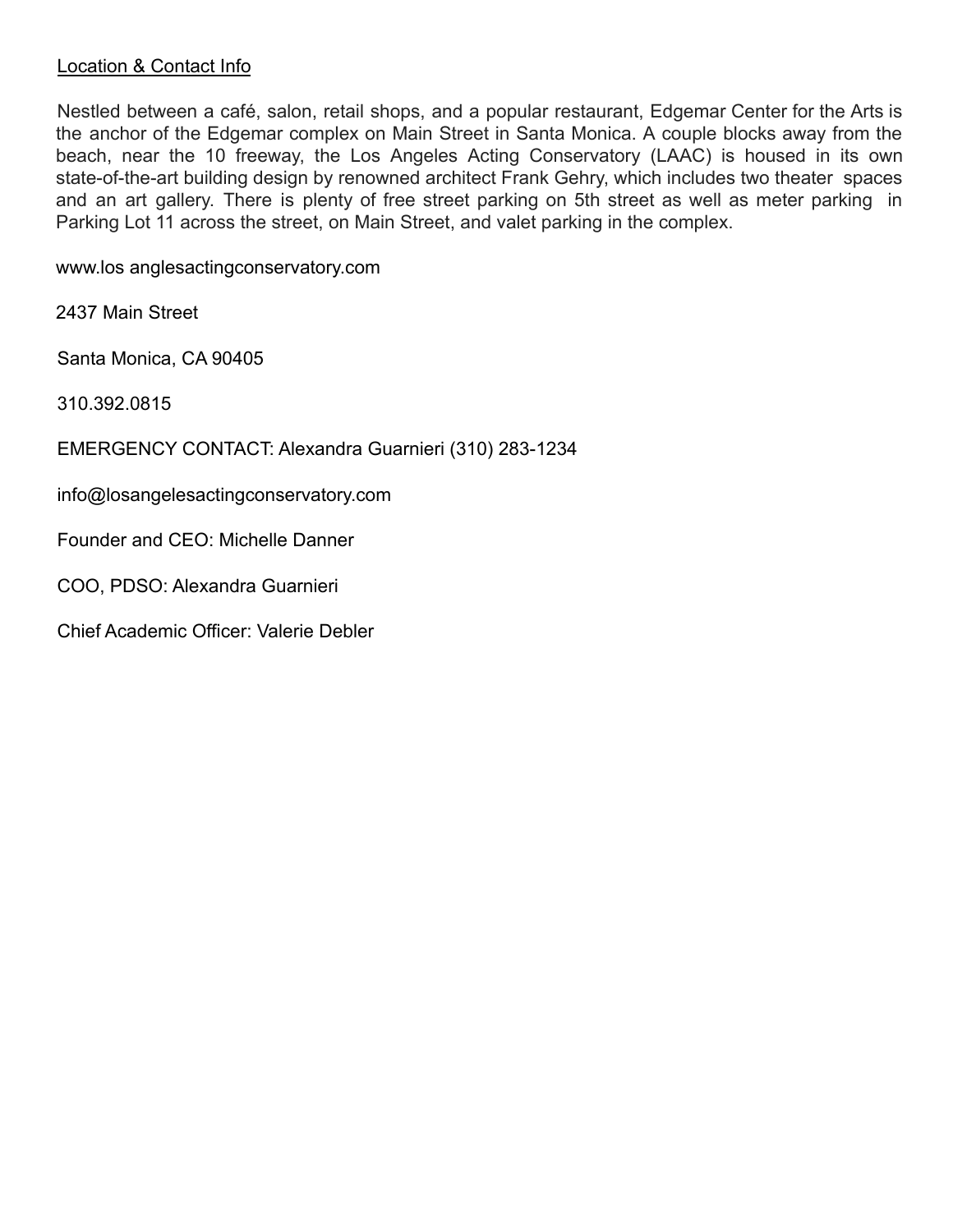## Location & Contact Info

Nestled between a café, salon, retail shops, and a popular restaurant, Edgemar Center for the Arts is the anchor of the Edgemar complex on Main Street in Santa Monica. A couple blocks away from the beach, near the 10 freeway, the Los Angeles Acting Conservatory (LAAC) is housed in its own state-of-the-art building design by renowned architect Frank Gehry, which includes two theater spaces and an art gallery. There is plenty of free street parking on 5th street as well as meter parking in Parking Lot 11 across the street, on Main Street, and valet parking in the complex.

www.los anglesactingconservatory.com

2437 Main Street

Santa Monica, CA 90405

310.392.0815

EMERGENCY CONTACT: Alexandra Guarnieri (310) 283-1234

info@losangelesactingconservatory.com

Founder and CEO: Michelle Danner

COO, PDSO: Alexandra Guarnieri

Chief Academic Officer: Valerie Debler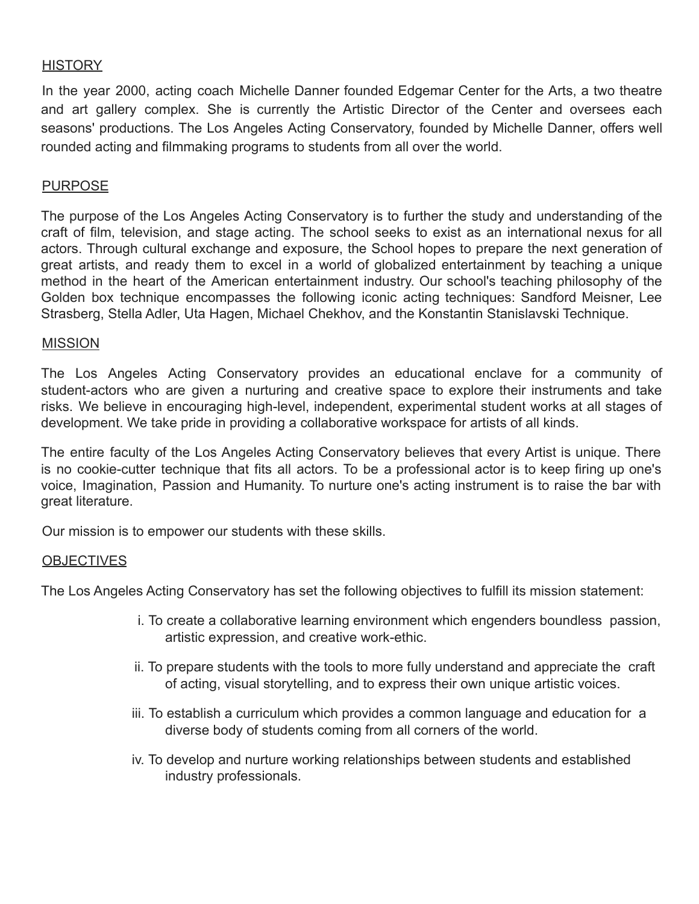## HISTORY

In the year 2000, acting coach Michelle Danner founded Edgemar Center for the Arts, a two theatre and art gallery complex. She is currently the Artistic Director of the Center and oversees each seasons' productions. The Los Angeles Acting Conservatory, founded by Michelle Danner, offers well rounded acting and filmmaking programs to students from all over the world.

## PURPOSE

The purpose of the Los Angeles Acting Conservatory is to further the study and understanding of the craft of film, television, and stage acting. The school seeks to exist as an international nexus for all actors. Through cultural exchange and exposure, the School hopes to prepare the next generation of great artists, and ready them to excel in a world of globalized entertainment by teaching a unique method in the heart of the American entertainment industry. Our school's teaching philosophy of the Golden box technique encompasses the following iconic acting techniques: Sandford Meisner, Lee Strasberg, Stella Adler, Uta Hagen, Michael Chekhov, and the Konstantin Stanislavski Technique.

## MISSION

The Los Angeles Acting Conservatory provides an educational enclave for a community of student-actors who are given a nurturing and creative space to explore their instruments and take risks. We believe in encouraging high-level, independent, experimental student works at all stages of development. We take pride in providing a collaborative workspace for artists of all kinds.

The entire faculty of the Los Angeles Acting Conservatory believes that every Artist is unique. There is no cookie-cutter technique that fits all actors. To be a professional actor is to keep firing up one's voice, Imagination, Passion and Humanity. To nurture one's acting instrument is to raise the bar with great literature.

Our mission is to empower our students with these skills.

## OBJECTIVES

The Los Angeles Acting Conservatory has set the following objectives to fulfill its mission statement:

i. To create a collaborative learning environment which engenders boundless passion, artistic expression, and creative work-ethic.

ii. To prepare students with the tools to more fully understand and appreciate the craft of acting, visual storytelling, and to express their own unique artistic voices.

iii. To establish a curriculum which provides a common language and education for a diverse body of students coming from all corners of the world.

iv. To develop and nurture working relationships between students and established industry professionals.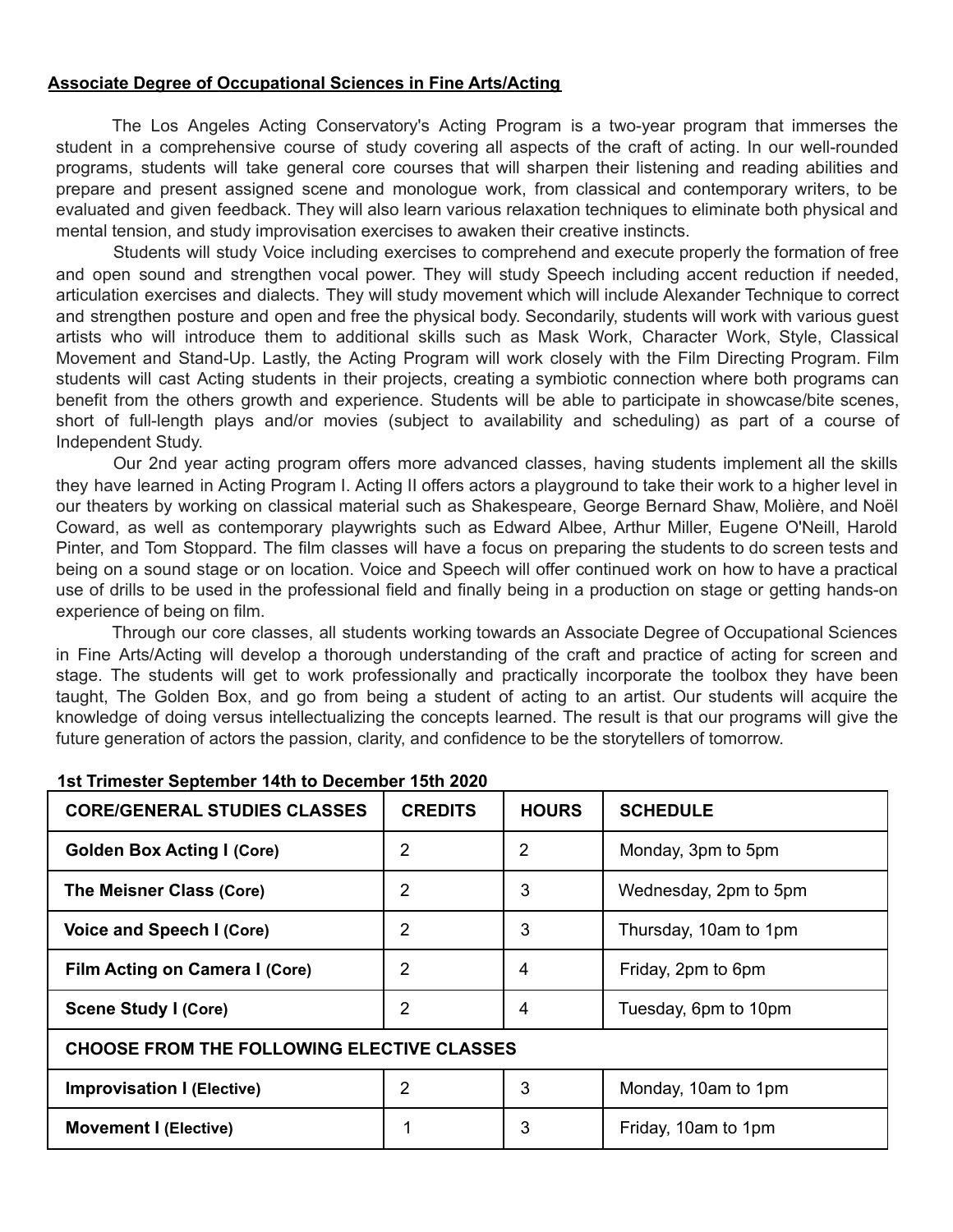## Associate Degree of Occupational Sciences in Fine Arts/Acting

The Los Angeles Acting Conservatory's Acting Program is a two-year program that immerses the student in a comprehensive course of study covering all aspects of the craft of acting. In our well-rounded programs, students will take general core courses that will sharpen their listening and reading abilities and prepare and present assigned scene and monologue work, from classical and contemporary writers, to be evaluated and given feedback. They will also learn various relaxation techniques to eliminate both physical and mental tension, and study improvisation exercises to awaken their creative instincts.

Students will study Voice including exercises to comprehend and execute properly the formation of free and open sound and strengthen vocal power. They will study Speech including accent reduction if needed, articulation exercises and dialects. They will study movement which will include Alexander Technique to correct and strengthen posture and open and free the physical body. Secondarily, students will work with various guest artists who will introduce them to additional skills such as Mask Work, Character Work, Style, Classical Movement and Stand-Up. Lastly, the Acting Program will work closely with the Film Directing Program. Film students will cast Acting students in their projects, creating a symbiotic connection where both programs can benefit from the others growth and experience. Students will be able to participate in showcase/bite scenes, short of full-length plays and/or movies (subject to availability and scheduling) as part of a course of Independent Study.

Our 2nd year acting program offers more advanced classes, having students implement all the skills they have learned in Acting Program I. Acting II offers actors a playground to take their work to a higher level in our theaters by working on classical material such as Shakespeare, George Bernard Shaw, Molière, and Noël Coward, as well as contemporary playwrights such as Edward Albee, Arthur Miller, Eugene O'Neill, Harold Pinter, and Tom Stoppard. The film classes will have a focus on preparing the students to do screen tests and being on a sound stage or on location. Voice and Speech will offer continued work on how to have a practical use of drills to be used in the professional field and finally being in a production on stage or getting hands-on experience of being on film.

Through our core classes, all students working towards an Associate Degree of Occupational Sciences in Fine Arts/Acting will develop a thorough understanding of the craft and practice of acting for screen and stage. The students will get to work professionally and practically incorporate the toolbox they have been taught, The Golden Box, and go from being a student of acting to an artist. Our students will acquire the knowledge of doing versus intellectualizing the concepts learned. The result is that our programs will give the future generation of actors the passion, clarity, and confidence to be the storytellers of tomorrow.

**1st Trimester September 14th to December 15th 2020**

| CORE/GENERAL STUDIES CLASSES | CREDITS | HOURS | SCHEDULE |
|---|---|---|---|
| **Golden Box Acting I (Core)** | 2 | 2 | Monday, 3pm to 5pm |
| **The Meisner Class (Core)** | 2 | 3 | Wednesday, 2pm to 5pm |
| **Voice and Speech I (Core)** | 2 | 3 | Thursday, 10am to 1pm |
| **Film Acting on Camera I (Core)** | 2 | 4 | Friday, 2pm to 6pm |
| **Scene Study I (Core)** | 2 | 4 | Tuesday, 6pm to 10pm |
| **CHOOSE FROM THE FOLLOWING ELECTIVE CLASSES** | | | |
| **Improvisation I (Elective)** | 2 | 3 | Monday, 10am to 1pm |
| **Movement I (Elective)** | 1 | 3 | Friday, 10am to 1pm |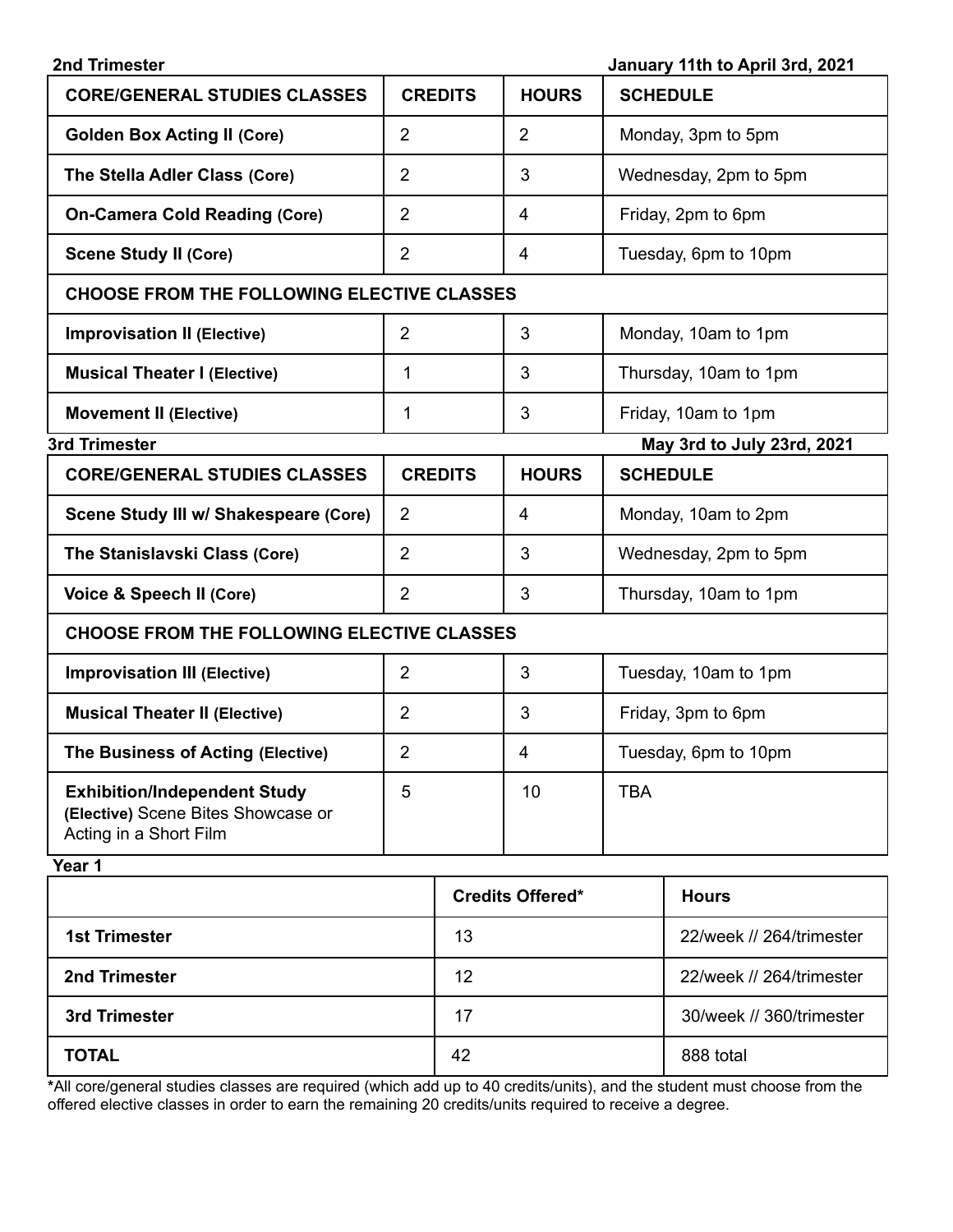**2nd Trimester** **January 11th to April 3rd, 2021**

| CORE/GENERAL STUDIES CLASSES | CREDITS | HOURS | SCHEDULE |
|---|---|---|---|
| **Golden Box Acting II (Core)** | 2 | 2 | Monday, 3pm to 5pm |
| **The Stella Adler Class (Core)** | 2 | 3 | Wednesday, 2pm to 5pm |
| **On-Camera Cold Reading (Core)** | 2 | 4 | Friday, 2pm to 6pm |
| **Scene Study II (Core)** | 2 | 4 | Tuesday, 6pm to 10pm |
| **CHOOSE FROM THE FOLLOWING ELECTIVE CLASSES** | | | |
| **Improvisation II (Elective)** | 2 | 3 | Monday, 10am to 1pm |
| **Musical Theater I (Elective)** | 1 | 3 | Thursday, 10am to 1pm |
| **Movement II (Elective)** | 1 | 3 | Friday, 10am to 1pm |

**3rd Trimester** **May 3rd to July 23rd, 2021**

| CORE/GENERAL STUDIES CLASSES | CREDITS | HOURS | SCHEDULE |
|---|---|---|---|
| **Scene Study III w/ Shakespeare (Core)** | 2 | 4 | Monday, 10am to 2pm |
| **The Stanislavski Class (Core)** | 2 | 3 | Wednesday, 2pm to 5pm |
| **Voice & Speech II (Core)** | 2 | 3 | Thursday, 10am to 1pm |
| **CHOOSE FROM THE FOLLOWING ELECTIVE CLASSES** | | | |
| **Improvisation III (Elective)** | 2 | 3 | Tuesday, 10am to 1pm |
| **Musical Theater II (Elective)** | 2 | 3 | Friday, 3pm to 6pm |
| **The Business of Acting (Elective)** | 2 | 4 | Tuesday, 6pm to 10pm |
| **Exhibition/Independent Study (Elective)** Scene Bites Showcase or Acting in a Short Film | 5 | 10 | TBA |

**Year 1**

| | Credits Offered* | Hours |
|---|---|---|
| **1st Trimester** | 13 | 22/week // 264/trimester |
| **2nd Trimester** | 12 | 22/week // 264/trimester |
| **3rd Trimester** | 17 | 30/week // 360/trimester |
| **TOTAL** | 42 | 888 total |

***All core/general studies classes are required (which add up to 40 credits/units), and the student must choose from the offered elective classes in order to earn the remaining 20 credits/units required to receive a degree.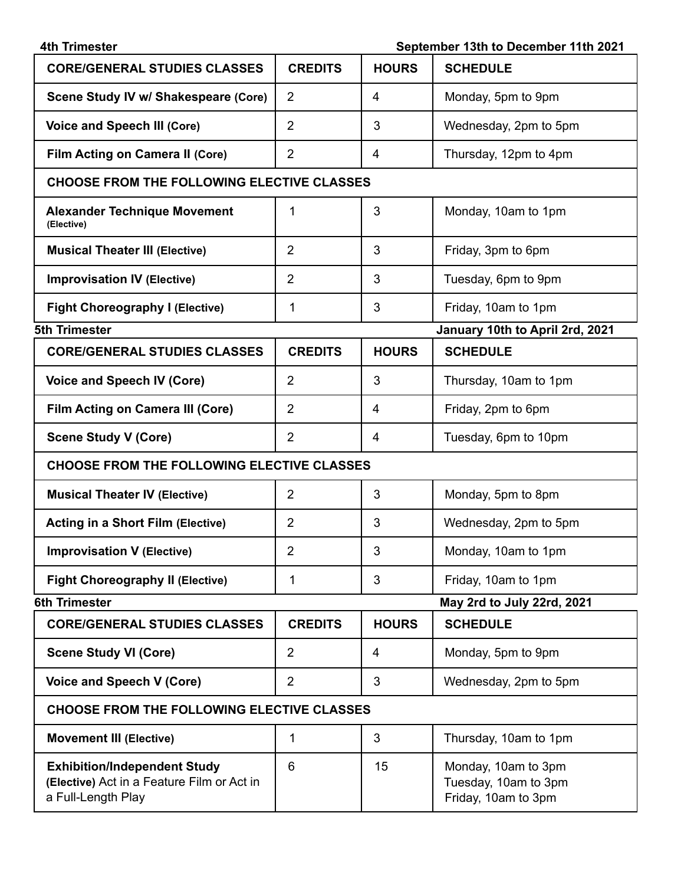**4th Trimester** **September 13th to December 11th 2021**

| CORE/GENERAL STUDIES CLASSES | CREDITS | HOURS | SCHEDULE |
|---|---|---|---|
| **Scene Study IV w/ Shakespeare (Core)** | 2 | 4 | Monday, 5pm to 9pm |
| **Voice and Speech III (Core)** | 2 | 3 | Wednesday, 2pm to 5pm |
| **Film Acting on Camera II (Core)** | 2 | 4 | Thursday, 12pm to 4pm |
| **CHOOSE FROM THE FOLLOWING ELECTIVE CLASSES** | | | |
| **Alexander Technique Movement (Elective)** | 1 | 3 | Monday, 10am to 1pm |
| **Musical Theater III (Elective)** | 2 | 3 | Friday, 3pm to 6pm |
| **Improvisation IV (Elective)** | 2 | 3 | Tuesday, 6pm to 9pm |
| **Fight Choreography I (Elective)** | 1 | 3 | Friday, 10am to 1pm |

**5th Trimester** **January 10th to April 2rd, 2021**

| CORE/GENERAL STUDIES CLASSES | CREDITS | HOURS | SCHEDULE |
|---|---|---|---|
| **Voice and Speech IV (Core)** | 2 | 3 | Thursday, 10am to 1pm |
| **Film Acting on Camera III (Core)** | 2 | 4 | Friday, 2pm to 6pm |
| **Scene Study V (Core)** | 2 | 4 | Tuesday, 6pm to 10pm |
| **CHOOSE FROM THE FOLLOWING ELECTIVE CLASSES** | | | |
| **Musical Theater IV (Elective)** | 2 | 3 | Monday, 5pm to 8pm |
| **Acting in a Short Film (Elective)** | 2 | 3 | Wednesday, 2pm to 5pm |
| **Improvisation V (Elective)** | 2 | 3 | Monday, 10am to 1pm |
| **Fight Choreography II (Elective)** | 1 | 3 | Friday, 10am to 1pm |

**6th Trimester** **May 2rd to July 22rd, 2021**

| CORE/GENERAL STUDIES CLASSES | CREDITS | HOURS | SCHEDULE |
|---|---|---|---|
| **Scene Study VI (Core)** | 2 | 4 | Monday, 5pm to 9pm |
| **Voice and Speech V (Core)** | 2 | 3 | Wednesday, 2pm to 5pm |
| **CHOOSE FROM THE FOLLOWING ELECTIVE CLASSES** | | | |
| **Movement III (Elective)** | 1 | 3 | Thursday, 10am to 1pm |
| **Exhibition/Independent Study (Elective)** Act in a Feature Film or Act in a Full-Length Play | 6 | 15 | Monday, 10am to 3pm<br>Tuesday, 10am to 3pm<br>Friday, 10am to 3pm |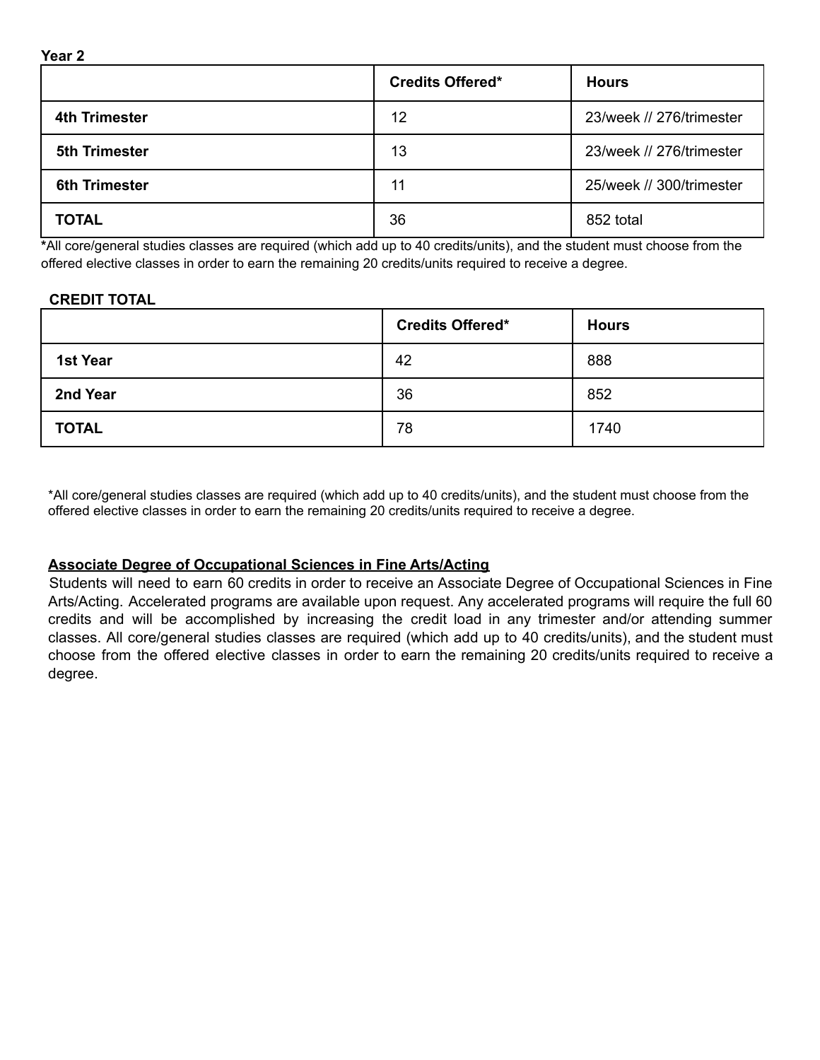**Year 2**

| | Credits Offered* | Hours |
|---|---|---|
| **4th Trimester** | 12 | 23/week // 276/trimester |
| **5th Trimester** | 13 | 23/week // 276/trimester |
| **6th Trimester** | 11 | 25/week // 300/trimester |
| **TOTAL** | 36 | 852 total |

***All core/general studies classes are required (which add up to 40 credits/units), and the student must choose from the offered elective classes in order to earn the remaining 20 credits/units required to receive a degree.**

**CREDIT TOTAL**

| | Credits Offered* | Hours |
|---|---|---|
| **1st Year** | 42 | 888 |
| **2nd Year** | 36 | 852 |
| **TOTAL** | 78 | 1740 |

*All core/general studies classes are required (which add up to 40 credits/units), and the student must choose from the offered elective classes in order to earn the remaining 20 credits/units required to receive a degree.

## Associate Degree of Occupational Sciences in Fine Arts/Acting

Students will need to earn 60 credits in order to receive an Associate Degree of Occupational Sciences in Fine Arts/Acting. Accelerated programs are available upon request. Any accelerated programs will require the full 60 credits and will be accomplished by increasing the credit load in any trimester and/or attending summer classes. All core/general studies classes are required (which add up to 40 credits/units), and the student must choose from the offered elective classes in order to earn the remaining 20 credits/units required to receive a degree.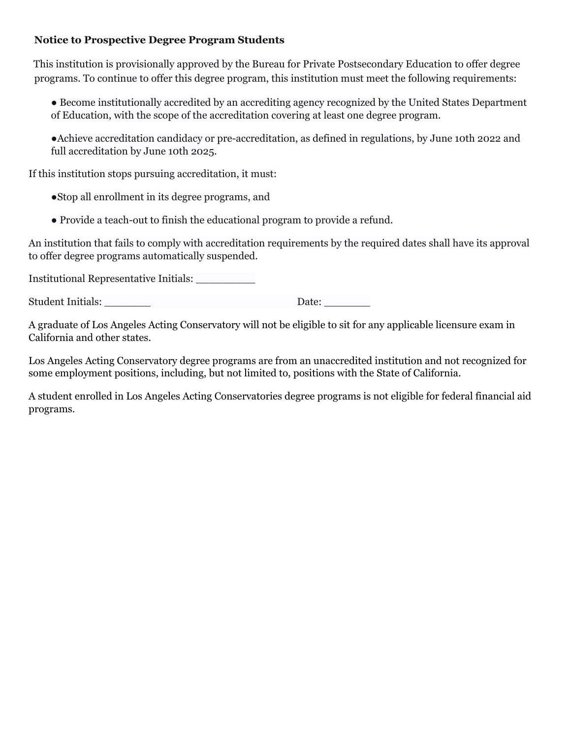**Notice to Prospective Degree Program Students**

This institution is provisionally approved by the Bureau for Private Postsecondary Education to offer degree programs. To continue to offer this degree program, this institution must meet the following requirements:

- Become institutionally accredited by an accrediting agency recognized by the United States Department of Education, with the scope of the accreditation covering at least one degree program.
- Achieve accreditation candidacy or pre-accreditation, as defined in regulations, by June 10th 2022 and full accreditation by June 10th 2025.

If this institution stops pursuing accreditation, it must:

- Stop all enrollment in its degree programs, and
- Provide a teach-out to finish the educational program to provide a refund.

An institution that fails to comply with accreditation requirements by the required dates shall have its approval to offer degree programs automatically suspended.

Institutional Representative Initials: _________

Student Initials: _______ Date: _______

A graduate of Los Angeles Acting Conservatory will not be eligible to sit for any applicable licensure exam in California and other states.

Los Angeles Acting Conservatory degree programs are from an unaccredited institution and not recognized for some employment positions, including, but not limited to, positions with the State of California.

A student enrolled in Los Angeles Acting Conservatories degree programs is not eligible for federal financial aid programs.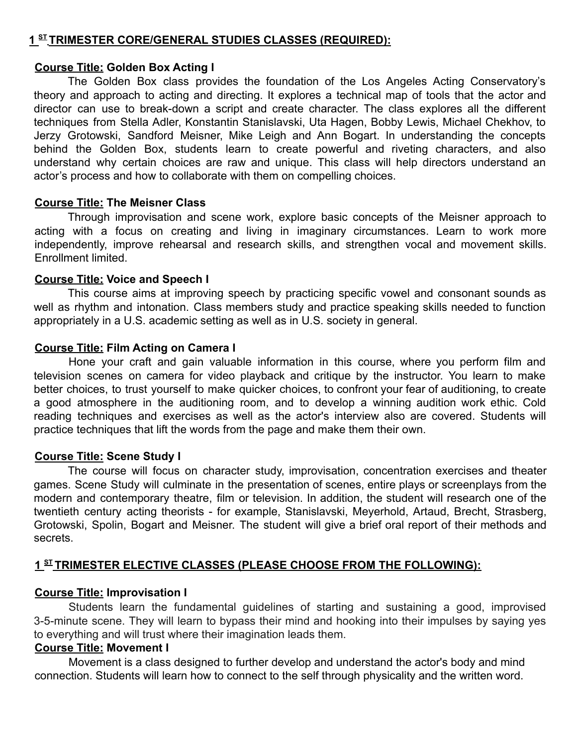## 1 ST TRIMESTER CORE/GENERAL STUDIES CLASSES (REQUIRED):

**Course Title: Golden Box Acting I**

The Golden Box class provides the foundation of the Los Angeles Acting Conservatory's theory and approach to acting and directing. It explores a technical map of tools that the actor and director can use to break-down a script and create character. The class explores all the different techniques from Stella Adler, Konstantin Stanislavski, Uta Hagen, Bobby Lewis, Michael Chekhov, to Jerzy Grotowski, Sandford Meisner, Mike Leigh and Ann Bogart. In understanding the concepts behind the Golden Box, students learn to create powerful and riveting characters, and also understand why certain choices are raw and unique. This class will help directors understand an actor's process and how to collaborate with them on compelling choices.

**Course Title: The Meisner Class**

Through improvisation and scene work, explore basic concepts of the Meisner approach to acting with a focus on creating and living in imaginary circumstances. Learn to work more independently, improve rehearsal and research skills, and strengthen vocal and movement skills. Enrollment limited.

**Course Title: Voice and Speech I**

This course aims at improving speech by practicing specific vowel and consonant sounds as well as rhythm and intonation. Class members study and practice speaking skills needed to function appropriately in a U.S. academic setting as well as in U.S. society in general.

**Course Title: Film Acting on Camera I**

Hone your craft and gain valuable information in this course, where you perform film and television scenes on camera for video playback and critique by the instructor. You learn to make better choices, to trust yourself to make quicker choices, to confront your fear of auditioning, to create a good atmosphere in the auditioning room, and to develop a winning audition work ethic. Cold reading techniques and exercises as well as the actor's interview also are covered. Students will practice techniques that lift the words from the page and make them their own.

**Course Title: Scene Study I**

The course will focus on character study, improvisation, concentration exercises and theater games. Scene Study will culminate in the presentation of scenes, entire plays or screenplays from the modern and contemporary theatre, film or television. In addition, the student will research one of the twentieth century acting theorists - for example, Stanislavski, Meyerhold, Artaud, Brecht, Strasberg, Grotowski, Spolin, Bogart and Meisner. The student will give a brief oral report of their methods and secrets.

## 1 ST TRIMESTER ELECTIVE CLASSES (PLEASE CHOOSE FROM THE FOLLOWING):

**Course Title: Improvisation I**

Students learn the fundamental guidelines of starting and sustaining a good, improvised 3-5-minute scene. They will learn to bypass their mind and hooking into their impulses by saying yes to everything and will trust where their imagination leads them.

**Course Title: Movement I**

Movement is a class designed to further develop and understand the actor's body and mind connection. Students will learn how to connect to the self through physicality and the written word.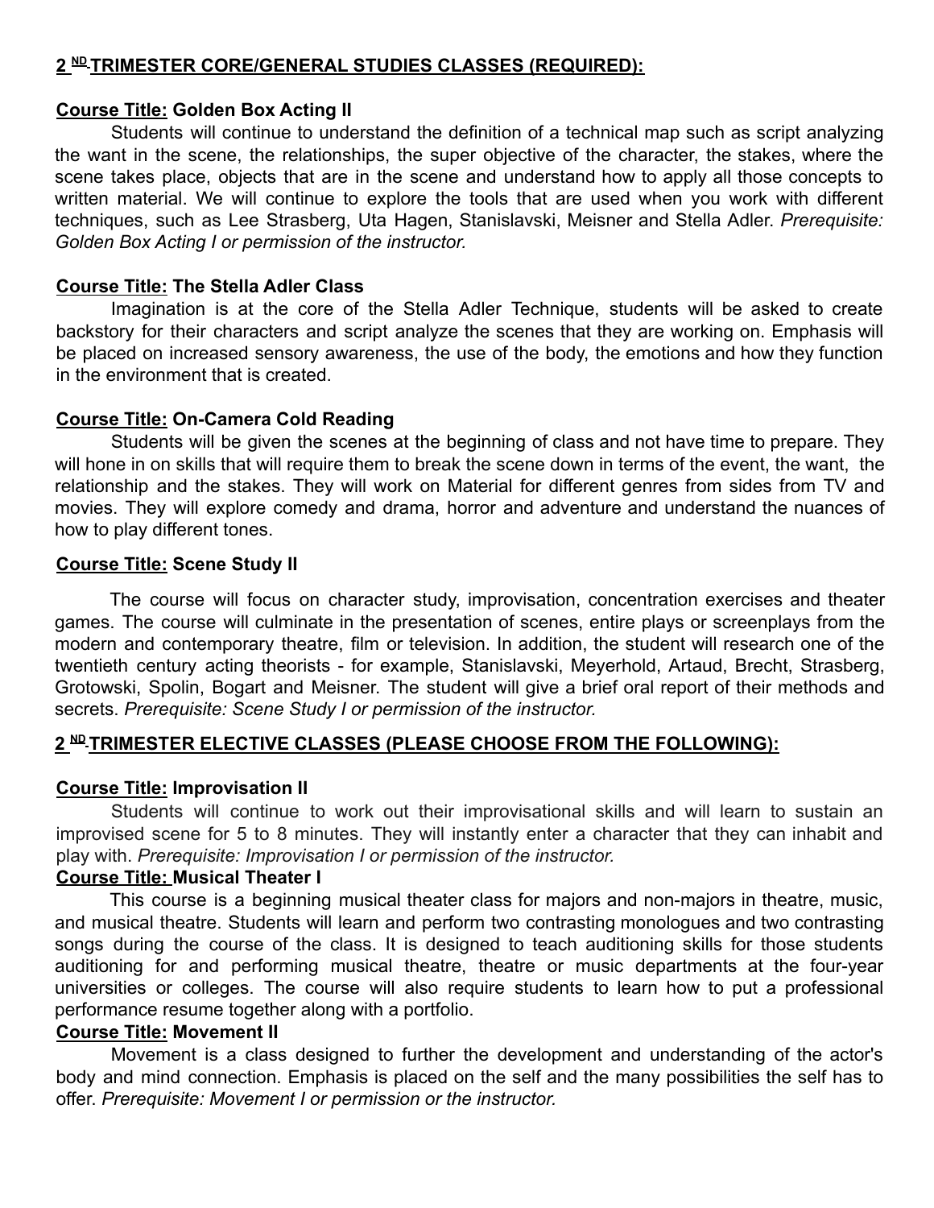## 2 ND TRIMESTER CORE/GENERAL STUDIES CLASSES (REQUIRED):

**Course Title: Golden Box Acting II**

Students will continue to understand the definition of a technical map such as script analyzing the want in the scene, the relationships, the super objective of the character, the stakes, where the scene takes place, objects that are in the scene and understand how to apply all those concepts to written material. We will continue to explore the tools that are used when you work with different techniques, such as Lee Strasberg, Uta Hagen, Stanislavski, Meisner and Stella Adler. *Prerequisite: Golden Box Acting I or permission of the instructor.*

**Course Title: The Stella Adler Class**

Imagination is at the core of the Stella Adler Technique, students will be asked to create backstory for their characters and script analyze the scenes that they are working on. Emphasis will be placed on increased sensory awareness, the use of the body, the emotions and how they function in the environment that is created.

**Course Title: On-Camera Cold Reading**

Students will be given the scenes at the beginning of class and not have time to prepare. They will hone in on skills that will require them to break the scene down in terms of the event, the want, the relationship and the stakes. They will work on Material for different genres from sides from TV and movies. They will explore comedy and drama, horror and adventure and understand the nuances of how to play different tones.

**Course Title: Scene Study II**

The course will focus on character study, improvisation, concentration exercises and theater games. The course will culminate in the presentation of scenes, entire plays or screenplays from the modern and contemporary theatre, film or television. In addition, the student will research one of the twentieth century acting theorists - for example, Stanislavski, Meyerhold, Artaud, Brecht, Strasberg, Grotowski, Spolin, Bogart and Meisner. The student will give a brief oral report of their methods and secrets. *Prerequisite: Scene Study I or permission of the instructor.*

## 2 ND TRIMESTER ELECTIVE CLASSES (PLEASE CHOOSE FROM THE FOLLOWING):

**Course Title: Improvisation II**

Students will continue to work out their improvisational skills and will learn to sustain an improvised scene for 5 to 8 minutes. They will instantly enter a character that they can inhabit and play with. *Prerequisite: Improvisation I or permission of the instructor.*

**Course Title: Musical Theater I**

This course is a beginning musical theater class for majors and non-majors in theatre, music, and musical theatre. Students will learn and perform two contrasting monologues and two contrasting songs during the course of the class. It is designed to teach auditioning skills for those students auditioning for and performing musical theatre, theatre or music departments at the four-year universities or colleges. The course will also require students to learn how to put a professional performance resume together along with a portfolio.

**Course Title: Movement II**

Movement is a class designed to further the development and understanding of the actor's body and mind connection. Emphasis is placed on the self and the many possibilities the self has to offer. *Prerequisite: Movement I or permission or the instructor.*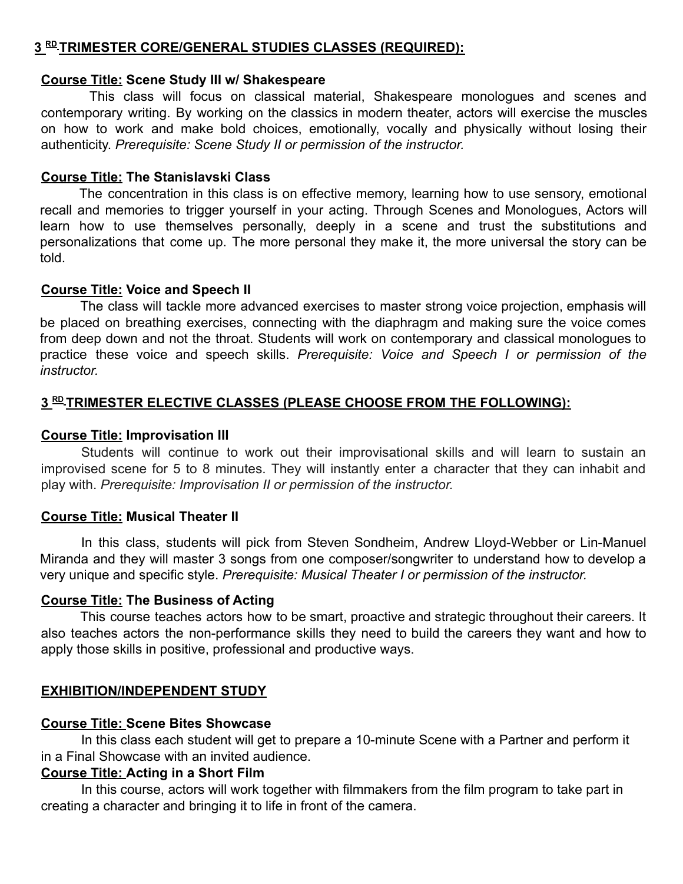## 3[RD] TRIMESTER CORE/GENERAL STUDIES CLASSES (REQUIRED):

**Course Title: Scene Study III w/ Shakespeare**

This class will focus on classical material, Shakespeare monologues and scenes and contemporary writing. By working on the classics in modern theater, actors will exercise the muscles on how to work and make bold choices, emotionally, vocally and physically without losing their authenticity. *Prerequisite: Scene Study II or permission of the instructor.*

**Course Title: The Stanislavski Class**

The concentration in this class is on effective memory, learning how to use sensory, emotional recall and memories to trigger yourself in your acting. Through Scenes and Monologues, Actors will learn how to use themselves personally, deeply in a scene and trust the substitutions and personalizations that come up. The more personal they make it, the more universal the story can be told.

**Course Title: Voice and Speech II**

The class will tackle more advanced exercises to master strong voice projection, emphasis will be placed on breathing exercises, connecting with the diaphragm and making sure the voice comes from deep down and not the throat. Students will work on contemporary and classical monologues to practice these voice and speech skills. *Prerequisite: Voice and Speech I or permission of the instructor.*

## 3[RD] TRIMESTER ELECTIVE CLASSES (PLEASE CHOOSE FROM THE FOLLOWING):

**Course Title: Improvisation III**

Students will continue to work out their improvisational skills and will learn to sustain an improvised scene for 5 to 8 minutes. They will instantly enter a character that they can inhabit and play with. *Prerequisite: Improvisation II or permission of the instructor.*

**Course Title: Musical Theater II**

In this class, students will pick from Steven Sondheim, Andrew Lloyd-Webber or Lin-Manuel Miranda and they will master 3 songs from one composer/songwriter to understand how to develop a very unique and specific style. *Prerequisite: Musical Theater I or permission of the instructor.*

**Course Title: The Business of Acting**

This course teaches actors how to be smart, proactive and strategic throughout their careers. It also teaches actors the non-performance skills they need to build the careers they want and how to apply those skills in positive, professional and productive ways.

## EXHIBITION/INDEPENDENT STUDY

**Course Title: Scene Bites Showcase**

In this class each student will get to prepare a 10-minute Scene with a Partner and perform it in a Final Showcase with an invited audience.

**Course Title: Acting in a Short Film**

In this course, actors will work together with filmmakers from the film program to take part in creating a character and bringing it to life in front of the camera.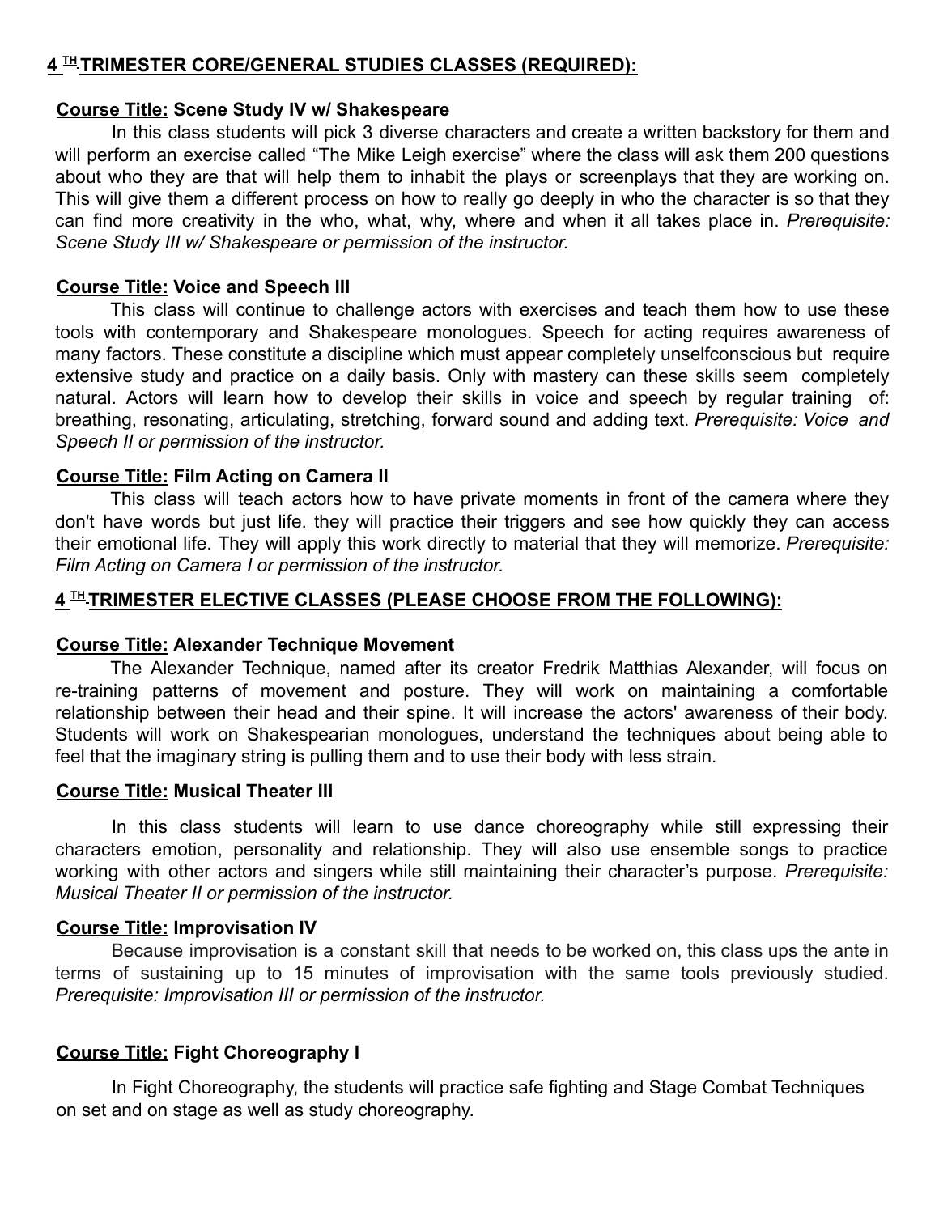## 4 TH TRIMESTER CORE/GENERAL STUDIES CLASSES (REQUIRED):

**Course Title: Scene Study IV w/ Shakespeare**

In this class students will pick 3 diverse characters and create a written backstory for them and will perform an exercise called "The Mike Leigh exercise" where the class will ask them 200 questions about who they are that will help them to inhabit the plays or screenplays that they are working on. This will give them a different process on how to really go deeply in who the character is so that they can find more creativity in the who, what, why, where and when it all takes place in. *Prerequisite: Scene Study III w/ Shakespeare or permission of the instructor.*

**Course Title: Voice and Speech III**

This class will continue to challenge actors with exercises and teach them how to use these tools with contemporary and Shakespeare monologues. Speech for acting requires awareness of many factors. These constitute a discipline which must appear completely unselfconscious but require extensive study and practice on a daily basis. Only with mastery can these skills seem completely natural. Actors will learn how to develop their skills in voice and speech by regular training of: breathing, resonating, articulating, stretching, forward sound and adding text. *Prerequisite: Voice and Speech II or permission of the instructor.*

**Course Title: Film Acting on Camera II**

This class will teach actors how to have private moments in front of the camera where they don't have words but just life. they will practice their triggers and see how quickly they can access their emotional life. They will apply this work directly to material that they will memorize. *Prerequisite: Film Acting on Camera I or permission of the instructor.*

## 4 TH TRIMESTER ELECTIVE CLASSES (PLEASE CHOOSE FROM THE FOLLOWING):

**Course Title: Alexander Technique Movement**

The Alexander Technique, named after its creator Fredrik Matthias Alexander, will focus on re-training patterns of movement and posture. They will work on maintaining a comfortable relationship between their head and their spine. It will increase the actors' awareness of their body. Students will work on Shakespearian monologues, understand the techniques about being able to feel that the imaginary string is pulling them and to use their body with less strain.

**Course Title: Musical Theater III**

In this class students will learn to use dance choreography while still expressing their characters emotion, personality and relationship. They will also use ensemble songs to practice working with other actors and singers while still maintaining their character's purpose. *Prerequisite: Musical Theater II or permission of the instructor.*

**Course Title: Improvisation IV**

Because improvisation is a constant skill that needs to be worked on, this class ups the ante in terms of sustaining up to 15 minutes of improvisation with the same tools previously studied. *Prerequisite: Improvisation III or permission of the instructor.*

**Course Title: Fight Choreography I**

In Fight Choreography, the students will practice safe fighting and Stage Combat Techniques on set and on stage as well as study choreography.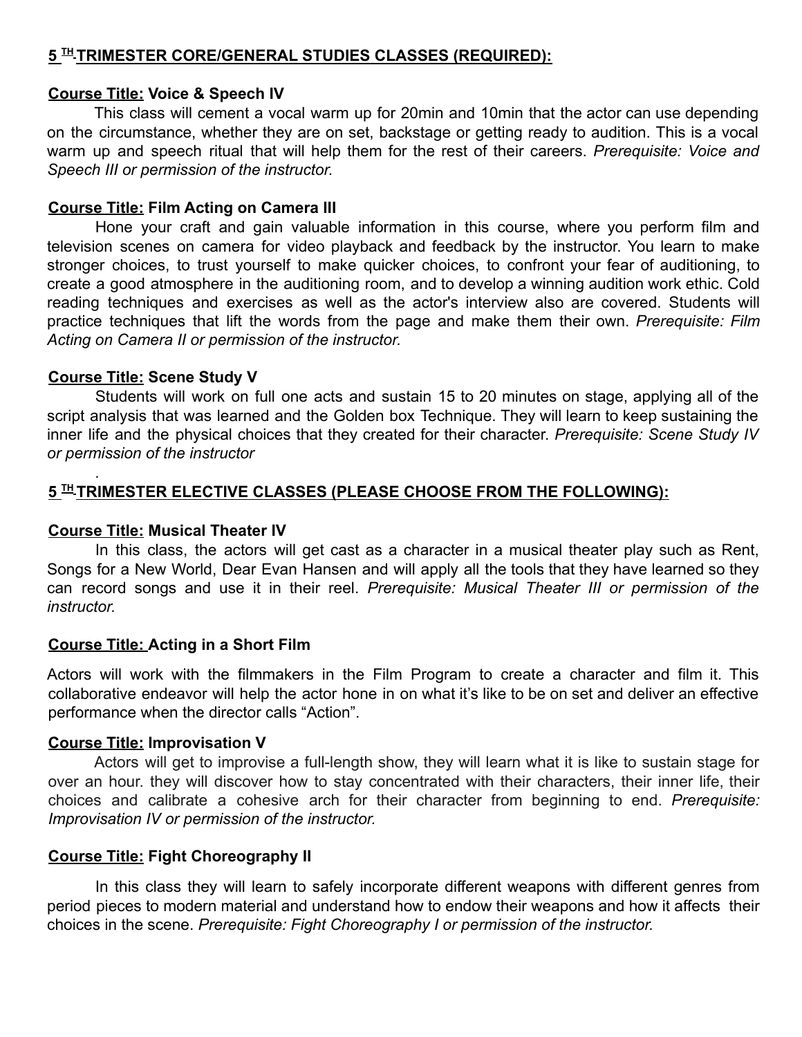## 5 TH TRIMESTER CORE/GENERAL STUDIES CLASSES (REQUIRED):

**Course Title: Voice & Speech IV**

This class will cement a vocal warm up for 20min and 10min that the actor can use depending on the circumstance, whether they are on set, backstage or getting ready to audition. This is a vocal warm up and speech ritual that will help them for the rest of their careers. *Prerequisite: Voice and Speech III or permission of the instructor.*

**Course Title: Film Acting on Camera III**

Hone your craft and gain valuable information in this course, where you perform film and television scenes on camera for video playback and feedback by the instructor. You learn to make stronger choices, to trust yourself to make quicker choices, to confront your fear of auditioning, to create a good atmosphere in the auditioning room, and to develop a winning audition work ethic. Cold reading techniques and exercises as well as the actor's interview also are covered. Students will practice techniques that lift the words from the page and make them their own. *Prerequisite: Film Acting on Camera II or permission of the instructor.*

**Course Title: Scene Study V**

Students will work on full one acts and sustain 15 to 20 minutes on stage, applying all of the script analysis that was learned and the Golden box Technique. They will learn to keep sustaining the inner life and the physical choices that they created for their character. *Prerequisite: Scene Study IV or permission of the instructor*

*.*

## 5 TH TRIMESTER ELECTIVE CLASSES (PLEASE CHOOSE FROM THE FOLLOWING):

**Course Title: Musical Theater IV**

In this class, the actors will get cast as a character in a musical theater play such as Rent, Songs for a New World, Dear Evan Hansen and will apply all the tools that they have learned so they can record songs and use it in their reel. *Prerequisite: Musical Theater III or permission of the instructor.*

**Course Title: Acting in a Short Film**

Actors will work with the filmmakers in the Film Program to create a character and film it. This collaborative endeavor will help the actor hone in on what it's like to be on set and deliver an effective performance when the director calls "Action".

**Course Title: Improvisation V**

Actors will get to improvise a full-length show, they will learn what it is like to sustain stage for over an hour. they will discover how to stay concentrated with their characters, their inner life, their choices and calibrate a cohesive arch for their character from beginning to end. *Prerequisite: Improvisation IV or permission of the instructor.*

**Course Title: Fight Choreography II**

In this class they will learn to safely incorporate different weapons with different genres from period pieces to modern material and understand how to endow their weapons and how it affects their choices in the scene. *Prerequisite: Fight Choreography I or permission of the instructor.*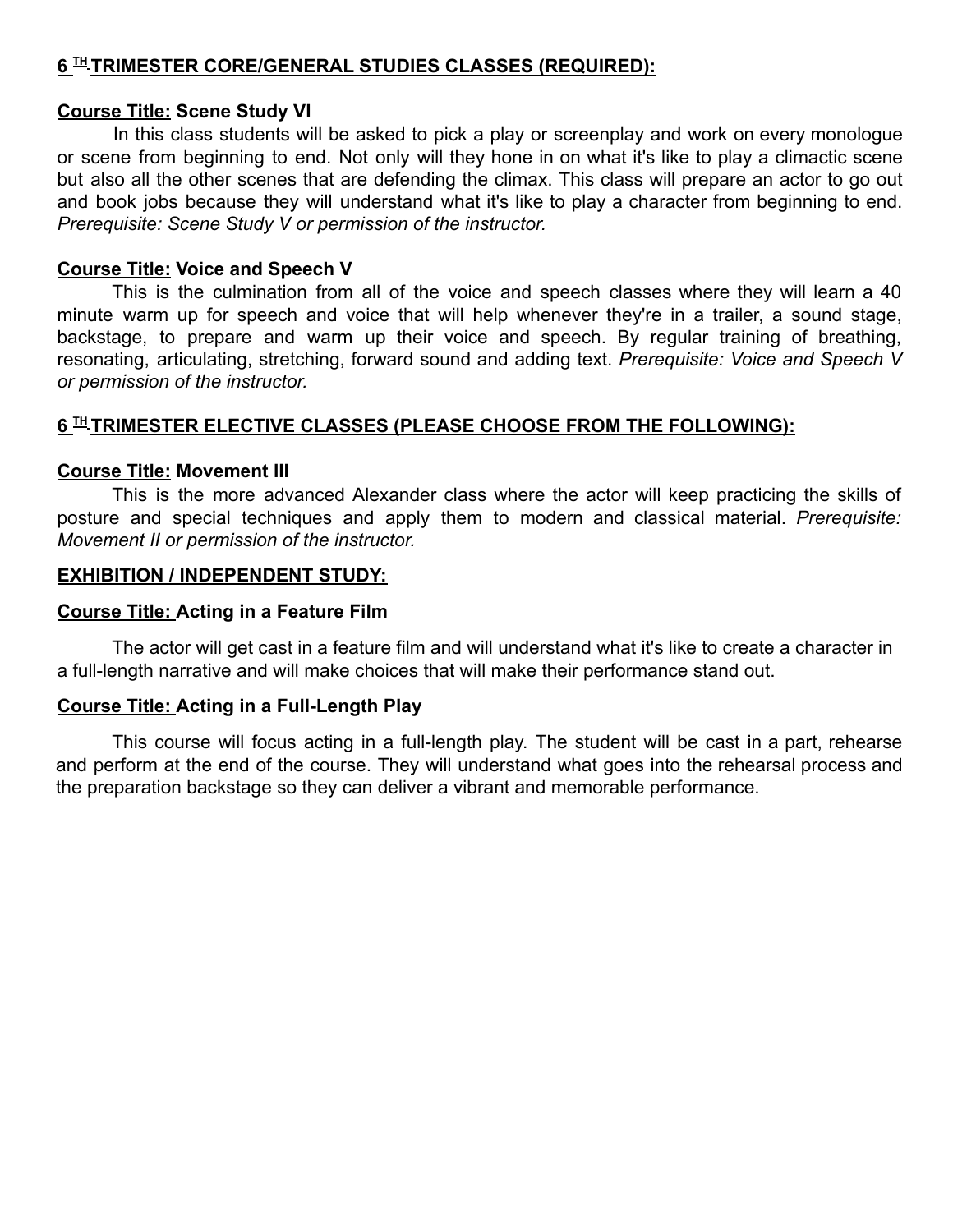## 6 TH TRIMESTER CORE/GENERAL STUDIES CLASSES (REQUIRED):

**Course Title: Scene Study VI**

In this class students will be asked to pick a play or screenplay and work on every monologue or scene from beginning to end. Not only will they hone in on what it's like to play a climactic scene but also all the other scenes that are defending the climax. This class will prepare an actor to go out and book jobs because they will understand what it's like to play a character from beginning to end. *Prerequisite: Scene Study V or permission of the instructor.*

**Course Title: Voice and Speech V**

This is the culmination from all of the voice and speech classes where they will learn a 40 minute warm up for speech and voice that will help whenever they're in a trailer, a sound stage, backstage, to prepare and warm up their voice and speech. By regular training of breathing, resonating, articulating, stretching, forward sound and adding text. *Prerequisite: Voice and Speech V or permission of the instructor.*

## 6 TH TRIMESTER ELECTIVE CLASSES (PLEASE CHOOSE FROM THE FOLLOWING):

**Course Title: Movement III**

This is the more advanced Alexander class where the actor will keep practicing the skills of posture and special techniques and apply them to modern and classical material. *Prerequisite: Movement II or permission of the instructor.*

## EXHIBITION / INDEPENDENT STUDY:

**Course Title: Acting in a Feature Film**

The actor will get cast in a feature film and will understand what it's like to create a character in a full-length narrative and will make choices that will make their performance stand out.

**Course Title: Acting in a Full-Length Play**

This course will focus acting in a full-length play. The student will be cast in a part, rehearse and perform at the end of the course. They will understand what goes into the rehearsal process and the preparation backstage so they can deliver a vibrant and memorable performance.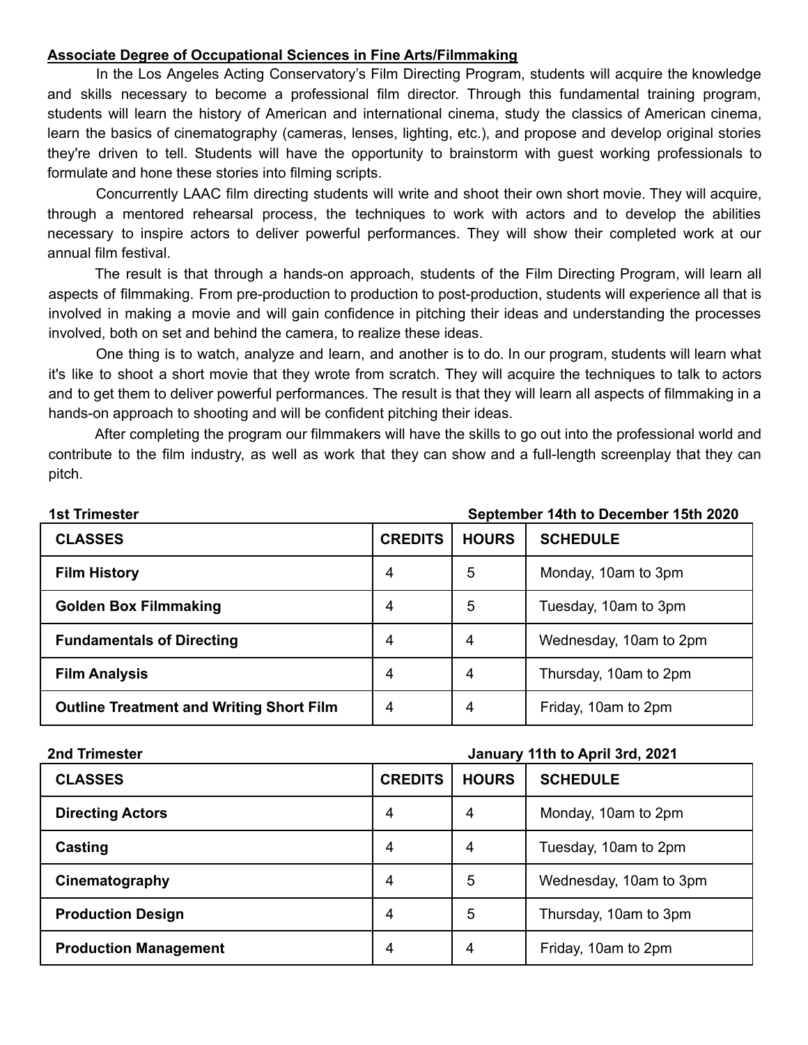**Associate Degree of Occupational Sciences in Fine Arts/Filmmaking**

In the Los Angeles Acting Conservatory's Film Directing Program, students will acquire the knowledge and skills necessary to become a professional film director. Through this fundamental training program, students will learn the history of American and international cinema, study the classics of American cinema, learn the basics of cinematography (cameras, lenses, lighting, etc.), and propose and develop original stories they're driven to tell. Students will have the opportunity to brainstorm with guest working professionals to formulate and hone these stories into filming scripts.

Concurrently LAAC film directing students will write and shoot their own short movie. They will acquire, through a mentored rehearsal process, the techniques to work with actors and to develop the abilities necessary to inspire actors to deliver powerful performances. They will show their completed work at our annual film festival.

The result is that through a hands-on approach, students of the Film Directing Program, will learn all aspects of filmmaking. From pre-production to production to post-production, students will experience all that is involved in making a movie and will gain confidence in pitching their ideas and understanding the processes involved, both on set and behind the camera, to realize these ideas.

One thing is to watch, analyze and learn, and another is to do. In our program, students will learn what it's like to shoot a short movie that they wrote from scratch. They will acquire the techniques to talk to actors and to get them to deliver powerful performances. The result is that they will learn all aspects of filmmaking in a hands-on approach to shooting and will be confident pitching their ideas.

After completing the program our filmmakers will have the skills to go out into the professional world and contribute to the film industry, as well as work that they can show and a full-length screenplay that they can pitch.

**1st Trimester** **September 14th to December 15th 2020**

| CLASSES | CREDITS | HOURS | SCHEDULE |
|---|---|---|---|
| **Film History** | 4 | 5 | Monday, 10am to 3pm |
| **Golden Box Filmmaking** | 4 | 5 | Tuesday, 10am to 3pm |
| **Fundamentals of Directing** | 4 | 4 | Wednesday, 10am to 2pm |
| **Film Analysis** | 4 | 4 | Thursday, 10am to 2pm |
| **Outline Treatment and Writing Short Film** | 4 | 4 | Friday, 10am to 2pm |

**2nd Trimester** **January 11th to April 3rd, 2021**

| CLASSES | CREDITS | HOURS | SCHEDULE |
|---|---|---|---|
| **Directing Actors** | 4 | 4 | Monday, 10am to 2pm |
| **Casting** | 4 | 4 | Tuesday, 10am to 2pm |
| **Cinematography** | 4 | 5 | Wednesday, 10am to 3pm |
| **Production Design** | 4 | 5 | Thursday, 10am to 3pm |
| **Production Management** | 4 | 4 | Friday, 10am to 2pm |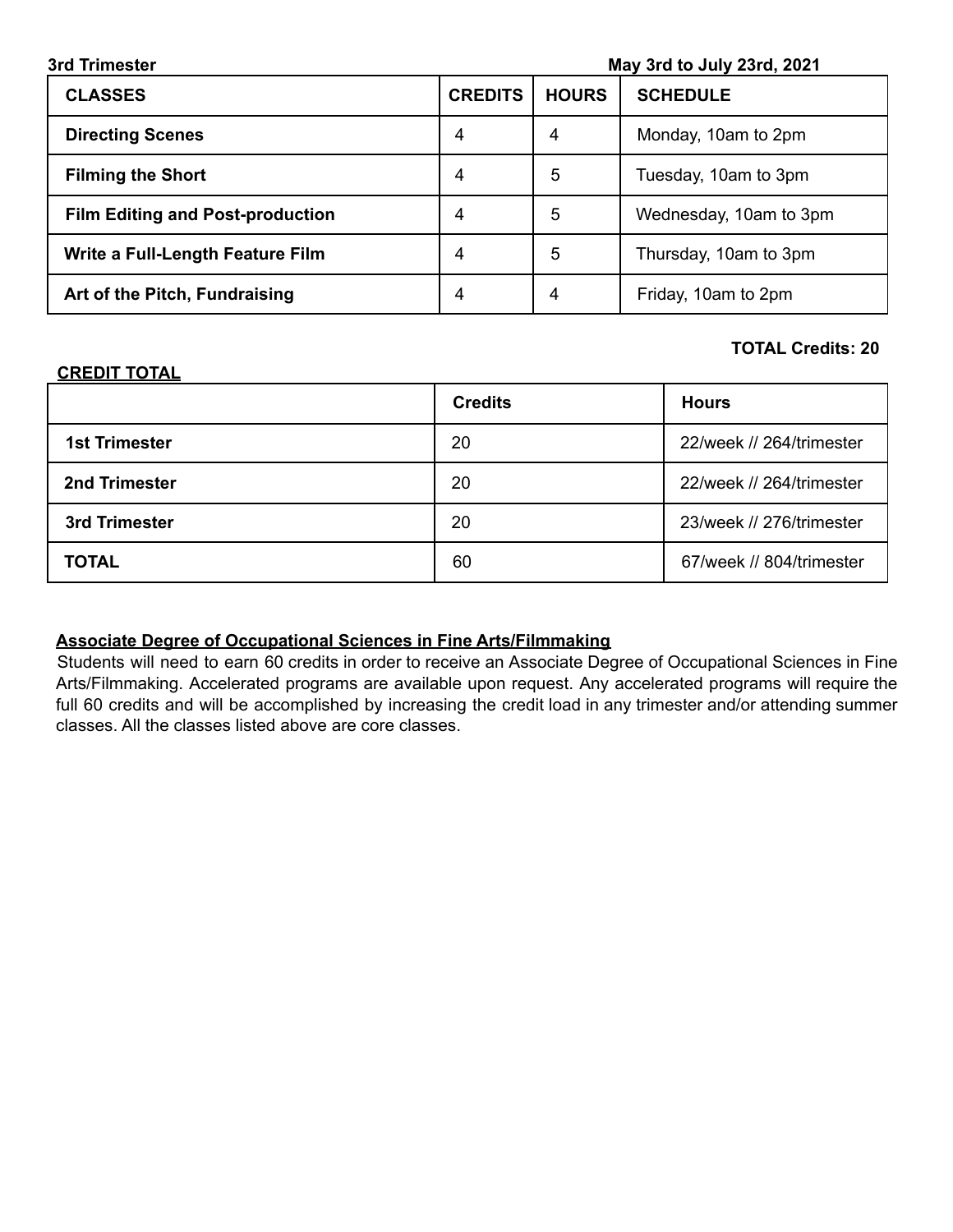**3rd Trimester** **May 3rd to July 23rd, 2021**

| CLASSES | CREDITS | HOURS | SCHEDULE |
|---|---|---|---|
| **Directing Scenes** | 4 | 4 | Monday, 10am to 2pm |
| **Filming the Short** | 4 | 5 | Tuesday, 10am to 3pm |
| **Film Editing and Post-production** | 4 | 5 | Wednesday, 10am to 3pm |
| **Write a Full-Length Feature Film** | 4 | 5 | Thursday, 10am to 3pm |
| **Art of the Pitch, Fundraising** | 4 | 4 | Friday, 10am to 2pm |

**TOTAL Credits: 20**

**CREDIT TOTAL**

| | Credits | Hours |
|---|---|---|
| **1st Trimester** | 20 | 22/week // 264/trimester |
| **2nd Trimester** | 20 | 22/week // 264/trimester |
| **3rd Trimester** | 20 | 23/week // 276/trimester |
| **TOTAL** | 60 | 67/week // 804/trimester |

**Associate Degree of Occupational Sciences in Fine Arts/Filmmaking**

Students will need to earn 60 credits in order to receive an Associate Degree of Occupational Sciences in Fine Arts/Filmmaking. Accelerated programs are available upon request. Any accelerated programs will require the full 60 credits and will be accomplished by increasing the credit load in any trimester and/or attending summer classes. All the classes listed above are core classes.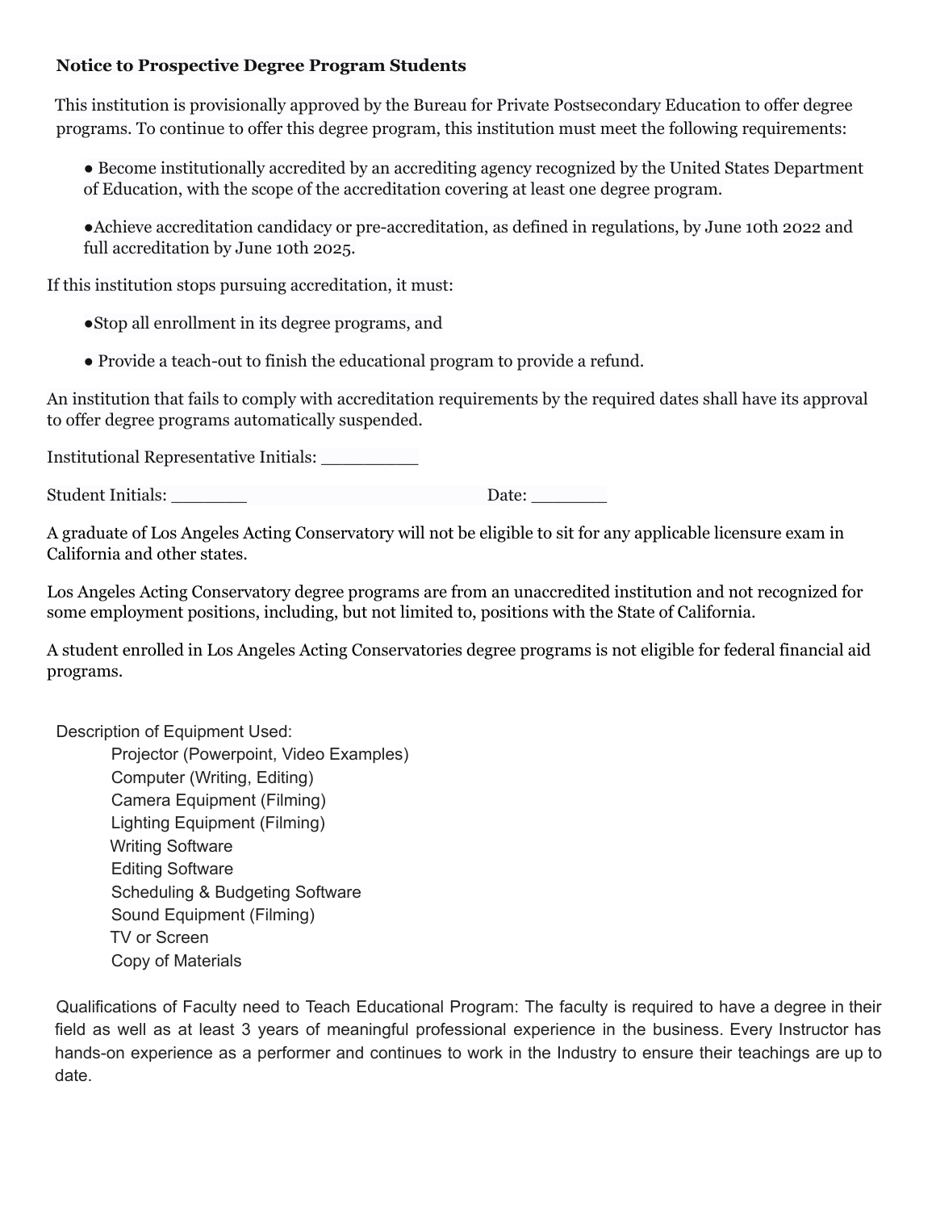**Notice to Prospective Degree Program Students**

This institution is provisionally approved by the Bureau for Private Postsecondary Education to offer degree programs. To continue to offer this degree program, this institution must meet the following requirements:

- Become institutionally accredited by an accrediting agency recognized by the United States Department of Education, with the scope of the accreditation covering at least one degree program.
- Achieve accreditation candidacy or pre-accreditation, as defined in regulations, by June 10th 2022 and full accreditation by June 10th 2025.

If this institution stops pursuing accreditation, it must:

- Stop all enrollment in its degree programs, and
- Provide a teach-out to finish the educational program to provide a refund.

An institution that fails to comply with accreditation requirements by the required dates shall have its approval to offer degree programs automatically suspended.

Institutional Representative Initials: _________

Student Initials: _______ Date: _______

A graduate of Los Angeles Acting Conservatory will not be eligible to sit for any applicable licensure exam in California and other states.

Los Angeles Acting Conservatory degree programs are from an unaccredited institution and not recognized for some employment positions, including, but not limited to, positions with the State of California.

A student enrolled in Los Angeles Acting Conservatories degree programs is not eligible for federal financial aid programs.

Description of Equipment Used:

- Projector (Powerpoint, Video Examples)
- Computer (Writing, Editing)
- Camera Equipment (Filming)
- Lighting Equipment (Filming)
- Writing Software
- Editing Software
- Scheduling & Budgeting Software
- Sound Equipment (Filming)
- TV or Screen
- Copy of Materials

Qualifications of Faculty need to Teach Educational Program: The faculty is required to have a degree in their field as well as at least 3 years of meaningful professional experience in the business. Every Instructor has hands-on experience as a performer and continues to work in the Industry to ensure their teachings are up to date.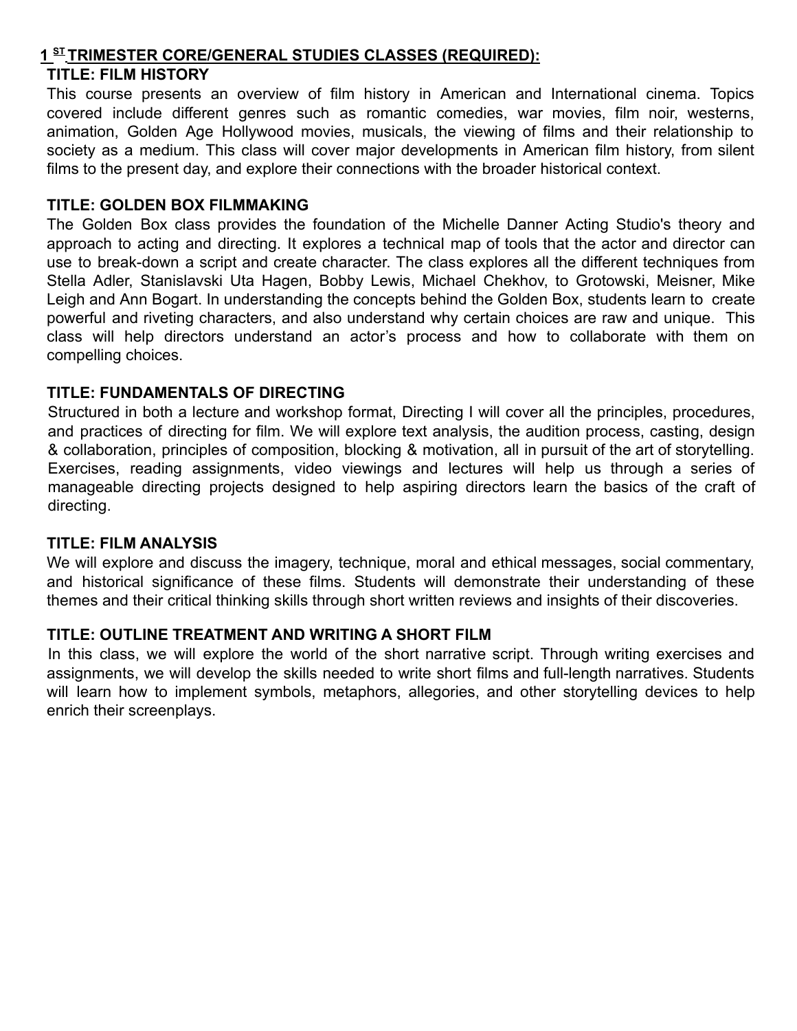## 1[ST] TRIMESTER CORE/GENERAL STUDIES CLASSES (REQUIRED):

### TITLE: FILM HISTORY

This course presents an overview of film history in American and International cinema. Topics covered include different genres such as romantic comedies, war movies, film noir, westerns, animation, Golden Age Hollywood movies, musicals, the viewing of films and their relationship to society as a medium. This class will cover major developments in American film history, from silent films to the present day, and explore their connections with the broader historical context.

### TITLE: GOLDEN BOX FILMMAKING

The Golden Box class provides the foundation of the Michelle Danner Acting Studio's theory and approach to acting and directing. It explores a technical map of tools that the actor and director can use to break-down a script and create character. The class explores all the different techniques from Stella Adler, Stanislavski Uta Hagen, Bobby Lewis, Michael Chekhov, to Grotowski, Meisner, Mike Leigh and Ann Bogart. In understanding the concepts behind the Golden Box, students learn to create powerful and riveting characters, and also understand why certain choices are raw and unique. This class will help directors understand an actor's process and how to collaborate with them on compelling choices.

### TITLE: FUNDAMENTALS OF DIRECTING

Structured in both a lecture and workshop format, Directing I will cover all the principles, procedures, and practices of directing for film. We will explore text analysis, the audition process, casting, design & collaboration, principles of composition, blocking & motivation, all in pursuit of the art of storytelling. Exercises, reading assignments, video viewings and lectures will help us through a series of manageable directing projects designed to help aspiring directors learn the basics of the craft of directing.

### TITLE: FILM ANALYSIS

We will explore and discuss the imagery, technique, moral and ethical messages, social commentary, and historical significance of these films. Students will demonstrate their understanding of these themes and their critical thinking skills through short written reviews and insights of their discoveries.

### TITLE: OUTLINE TREATMENT AND WRITING A SHORT FILM

In this class, we will explore the world of the short narrative script. Through writing exercises and assignments, we will develop the skills needed to write short films and full-length narratives. Students will learn how to implement symbols, metaphors, allegories, and other storytelling devices to help enrich their screenplays.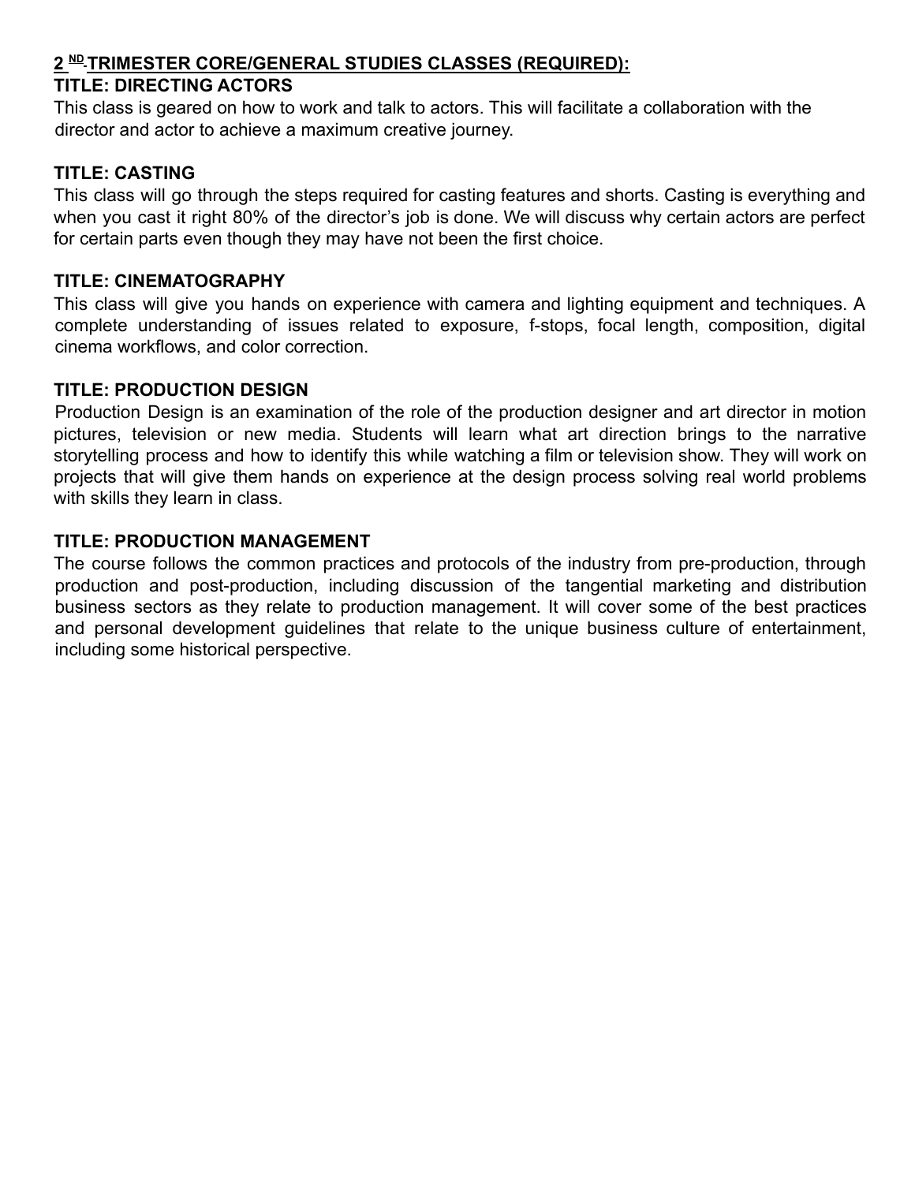## 2 ND TRIMESTER CORE/GENERAL STUDIES CLASSES (REQUIRED):

### TITLE: DIRECTING ACTORS

This class is geared on how to work and talk to actors. This will facilitate a collaboration with the director and actor to achieve a maximum creative journey.

### TITLE: CASTING

This class will go through the steps required for casting features and shorts. Casting is everything and when you cast it right 80% of the director's job is done. We will discuss why certain actors are perfect for certain parts even though they may have not been the first choice.

### TITLE: CINEMATOGRAPHY

This class will give you hands on experience with camera and lighting equipment and techniques. A complete understanding of issues related to exposure, f-stops, focal length, composition, digital cinema workflows, and color correction.

### TITLE: PRODUCTION DESIGN

Production Design is an examination of the role of the production designer and art director in motion pictures, television or new media. Students will learn what art direction brings to the narrative storytelling process and how to identify this while watching a film or television show. They will work on projects that will give them hands on experience at the design process solving real world problems with skills they learn in class.

### TITLE: PRODUCTION MANAGEMENT

The course follows the common practices and protocols of the industry from pre-production, through production and post-production, including discussion of the tangential marketing and distribution business sectors as they relate to production management. It will cover some of the best practices and personal development guidelines that relate to the unique business culture of entertainment, including some historical perspective.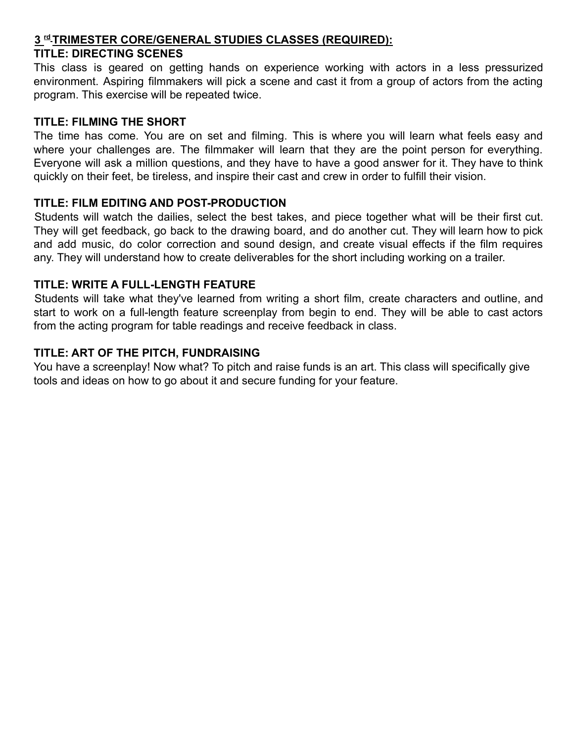## 3[rd] TRIMESTER CORE/GENERAL STUDIES CLASSES (REQUIRED):

### TITLE: DIRECTING SCENES

This class is geared on getting hands on experience working with actors in a less pressurized environment. Aspiring filmmakers will pick a scene and cast it from a group of actors from the acting program. This exercise will be repeated twice.

### TITLE: FILMING THE SHORT

The time has come. You are on set and filming. This is where you will learn what feels easy and where your challenges are. The filmmaker will learn that they are the point person for everything. Everyone will ask a million questions, and they have to have a good answer for it. They have to think quickly on their feet, be tireless, and inspire their cast and crew in order to fulfill their vision.

### TITLE: FILM EDITING AND POST-PRODUCTION

Students will watch the dailies, select the best takes, and piece together what will be their first cut. They will get feedback, go back to the drawing board, and do another cut. They will learn how to pick and add music, do color correction and sound design, and create visual effects if the film requires any. They will understand how to create deliverables for the short including working on a trailer.

### TITLE: WRITE A FULL-LENGTH FEATURE

Students will take what they've learned from writing a short film, create characters and outline, and start to work on a full-length feature screenplay from begin to end. They will be able to cast actors from the acting program for table readings and receive feedback in class.

### TITLE: ART OF THE PITCH, FUNDRAISING

You have a screenplay! Now what? To pitch and raise funds is an art. This class will specifically give tools and ideas on how to go about it and secure funding for your feature.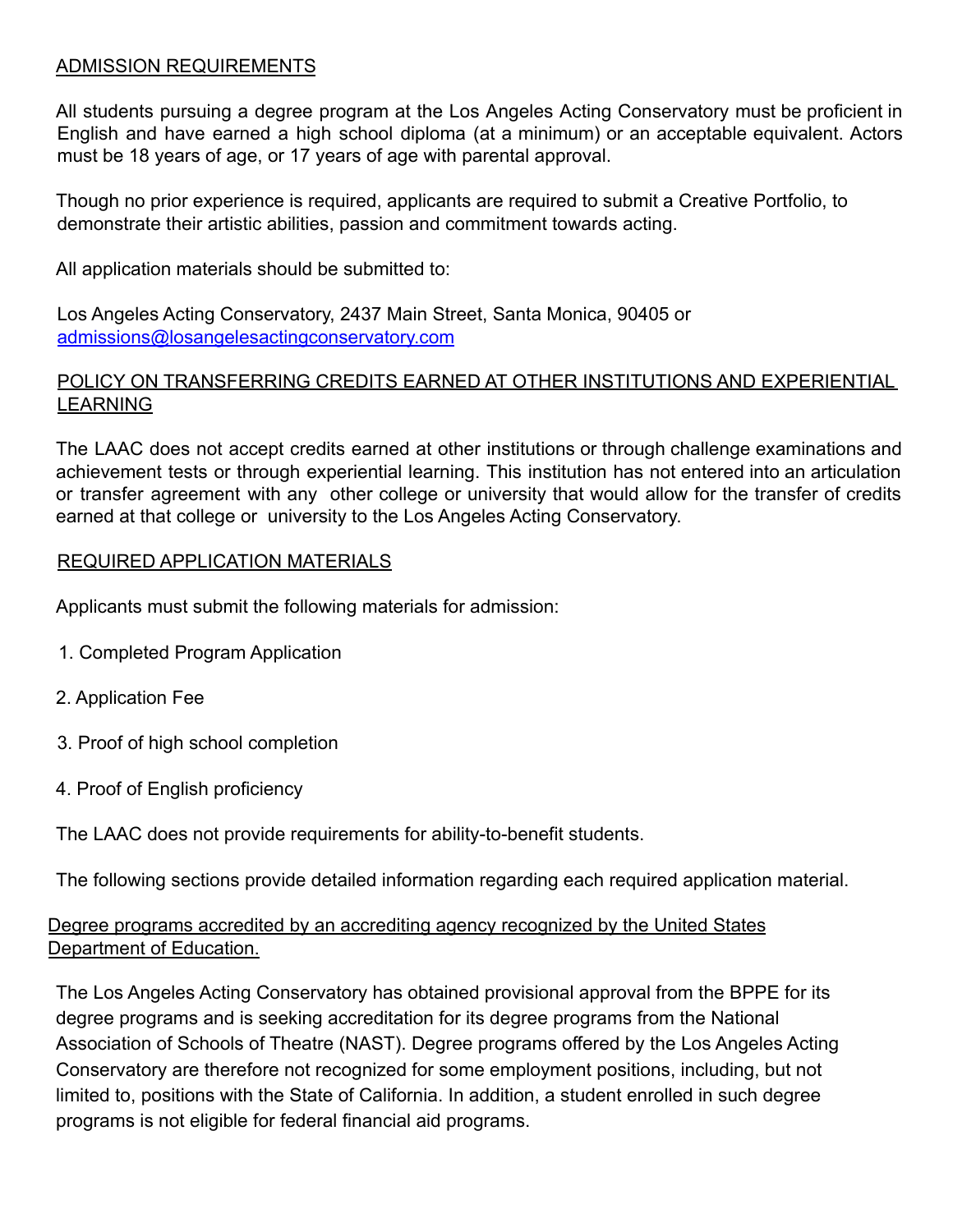## ADMISSION REQUIREMENTS

All students pursuing a degree program at the Los Angeles Acting Conservatory must be proficient in English and have earned a high school diploma (at a minimum) or an acceptable equivalent. Actors must be 18 years of age, or 17 years of age with parental approval.

Though no prior experience is required, applicants are required to submit a Creative Portfolio, to demonstrate their artistic abilities, passion and commitment towards acting.

All application materials should be submitted to:

Los Angeles Acting Conservatory, 2437 Main Street, Santa Monica, 90405 or admissions@losangelesactingconservatory.com

## POLICY ON TRANSFERRING CREDITS EARNED AT OTHER INSTITUTIONS AND EXPERIENTIAL LEARNING

The LAAC does not accept credits earned at other institutions or through challenge examinations and achievement tests or through experiential learning. This institution has not entered into an articulation or transfer agreement with any other college or university that would allow for the transfer of credits earned at that college or university to the Los Angeles Acting Conservatory.

## REQUIRED APPLICATION MATERIALS

Applicants must submit the following materials for admission:

1. Completed Program Application
2. Application Fee
3. Proof of high school completion
4. Proof of English proficiency

The LAAC does not provide requirements for ability-to-benefit students.

The following sections provide detailed information regarding each required application material.

## Degree programs accredited by an accrediting agency recognized by the United States Department of Education.

The Los Angeles Acting Conservatory has obtained provisional approval from the BPPE for its degree programs and is seeking accreditation for its degree programs from the National Association of Schools of Theatre (NAST). Degree programs offered by the Los Angeles Acting Conservatory are therefore not recognized for some employment positions, including, but not limited to, positions with the State of California. In addition, a student enrolled in such degree programs is not eligible for federal financial aid programs.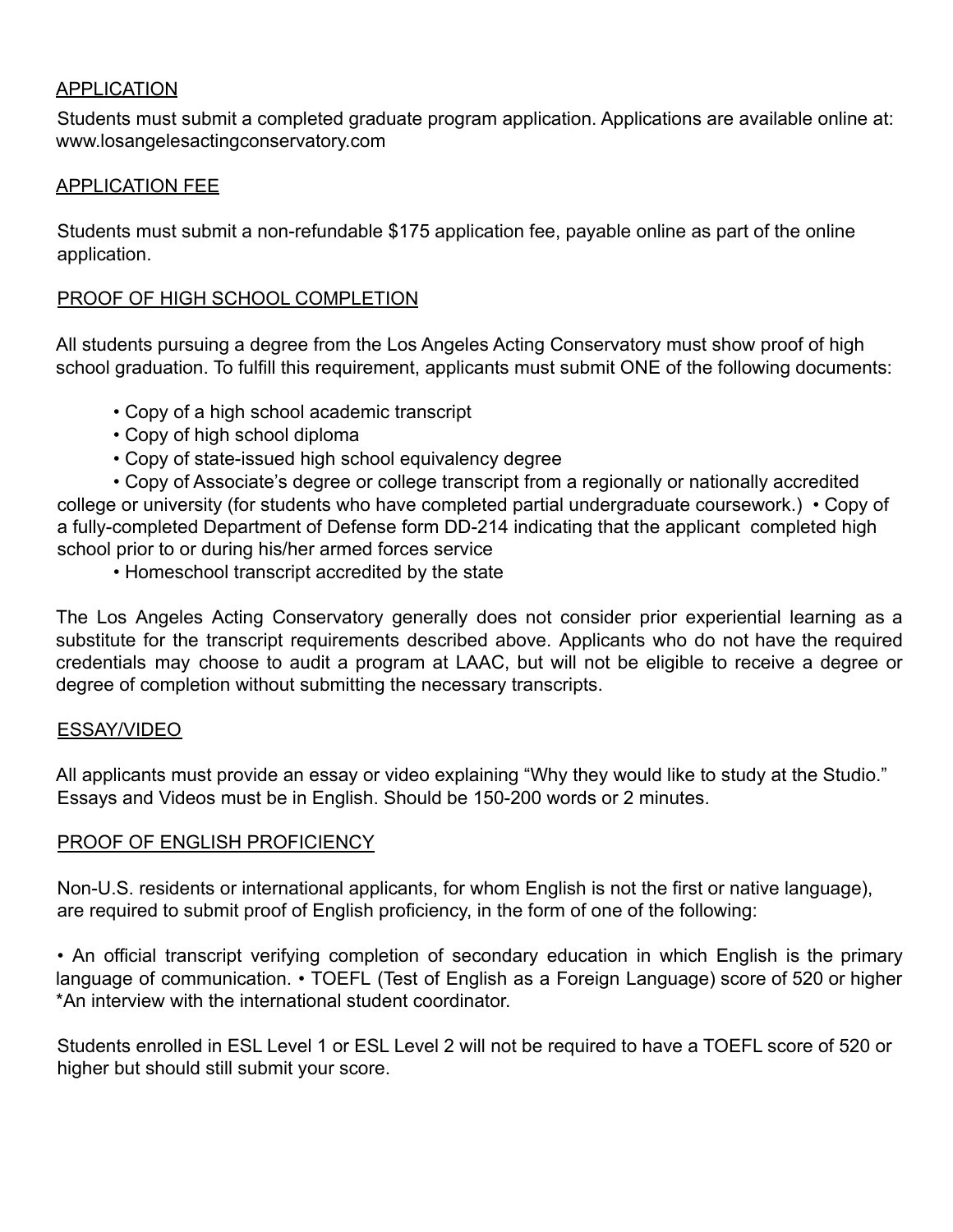APPLICATION

Students must submit a completed graduate program application. Applications are available online at: www.losangelesactingconservatory.com

APPLICATION FEE

Students must submit a non-refundable $175 application fee, payable online as part of the online application.

PROOF OF HIGH SCHOOL COMPLETION

All students pursuing a degree from the Los Angeles Acting Conservatory must show proof of high school graduation. To fulfill this requirement, applicants must submit ONE of the following documents:

- Copy of a high school academic transcript
- Copy of high school diploma
- Copy of state-issued high school equivalency degree
- Copy of Associate's degree or college transcript from a regionally or nationally accredited college or university (for students who have completed partial undergraduate coursework.)
- Copy of a fully-completed Department of Defense form DD-214 indicating that the applicant completed high school prior to or during his/her armed forces service
- Homeschool transcript accredited by the state

The Los Angeles Acting Conservatory generally does not consider prior experiential learning as a substitute for the transcript requirements described above. Applicants who do not have the required credentials may choose to audit a program at LAAC, but will not be eligible to receive a degree or degree of completion without submitting the necessary transcripts.

ESSAY/VIDEO

All applicants must provide an essay or video explaining "Why they would like to study at the Studio." Essays and Videos must be in English. Should be 150-200 words or 2 minutes.

PROOF OF ENGLISH PROFICIENCY

Non-U.S. residents or international applicants, for whom English is not the first or native language), are required to submit proof of English proficiency, in the form of one of the following:

- An official transcript verifying completion of secondary education in which English is the primary language of communication.
- TOEFL (Test of English as a Foreign Language) score of 520 or higher

*An interview with the international student coordinator.

Students enrolled in ESL Level 1 or ESL Level 2 will not be required to have a TOEFL score of 520 or higher but should still submit your score.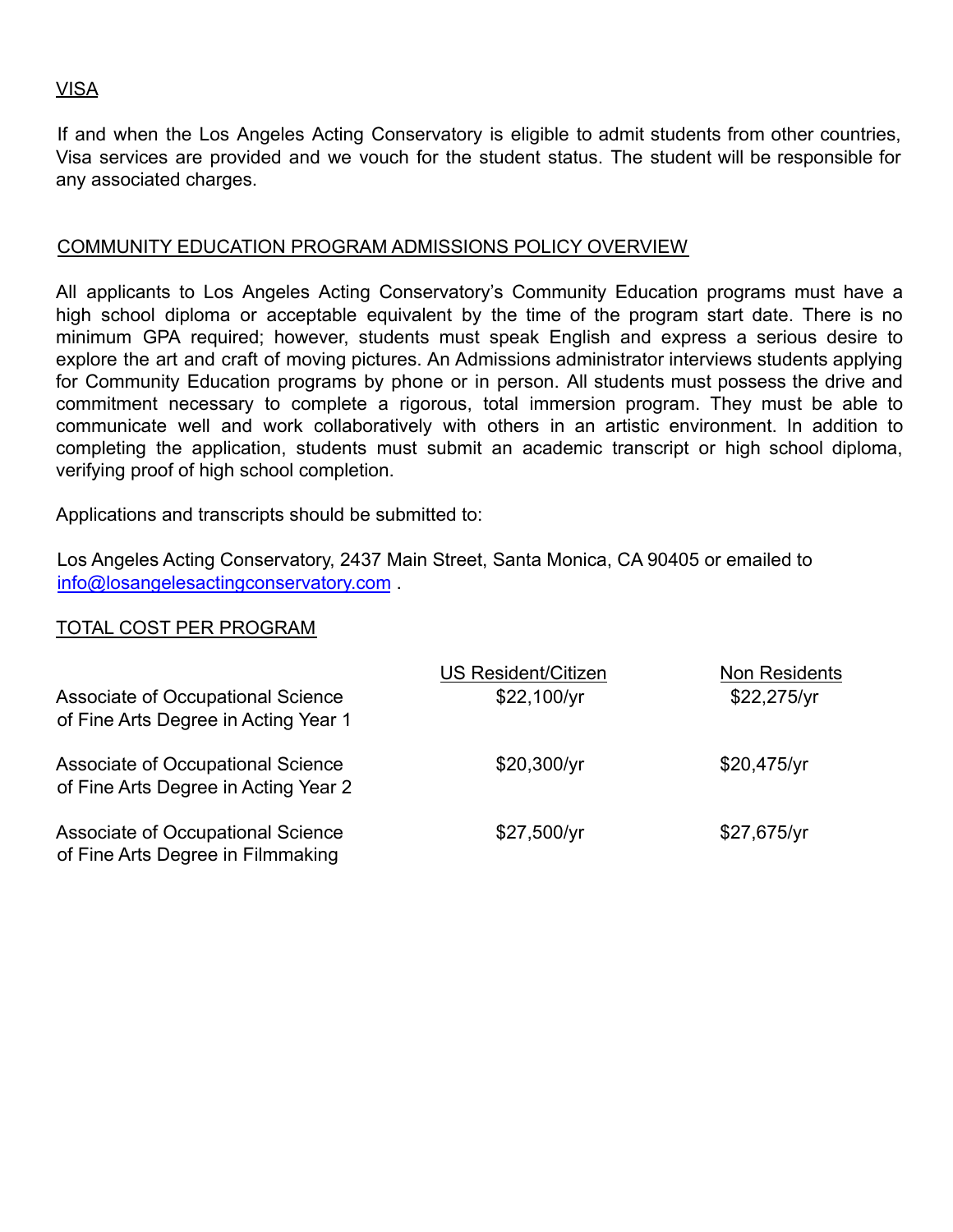## VISA

If and when the Los Angeles Acting Conservatory is eligible to admit students from other countries, Visa services are provided and we vouch for the student status. The student will be responsible for any associated charges.

## COMMUNITY EDUCATION PROGRAM ADMISSIONS POLICY OVERVIEW

All applicants to Los Angeles Acting Conservatory's Community Education programs must have a high school diploma or acceptable equivalent by the time of the program start date. There is no minimum GPA required; however, students must speak English and express a serious desire to explore the art and craft of moving pictures. An Admissions administrator interviews students applying for Community Education programs by phone or in person. All students must possess the drive and commitment necessary to complete a rigorous, total immersion program. They must be able to communicate well and work collaboratively with others in an artistic environment. In addition to completing the application, students must submit an academic transcript or high school diploma, verifying proof of high school completion.

Applications and transcripts should be submitted to:

Los Angeles Acting Conservatory, 2437 Main Street, Santa Monica, CA 90405 or emailed to info@losangelesactingconservatory.com .

## TOTAL COST PER PROGRAM

| | US Resident/Citizen | Non Residents |
|---|---|---|
| Associate of Occupational Science of Fine Arts Degree in Acting Year 1 | $22,100/yr | $22,275/yr |
| Associate of Occupational Science of Fine Arts Degree in Acting Year 2 | $20,300/yr | $20,475/yr |
| Associate of Occupational Science of Fine Arts Degree in Filmmaking | $27,500/yr | $27,675/yr |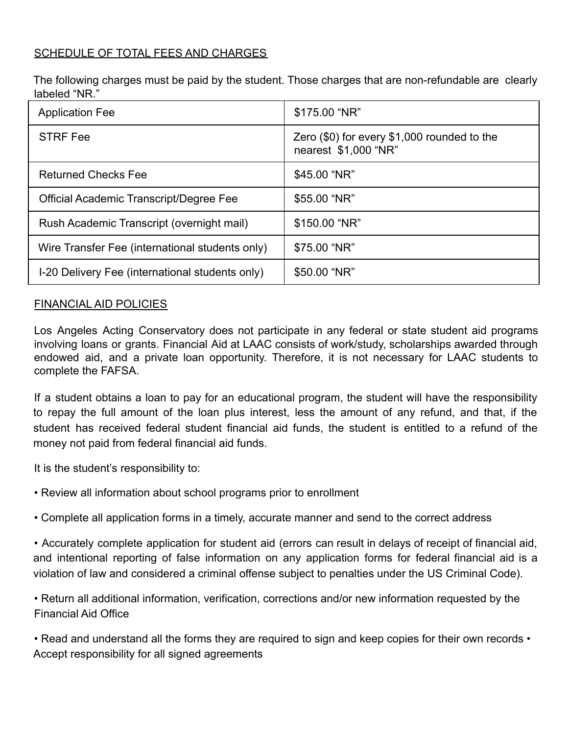## SCHEDULE OF TOTAL FEES AND CHARGES

The following charges must be paid by the student. Those charges that are non-refundable are clearly labeled "NR."

| | |
|---|---|
| Application Fee | $175.00 "NR" |
| STRF Fee | Zero ($0) for every $1,000 rounded to the nearest $1,000 "NR" |
| Returned Checks Fee | $45.00 "NR" |
| Official Academic Transcript/Degree Fee | $55.00 "NR" |
| Rush Academic Transcript (overnight mail) | $150.00 "NR" |
| Wire Transfer Fee (international students only) | $75.00 "NR" |
| I-20 Delivery Fee (international students only) | $50.00 "NR" |

## FINANCIAL AID POLICIES

Los Angeles Acting Conservatory does not participate in any federal or state student aid programs involving loans or grants. Financial Aid at LAAC consists of work/study, scholarships awarded through endowed aid, and a private loan opportunity. Therefore, it is not necessary for LAAC students to complete the FAFSA.

If a student obtains a loan to pay for an educational program, the student will have the responsibility to repay the full amount of the loan plus interest, less the amount of any refund, and that, if the student has received federal student financial aid funds, the student is entitled to a refund of the money not paid from federal financial aid funds.

It is the student's responsibility to:

- Review all information about school programs prior to enrollment
- Complete all application forms in a timely, accurate manner and send to the correct address
- Accurately complete application for student aid (errors can result in delays of receipt of financial aid, and intentional reporting of false information on any application forms for federal financial aid is a violation of law and considered a criminal offense subject to penalties under the US Criminal Code).
- Return all additional information, verification, corrections and/or new information requested by the Financial Aid Office
- Read and understand all the forms they are required to sign and keep copies for their own records
- Accept responsibility for all signed agreements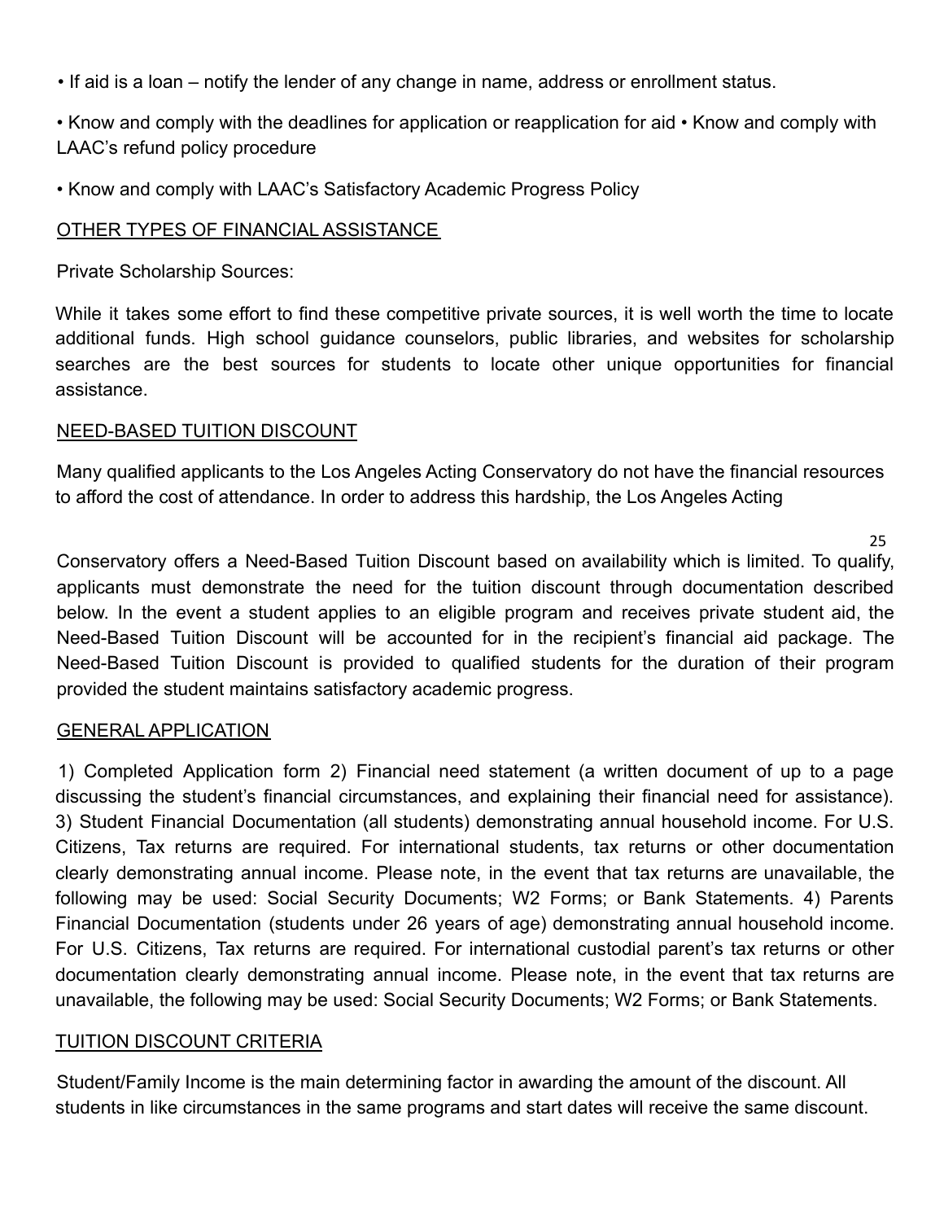• If aid is a loan – notify the lender of any change in name, address or enrollment status.

• Know and comply with the deadlines for application or reapplication for aid • Know and comply with LAAC's refund policy procedure

• Know and comply with LAAC's Satisfactory Academic Progress Policy

## OTHER TYPES OF FINANCIAL ASSISTANCE

Private Scholarship Sources:

While it takes some effort to find these competitive private sources, it is well worth the time to locate additional funds. High school guidance counselors, public libraries, and websites for scholarship searches are the best sources for students to locate other unique opportunities for financial assistance.

## NEED-BASED TUITION DISCOUNT

Many qualified applicants to the Los Angeles Acting Conservatory do not have the financial resources to afford the cost of attendance. In order to address this hardship, the Los Angeles Acting Conservatory offers a Need-Based Tuition Discount based on availability which is limited. To qualify, applicants must demonstrate the need for the tuition discount through documentation described below. In the event a student applies to an eligible program and receives private student aid, the Need-Based Tuition Discount will be accounted for in the recipient's financial aid package. The Need-Based Tuition Discount is provided to qualified students for the duration of their program provided the student maintains satisfactory academic progress.

## GENERAL APPLICATION

1) Completed Application form 2) Financial need statement (a written document of up to a page discussing the student's financial circumstances, and explaining their financial need for assistance). 3) Student Financial Documentation (all students) demonstrating annual household income. For U.S. Citizens, Tax returns are required. For international students, tax returns or other documentation clearly demonstrating annual income. Please note, in the event that tax returns are unavailable, the following may be used: Social Security Documents; W2 Forms; or Bank Statements. 4) Parents Financial Documentation (students under 26 years of age) demonstrating annual household income. For U.S. Citizens, Tax returns are required. For international custodial parent's tax returns or other documentation clearly demonstrating annual income. Please note, in the event that tax returns are unavailable, the following may be used: Social Security Documents; W2 Forms; or Bank Statements.

## TUITION DISCOUNT CRITERIA

Student/Family Income is the main determining factor in awarding the amount of the discount. All students in like circumstances in the same programs and start dates will receive the same discount.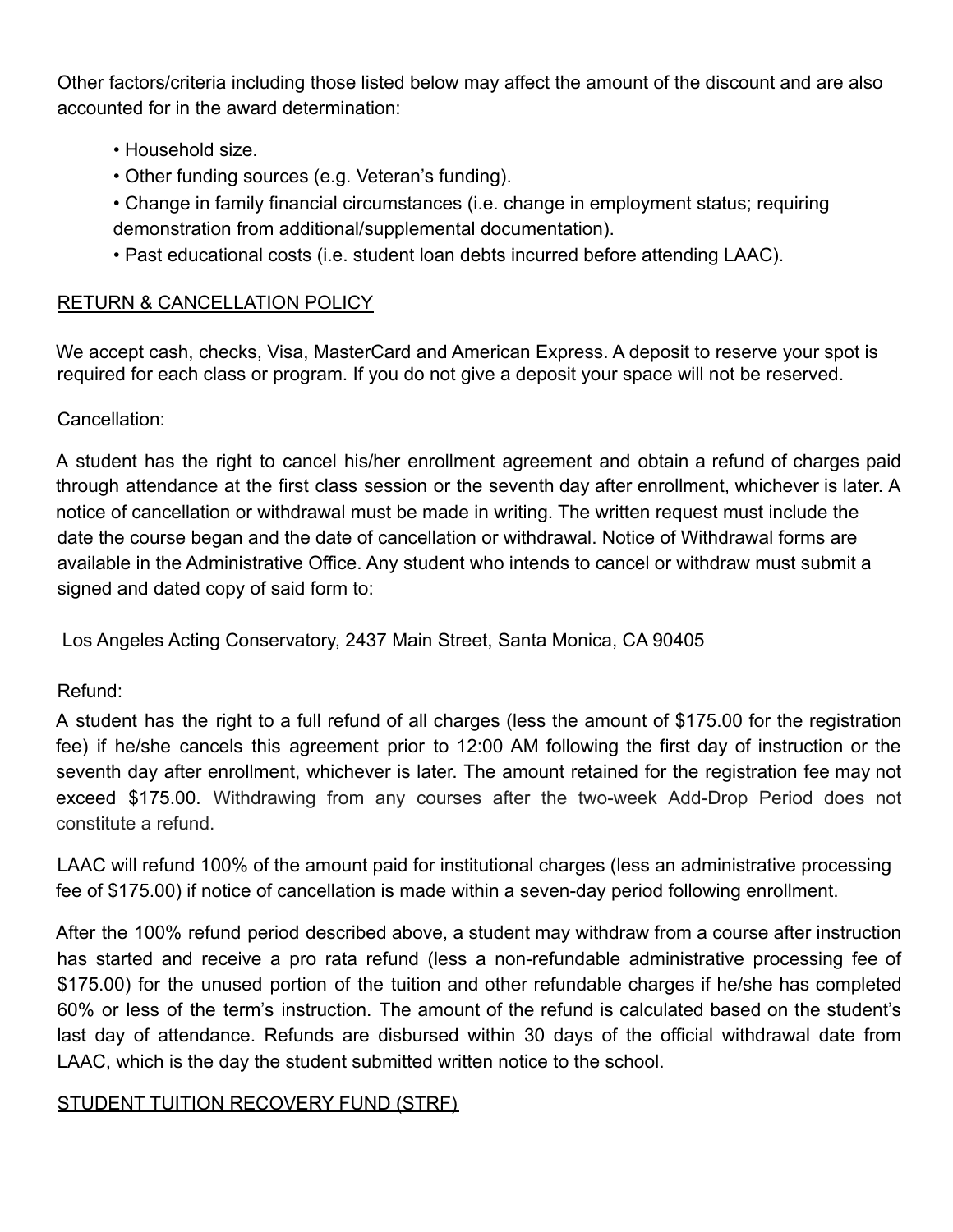Other factors/criteria including those listed below may affect the amount of the discount and are also accounted for in the award determination:

- Household size.
- Other funding sources (e.g. Veteran's funding).
- Change in family financial circumstances (i.e. change in employment status; requiring demonstration from additional/supplemental documentation).
- Past educational costs (i.e. student loan debts incurred before attending LAAC).

## RETURN & CANCELLATION POLICY

We accept cash, checks, Visa, MasterCard and American Express. A deposit to reserve your spot is required for each class or program. If you do not give a deposit your space will not be reserved.

Cancellation:

A student has the right to cancel his/her enrollment agreement and obtain a refund of charges paid through attendance at the first class session or the seventh day after enrollment, whichever is later. A notice of cancellation or withdrawal must be made in writing. The written request must include the date the course began and the date of cancellation or withdrawal. Notice of Withdrawal forms are available in the Administrative Office. Any student who intends to cancel or withdraw must submit a signed and dated copy of said form to:

Los Angeles Acting Conservatory, 2437 Main Street, Santa Monica, CA 90405

Refund:

A student has the right to a full refund of all charges (less the amount of $175.00 for the registration fee) if he/she cancels this agreement prior to 12:00 AM following the first day of instruction or the seventh day after enrollment, whichever is later. The amount retained for the registration fee may not exceed $175.00. Withdrawing from any courses after the two-week Add-Drop Period does not constitute a refund.

LAAC will refund 100% of the amount paid for institutional charges (less an administrative processing fee of $175.00) if notice of cancellation is made within a seven-day period following enrollment.

After the 100% refund period described above, a student may withdraw from a course after instruction has started and receive a pro rata refund (less a non-refundable administrative processing fee of $175.00) for the unused portion of the tuition and other refundable charges if he/she has completed 60% or less of the term's instruction. The amount of the refund is calculated based on the student's last day of attendance. Refunds are disbursed within 30 days of the official withdrawal date from LAAC, which is the day the student submitted written notice to the school.

## STUDENT TUITION RECOVERY FUND (STRF)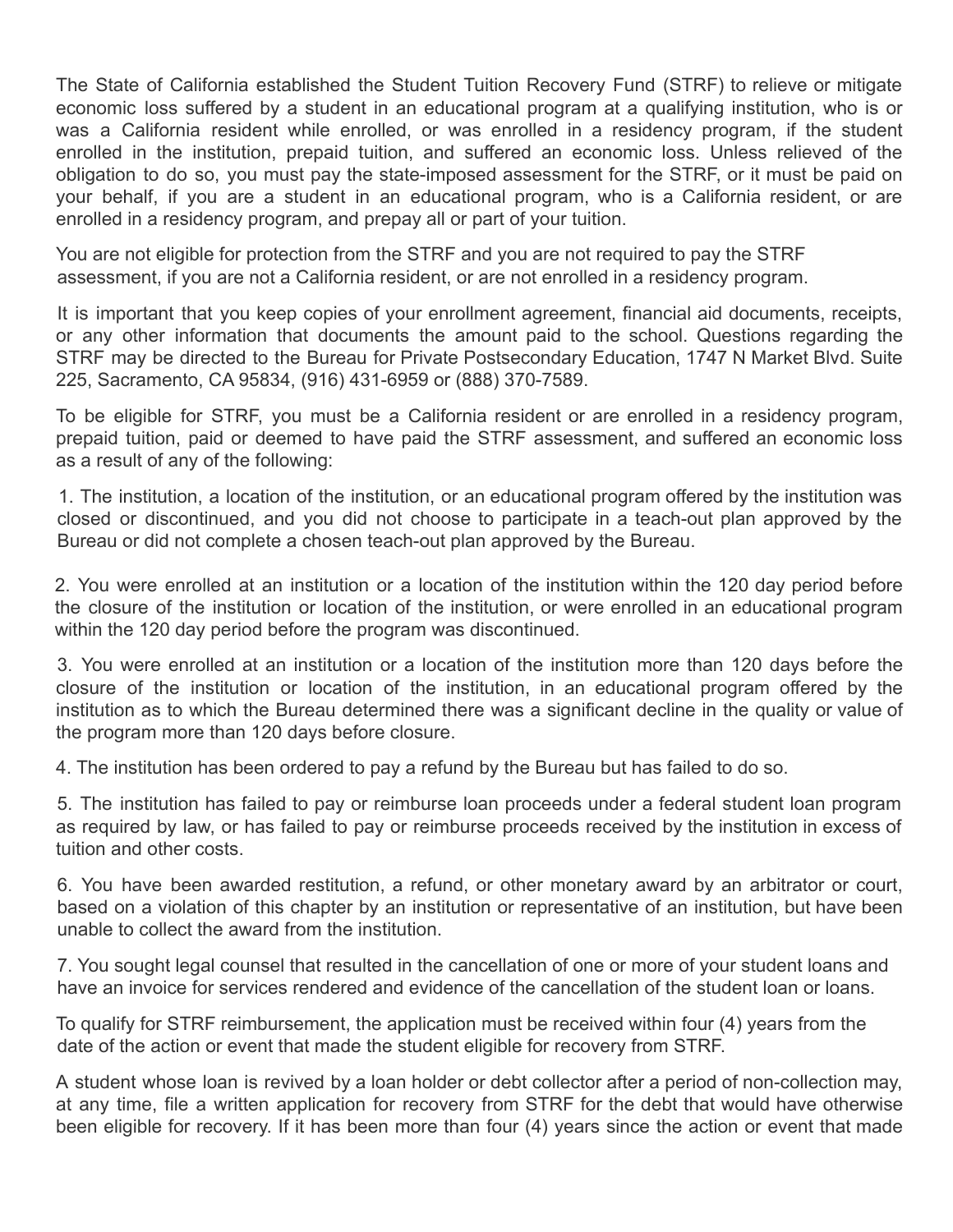The State of California established the Student Tuition Recovery Fund (STRF) to relieve or mitigate economic loss suffered by a student in an educational program at a qualifying institution, who is or was a California resident while enrolled, or was enrolled in a residency program, if the student enrolled in the institution, prepaid tuition, and suffered an economic loss. Unless relieved of the obligation to do so, you must pay the state-imposed assessment for the STRF, or it must be paid on your behalf, if you are a student in an educational program, who is a California resident, or are enrolled in a residency program, and prepay all or part of your tuition.

You are not eligible for protection from the STRF and you are not required to pay the STRF assessment, if you are not a California resident, or are not enrolled in a residency program.

It is important that you keep copies of your enrollment agreement, financial aid documents, receipts, or any other information that documents the amount paid to the school. Questions regarding the STRF may be directed to the Bureau for Private Postsecondary Education, 1747 N Market Blvd. Suite 225, Sacramento, CA 95834, (916) 431-6959 or (888) 370-7589.

To be eligible for STRF, you must be a California resident or are enrolled in a residency program, prepaid tuition, paid or deemed to have paid the STRF assessment, and suffered an economic loss as a result of any of the following:

1. The institution, a location of the institution, or an educational program offered by the institution was closed or discontinued, and you did not choose to participate in a teach-out plan approved by the Bureau or did not complete a chosen teach-out plan approved by the Bureau.

2. You were enrolled at an institution or a location of the institution within the 120 day period before the closure of the institution or location of the institution, or were enrolled in an educational program within the 120 day period before the program was discontinued.

3. You were enrolled at an institution or a location of the institution more than 120 days before the closure of the institution or location of the institution, in an educational program offered by the institution as to which the Bureau determined there was a significant decline in the quality or value of the program more than 120 days before closure.

4. The institution has been ordered to pay a refund by the Bureau but has failed to do so.

5. The institution has failed to pay or reimburse loan proceeds under a federal student loan program as required by law, or has failed to pay or reimburse proceeds received by the institution in excess of tuition and other costs.

6. You have been awarded restitution, a refund, or other monetary award by an arbitrator or court, based on a violation of this chapter by an institution or representative of an institution, but have been unable to collect the award from the institution.

7. You sought legal counsel that resulted in the cancellation of one or more of your student loans and have an invoice for services rendered and evidence of the cancellation of the student loan or loans.

To qualify for STRF reimbursement, the application must be received within four (4) years from the date of the action or event that made the student eligible for recovery from STRF.

A student whose loan is revived by a loan holder or debt collector after a period of non-collection may, at any time, file a written application for recovery from STRF for the debt that would have otherwise been eligible for recovery. If it has been more than four (4) years since the action or event that made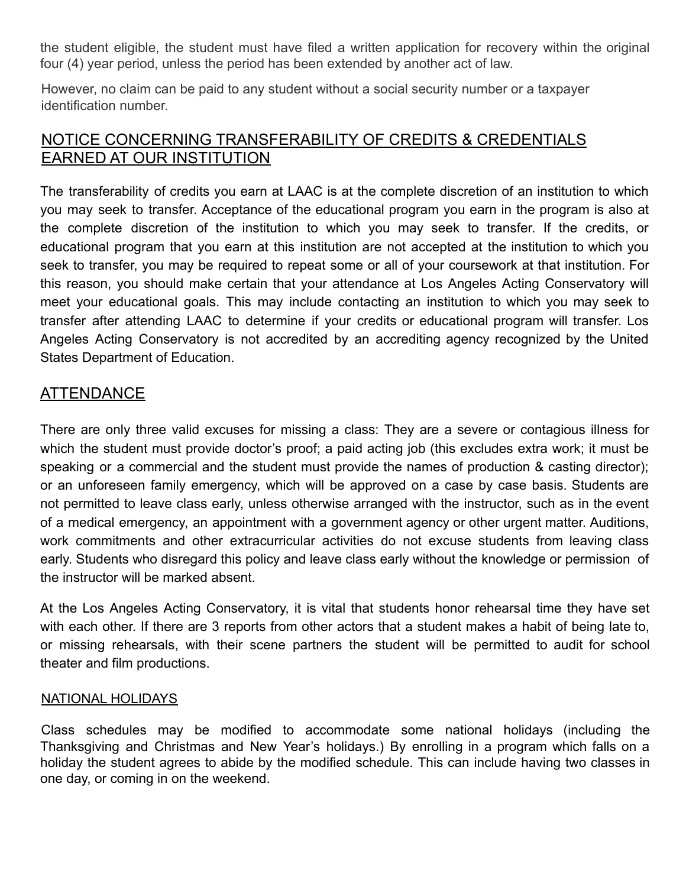the student eligible, the student must have filed a written application for recovery within the original four (4) year period, unless the period has been extended by another act of law.

However, no claim can be paid to any student without a social security number or a taxpayer identification number.

## NOTICE CONCERNING TRANSFERABILITY OF CREDITS & CREDENTIALS EARNED AT OUR INSTITUTION

The transferability of credits you earn at LAAC is at the complete discretion of an institution to which you may seek to transfer. Acceptance of the educational program you earn in the program is also at the complete discretion of the institution to which you may seek to transfer. If the credits, or educational program that you earn at this institution are not accepted at the institution to which you seek to transfer, you may be required to repeat some or all of your coursework at that institution. For this reason, you should make certain that your attendance at Los Angeles Acting Conservatory will meet your educational goals. This may include contacting an institution to which you may seek to transfer after attending LAAC to determine if your credits or educational program will transfer. Los Angeles Acting Conservatory is not accredited by an accrediting agency recognized by the United States Department of Education.

## ATTENDANCE

There are only three valid excuses for missing a class: They are a severe or contagious illness for which the student must provide doctor's proof; a paid acting job (this excludes extra work; it must be speaking or a commercial and the student must provide the names of production & casting director); or an unforeseen family emergency, which will be approved on a case by case basis. Students are not permitted to leave class early, unless otherwise arranged with the instructor, such as in the event of a medical emergency, an appointment with a government agency or other urgent matter. Auditions, work commitments and other extracurricular activities do not excuse students from leaving class early. Students who disregard this policy and leave class early without the knowledge or permission of the instructor will be marked absent.

At the Los Angeles Acting Conservatory, it is vital that students honor rehearsal time they have set with each other. If there are 3 reports from other actors that a student makes a habit of being late to, or missing rehearsals, with their scene partners the student will be permitted to audit for school theater and film productions.

### NATIONAL HOLIDAYS

Class schedules may be modified to accommodate some national holidays (including the Thanksgiving and Christmas and New Year's holidays.) By enrolling in a program which falls on a holiday the student agrees to abide by the modified schedule. This can include having two classes in one day, or coming in on the weekend.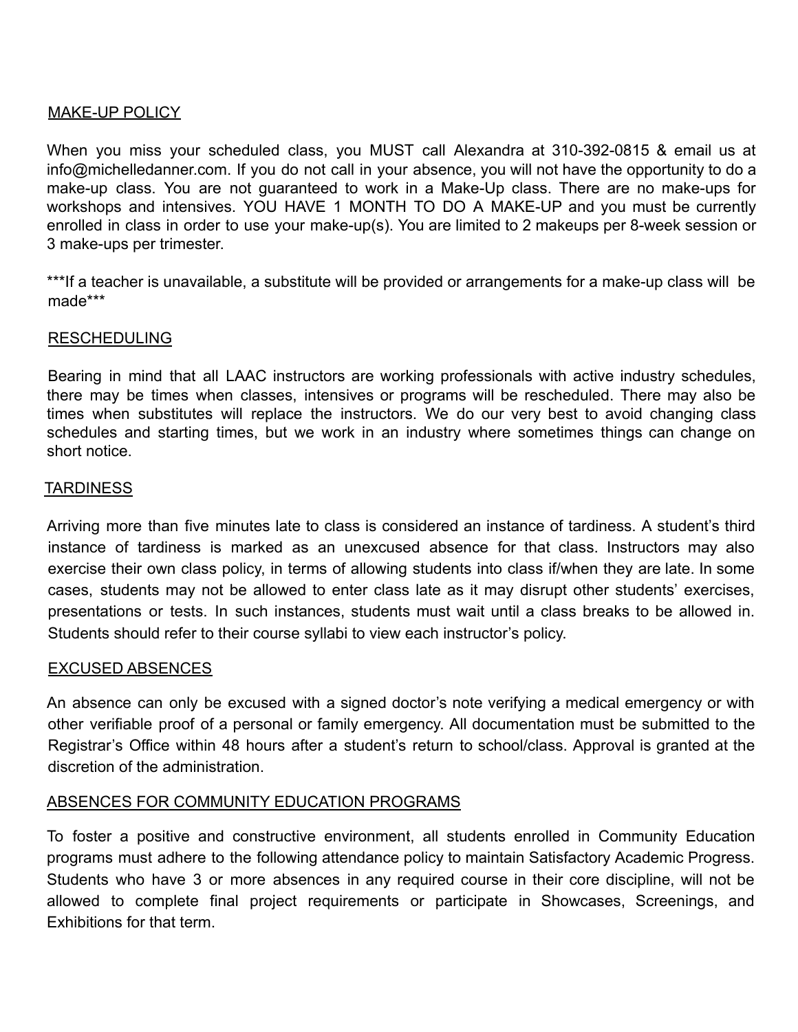## MAKE-UP POLICY

When you miss your scheduled class, you MUST call Alexandra at 310-392-0815 & email us at info@michelledanner.com. If you do not call in your absence, you will not have the opportunity to do a make-up class. You are not guaranteed to work in a Make-Up class. There are no make-ups for workshops and intensives. YOU HAVE 1 MONTH TO DO A MAKE-UP and you must be currently enrolled in class in order to use your make-up(s). You are limited to 2 makeups per 8-week session or 3 make-ups per trimester.

***If a teacher is unavailable, a substitute will be provided or arrangements for a make-up class will be made***

## RESCHEDULING

Bearing in mind that all LAAC instructors are working professionals with active industry schedules, there may be times when classes, intensives or programs will be rescheduled. There may also be times when substitutes will replace the instructors. We do our very best to avoid changing class schedules and starting times, but we work in an industry where sometimes things can change on short notice.

## TARDINESS

Arriving more than five minutes late to class is considered an instance of tardiness. A student's third instance of tardiness is marked as an unexcused absence for that class. Instructors may also exercise their own class policy, in terms of allowing students into class if/when they are late. In some cases, students may not be allowed to enter class late as it may disrupt other students' exercises, presentations or tests. In such instances, students must wait until a class breaks to be allowed in. Students should refer to their course syllabi to view each instructor's policy.

## EXCUSED ABSENCES

An absence can only be excused with a signed doctor's note verifying a medical emergency or with other verifiable proof of a personal or family emergency. All documentation must be submitted to the Registrar's Office within 48 hours after a student's return to school/class. Approval is granted at the discretion of the administration.

## ABSENCES FOR COMMUNITY EDUCATION PROGRAMS

To foster a positive and constructive environment, all students enrolled in Community Education programs must adhere to the following attendance policy to maintain Satisfactory Academic Progress. Students who have 3 or more absences in any required course in their core discipline, will not be allowed to complete final project requirements or participate in Showcases, Screenings, and Exhibitions for that term.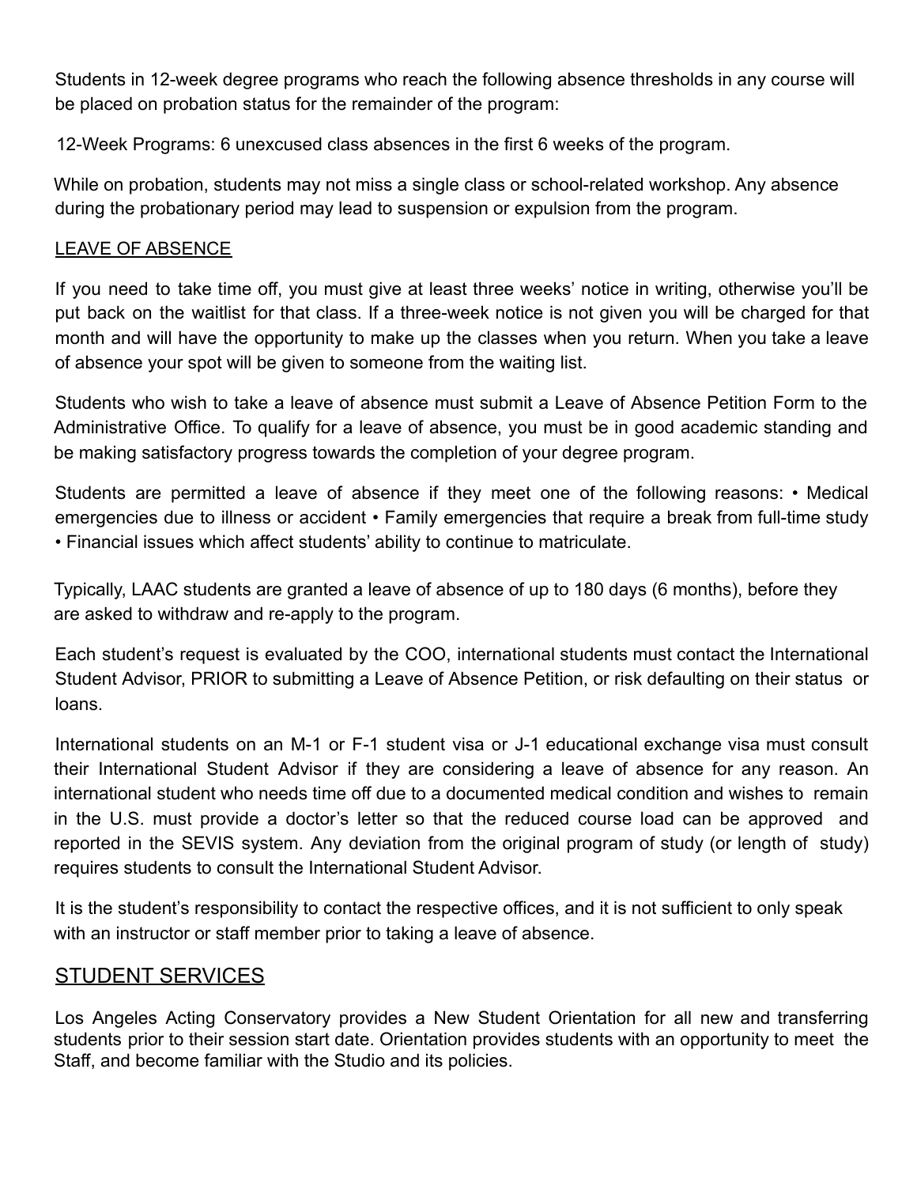Students in 12-week degree programs who reach the following absence thresholds in any course will be placed on probation status for the remainder of the program:

12-Week Programs: 6 unexcused class absences in the first 6 weeks of the program.

While on probation, students may not miss a single class or school-related workshop. Any absence during the probationary period may lead to suspension or expulsion from the program.

## LEAVE OF ABSENCE

If you need to take time off, you must give at least three weeks' notice in writing, otherwise you'll be put back on the waitlist for that class. If a three-week notice is not given you will be charged for that month and will have the opportunity to make up the classes when you return. When you take a leave of absence your spot will be given to someone from the waiting list.

Students who wish to take a leave of absence must submit a Leave of Absence Petition Form to the Administrative Office. To qualify for a leave of absence, you must be in good academic standing and be making satisfactory progress towards the completion of your degree program.

Students are permitted a leave of absence if they meet one of the following reasons: • Medical emergencies due to illness or accident • Family emergencies that require a break from full-time study • Financial issues which affect students' ability to continue to matriculate.

Typically, LAAC students are granted a leave of absence of up to 180 days (6 months), before they are asked to withdraw and re-apply to the program.

Each student's request is evaluated by the COO, international students must contact the International Student Advisor, PRIOR to submitting a Leave of Absence Petition, or risk defaulting on their status or loans.

International students on an M-1 or F-1 student visa or J-1 educational exchange visa must consult their International Student Advisor if they are considering a leave of absence for any reason. An international student who needs time off due to a documented medical condition and wishes to remain in the U.S. must provide a doctor's letter so that the reduced course load can be approved and reported in the SEVIS system. Any deviation from the original program of study (or length of study) requires students to consult the International Student Advisor.

It is the student's responsibility to contact the respective offices, and it is not sufficient to only speak with an instructor or staff member prior to taking a leave of absence.

## STUDENT SERVICES

Los Angeles Acting Conservatory provides a New Student Orientation for all new and transferring students prior to their session start date. Orientation provides students with an opportunity to meet the Staff, and become familiar with the Studio and its policies.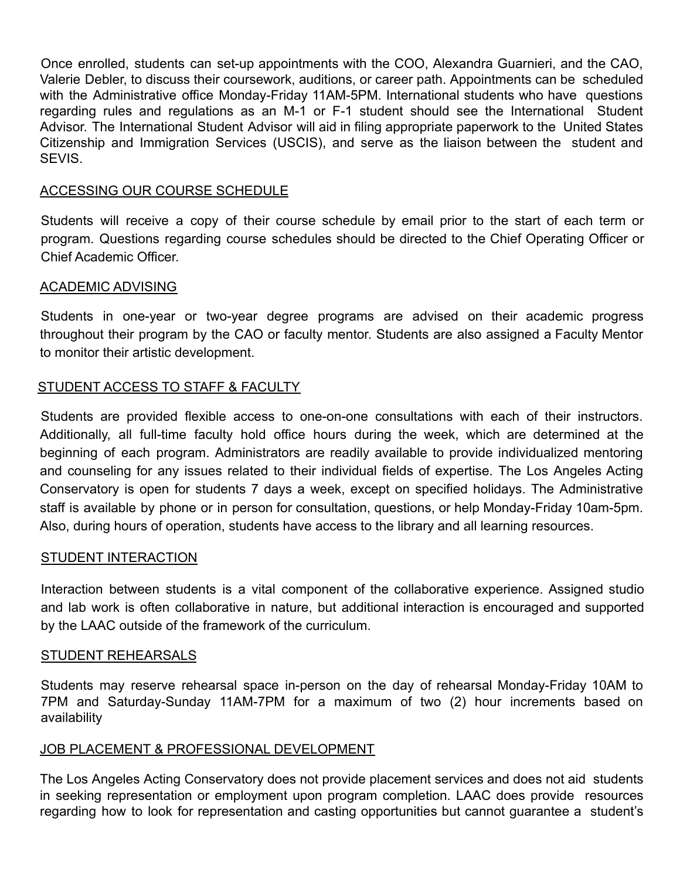Once enrolled, students can set-up appointments with the COO, Alexandra Guarnieri, and the CAO, Valerie Debler, to discuss their coursework, auditions, or career path. Appointments can be scheduled with the Administrative office Monday-Friday 11AM-5PM. International students who have questions regarding rules and regulations as an M-1 or F-1 student should see the International Student Advisor. The International Student Advisor will aid in filing appropriate paperwork to the United States Citizenship and Immigration Services (USCIS), and serve as the liaison between the student and SEVIS.

## ACCESSING OUR COURSE SCHEDULE

Students will receive a copy of their course schedule by email prior to the start of each term or program. Questions regarding course schedules should be directed to the Chief Operating Officer or Chief Academic Officer.

## ACADEMIC ADVISING

Students in one-year or two-year degree programs are advised on their academic progress throughout their program by the CAO or faculty mentor. Students are also assigned a Faculty Mentor to monitor their artistic development.

## STUDENT ACCESS TO STAFF & FACULTY

Students are provided flexible access to one-on-one consultations with each of their instructors. Additionally, all full-time faculty hold office hours during the week, which are determined at the beginning of each program. Administrators are readily available to provide individualized mentoring and counseling for any issues related to their individual fields of expertise. The Los Angeles Acting Conservatory is open for students 7 days a week, except on specified holidays. The Administrative staff is available by phone or in person for consultation, questions, or help Monday-Friday 10am-5pm. Also, during hours of operation, students have access to the library and all learning resources.

## STUDENT INTERACTION

Interaction between students is a vital component of the collaborative experience. Assigned studio and lab work is often collaborative in nature, but additional interaction is encouraged and supported by the LAAC outside of the framework of the curriculum.

## STUDENT REHEARSALS

Students may reserve rehearsal space in-person on the day of rehearsal Monday-Friday 10AM to 7PM and Saturday-Sunday 11AM-7PM for a maximum of two (2) hour increments based on availability

## JOB PLACEMENT & PROFESSIONAL DEVELOPMENT

The Los Angeles Acting Conservatory does not provide placement services and does not aid students in seeking representation or employment upon program completion. LAAC does provide resources regarding how to look for representation and casting opportunities but cannot guarantee a student's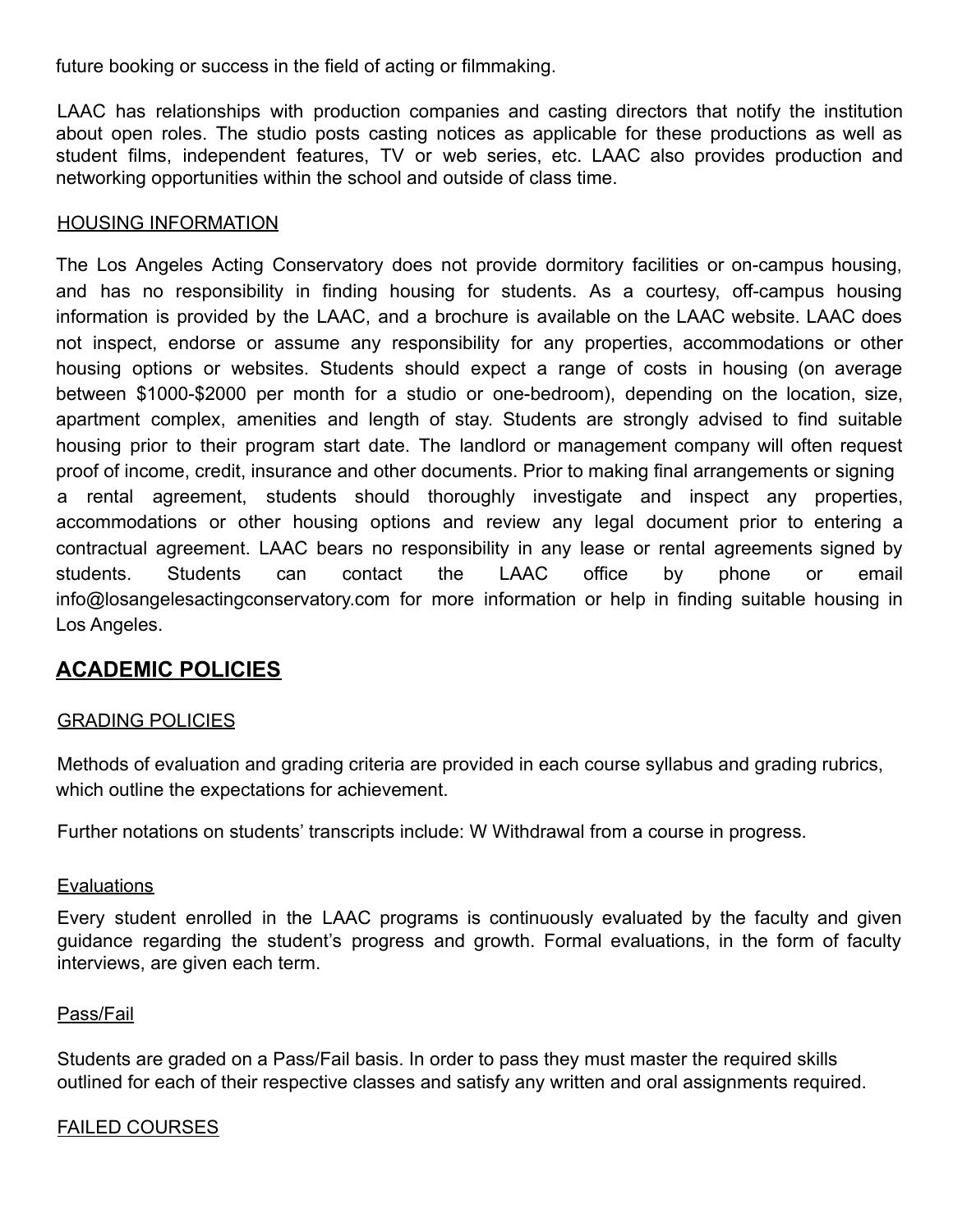future booking or success in the field of acting or filmmaking.

LAAC has relationships with production companies and casting directors that notify the institution about open roles. The studio posts casting notices as applicable for these productions as well as student films, independent features, TV or web series, etc. LAAC also provides production and networking opportunities within the school and outside of class time.

HOUSING INFORMATION

The Los Angeles Acting Conservatory does not provide dormitory facilities or on-campus housing, and has no responsibility in finding housing for students. As a courtesy, off-campus housing information is provided by the LAAC, and a brochure is available on the LAAC website. LAAC does not inspect, endorse or assume any responsibility for any properties, accommodations or other housing options or websites. Students should expect a range of costs in housing (on average between $1000-$2000 per month for a studio or one-bedroom), depending on the location, size, apartment complex, amenities and length of stay. Students are strongly advised to find suitable housing prior to their program start date. The landlord or management company will often request proof of income, credit, insurance and other documents. Prior to making final arrangements or signing a rental agreement, students should thoroughly investigate and inspect any properties, accommodations or other housing options and review any legal document prior to entering a contractual agreement. LAAC bears no responsibility in any lease or rental agreements signed by students. Students can contact the LAAC office by phone or email info@losangelesactingconservatory.com for more information or help in finding suitable housing in Los Angeles.

## ACADEMIC POLICIES

GRADING POLICIES

Methods of evaluation and grading criteria are provided in each course syllabus and grading rubrics, which outline the expectations for achievement.

Further notations on students' transcripts include: W Withdrawal from a course in progress.

Evaluations

Every student enrolled in the LAAC programs is continuously evaluated by the faculty and given guidance regarding the student's progress and growth. Formal evaluations, in the form of faculty interviews, are given each term.

Pass/Fail

Students are graded on a Pass/Fail basis. In order to pass they must master the required skills outlined for each of their respective classes and satisfy any written and oral assignments required.

FAILED COURSES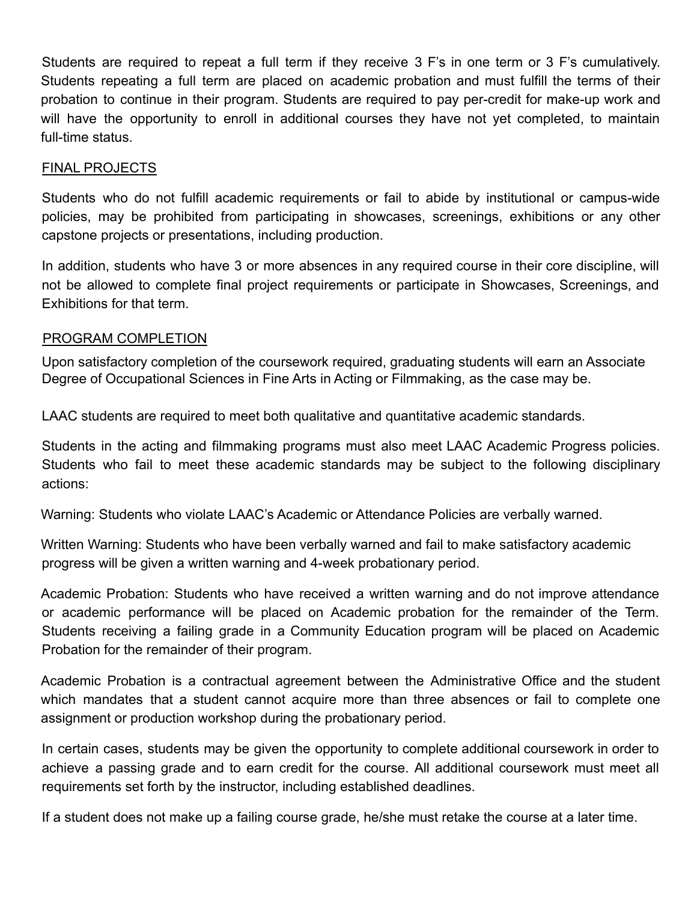Students are required to repeat a full term if they receive 3 F's in one term or 3 F's cumulatively. Students repeating a full term are placed on academic probation and must fulfill the terms of their probation to continue in their program. Students are required to pay per-credit for make-up work and will have the opportunity to enroll in additional courses they have not yet completed, to maintain full-time status.

## FINAL PROJECTS

Students who do not fulfill academic requirements or fail to abide by institutional or campus-wide policies, may be prohibited from participating in showcases, screenings, exhibitions or any other capstone projects or presentations, including production.

In addition, students who have 3 or more absences in any required course in their core discipline, will not be allowed to complete final project requirements or participate in Showcases, Screenings, and Exhibitions for that term.

## PROGRAM COMPLETION

Upon satisfactory completion of the coursework required, graduating students will earn an Associate Degree of Occupational Sciences in Fine Arts in Acting or Filmmaking, as the case may be.

LAAC students are required to meet both qualitative and quantitative academic standards.

Students in the acting and filmmaking programs must also meet LAAC Academic Progress policies. Students who fail to meet these academic standards may be subject to the following disciplinary actions:

Warning: Students who violate LAAC's Academic or Attendance Policies are verbally warned.

Written Warning: Students who have been verbally warned and fail to make satisfactory academic progress will be given a written warning and 4-week probationary period.

Academic Probation: Students who have received a written warning and do not improve attendance or academic performance will be placed on Academic probation for the remainder of the Term. Students receiving a failing grade in a Community Education program will be placed on Academic Probation for the remainder of their program.

Academic Probation is a contractual agreement between the Administrative Office and the student which mandates that a student cannot acquire more than three absences or fail to complete one assignment or production workshop during the probationary period.

In certain cases, students may be given the opportunity to complete additional coursework in order to achieve a passing grade and to earn credit for the course. All additional coursework must meet all requirements set forth by the instructor, including established deadlines.

If a student does not make up a failing course grade, he/she must retake the course at a later time.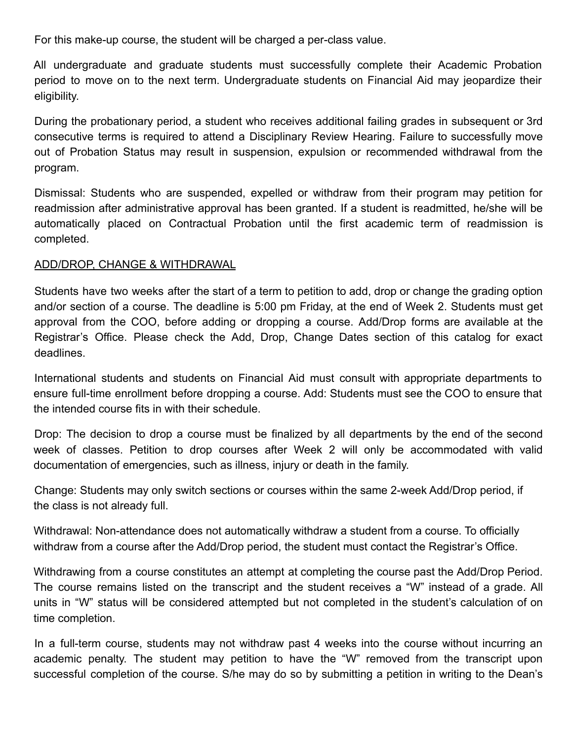For this make-up course, the student will be charged a per-class value.

All undergraduate and graduate students must successfully complete their Academic Probation period to move on to the next term. Undergraduate students on Financial Aid may jeopardize their eligibility.

During the probationary period, a student who receives additional failing grades in subsequent or 3rd consecutive terms is required to attend a Disciplinary Review Hearing. Failure to successfully move out of Probation Status may result in suspension, expulsion or recommended withdrawal from the program.

Dismissal: Students who are suspended, expelled or withdraw from their program may petition for readmission after administrative approval has been granted. If a student is readmitted, he/she will be automatically placed on Contractual Probation until the first academic term of readmission is completed.

## ADD/DROP, CHANGE & WITHDRAWAL

Students have two weeks after the start of a term to petition to add, drop or change the grading option and/or section of a course. The deadline is 5:00 pm Friday, at the end of Week 2. Students must get approval from the COO, before adding or dropping a course. Add/Drop forms are available at the Registrar's Office. Please check the Add, Drop, Change Dates section of this catalog for exact deadlines.

International students and students on Financial Aid must consult with appropriate departments to ensure full-time enrollment before dropping a course. Add: Students must see the COO to ensure that the intended course fits in with their schedule.

Drop: The decision to drop a course must be finalized by all departments by the end of the second week of classes. Petition to drop courses after Week 2 will only be accommodated with valid documentation of emergencies, such as illness, injury or death in the family.

Change: Students may only switch sections or courses within the same 2-week Add/Drop period, if the class is not already full.

Withdrawal: Non-attendance does not automatically withdraw a student from a course. To officially withdraw from a course after the Add/Drop period, the student must contact the Registrar's Office.

Withdrawing from a course constitutes an attempt at completing the course past the Add/Drop Period. The course remains listed on the transcript and the student receives a "W" instead of a grade. All units in "W" status will be considered attempted but not completed in the student's calculation of on time completion.

In a full-term course, students may not withdraw past 4 weeks into the course without incurring an academic penalty. The student may petition to have the "W" removed from the transcript upon successful completion of the course. S/he may do so by submitting a petition in writing to the Dean's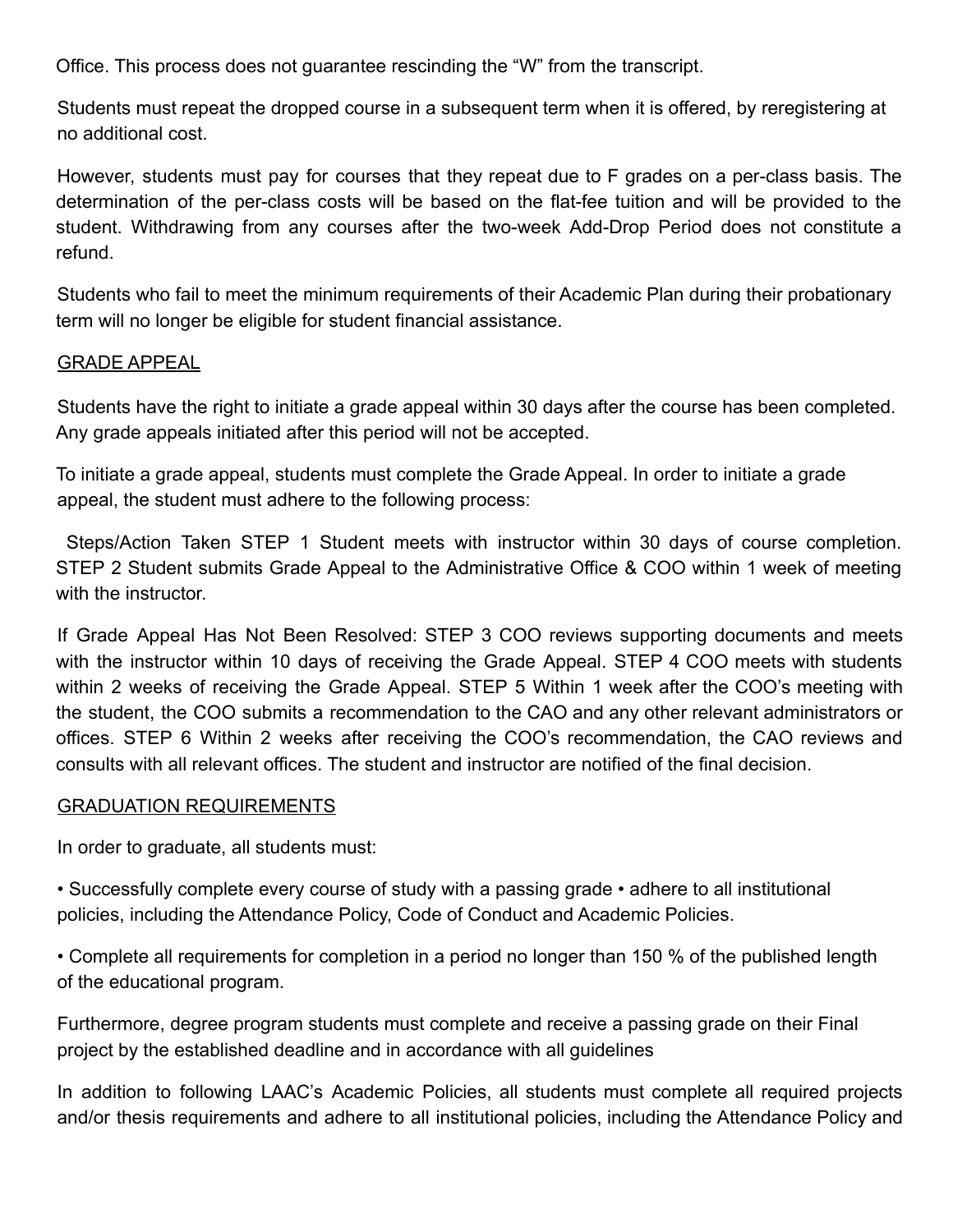Office. This process does not guarantee rescinding the "W" from the transcript.

Students must repeat the dropped course in a subsequent term when it is offered, by reregistering at no additional cost.

However, students must pay for courses that they repeat due to F grades on a per-class basis. The determination of the per-class costs will be based on the flat-fee tuition and will be provided to the student. Withdrawing from any courses after the two-week Add-Drop Period does not constitute a refund.

Students who fail to meet the minimum requirements of their Academic Plan during their probationary term will no longer be eligible for student financial assistance.

## GRADE APPEAL

Students have the right to initiate a grade appeal within 30 days after the course has been completed. Any grade appeals initiated after this period will not be accepted.

To initiate a grade appeal, students must complete the Grade Appeal. In order to initiate a grade appeal, the student must adhere to the following process:

Steps/Action Taken STEP 1 Student meets with instructor within 30 days of course completion. STEP 2 Student submits Grade Appeal to the Administrative Office & COO within 1 week of meeting with the instructor.

If Grade Appeal Has Not Been Resolved: STEP 3 COO reviews supporting documents and meets with the instructor within 10 days of receiving the Grade Appeal. STEP 4 COO meets with students within 2 weeks of receiving the Grade Appeal. STEP 5 Within 1 week after the COO's meeting with the student, the COO submits a recommendation to the CAO and any other relevant administrators or offices. STEP 6 Within 2 weeks after receiving the COO's recommendation, the CAO reviews and consults with all relevant offices. The student and instructor are notified of the final decision.

## GRADUATION REQUIREMENTS

In order to graduate, all students must:

• Successfully complete every course of study with a passing grade • adhere to all institutional policies, including the Attendance Policy, Code of Conduct and Academic Policies.

• Complete all requirements for completion in a period no longer than 150 % of the published length of the educational program.

Furthermore, degree program students must complete and receive a passing grade on their Final project by the established deadline and in accordance with all guidelines

In addition to following LAAC's Academic Policies, all students must complete all required projects and/or thesis requirements and adhere to all institutional policies, including the Attendance Policy and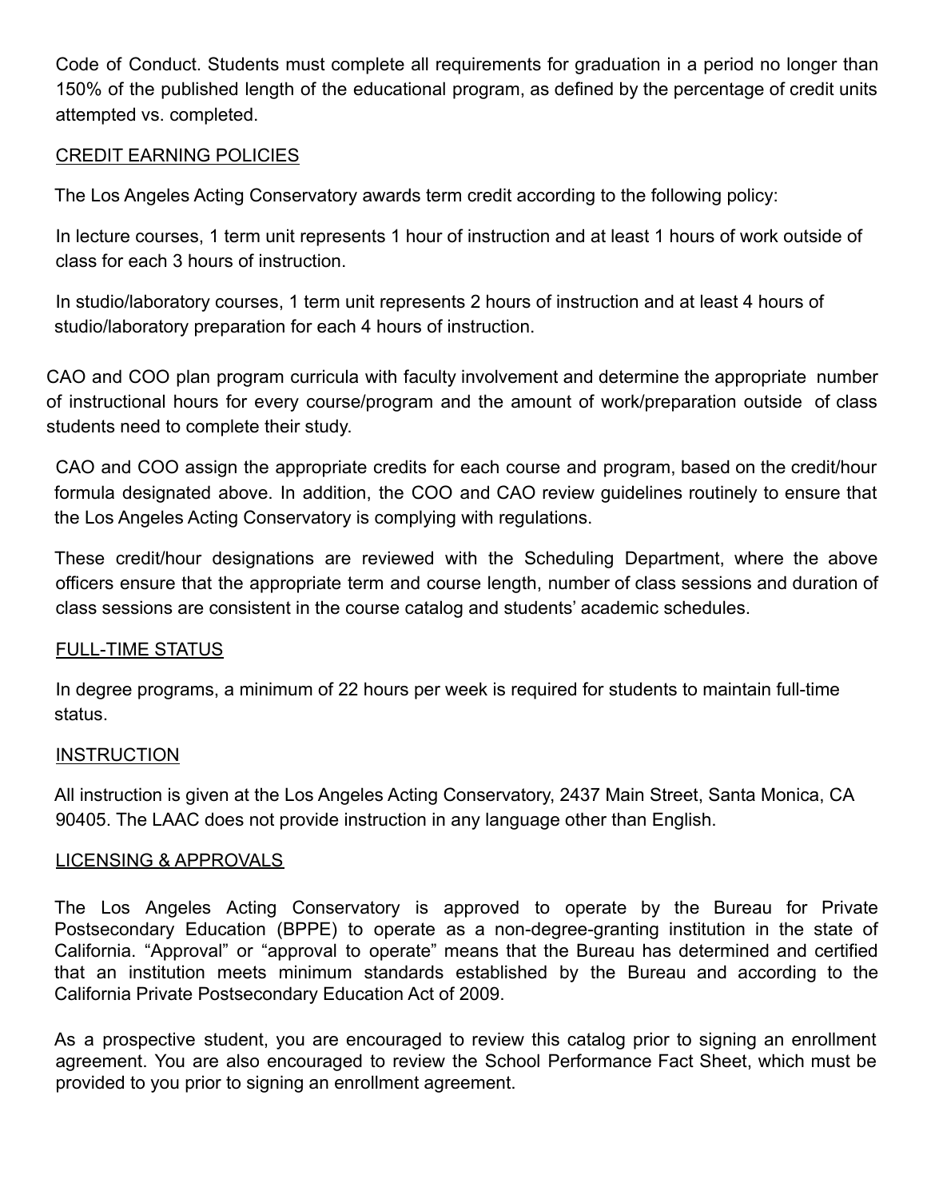Code of Conduct. Students must complete all requirements for graduation in a period no longer than 150% of the published length of the educational program, as defined by the percentage of credit units attempted vs. completed.

## CREDIT EARNING POLICIES

The Los Angeles Acting Conservatory awards term credit according to the following policy:

In lecture courses, 1 term unit represents 1 hour of instruction and at least 1 hours of work outside of class for each 3 hours of instruction.

In studio/laboratory courses, 1 term unit represents 2 hours of instruction and at least 4 hours of studio/laboratory preparation for each 4 hours of instruction.

CAO and COO plan program curricula with faculty involvement and determine the appropriate number of instructional hours for every course/program and the amount of work/preparation outside of class students need to complete their study.

CAO and COO assign the appropriate credits for each course and program, based on the credit/hour formula designated above. In addition, the COO and CAO review guidelines routinely to ensure that the Los Angeles Acting Conservatory is complying with regulations.

These credit/hour designations are reviewed with the Scheduling Department, where the above officers ensure that the appropriate term and course length, number of class sessions and duration of class sessions are consistent in the course catalog and students' academic schedules.

## FULL-TIME STATUS

In degree programs, a minimum of 22 hours per week is required for students to maintain full-time status.

## INSTRUCTION

All instruction is given at the Los Angeles Acting Conservatory, 2437 Main Street, Santa Monica, CA 90405. The LAAC does not provide instruction in any language other than English.

## LICENSING & APPROVALS

The Los Angeles Acting Conservatory is approved to operate by the Bureau for Private Postsecondary Education (BPPE) to operate as a non-degree-granting institution in the state of California. "Approval" or "approval to operate" means that the Bureau has determined and certified that an institution meets minimum standards established by the Bureau and according to the California Private Postsecondary Education Act of 2009.

As a prospective student, you are encouraged to review this catalog prior to signing an enrollment agreement. You are also encouraged to review the School Performance Fact Sheet, which must be provided to you prior to signing an enrollment agreement.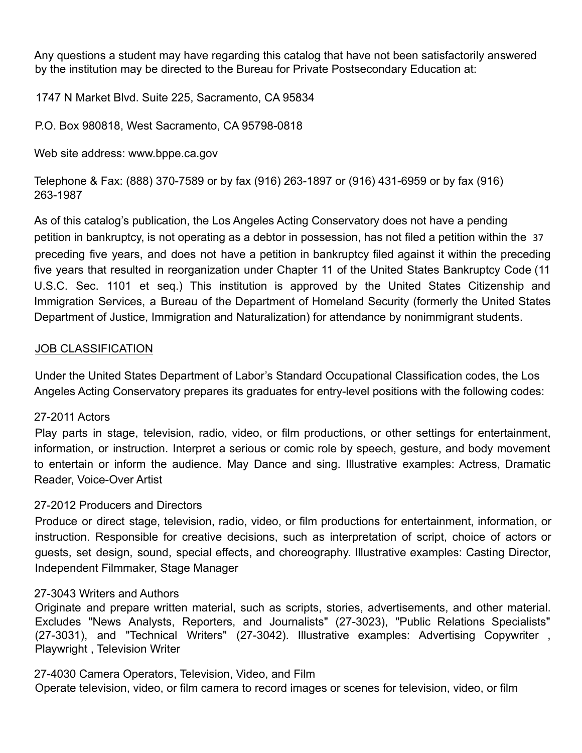Any questions a student may have regarding this catalog that have not been satisfactorily answered by the institution may be directed to the Bureau for Private Postsecondary Education at:

1747 N Market Blvd. Suite 225, Sacramento, CA 95834

P.O. Box 980818, West Sacramento, CA 95798-0818

Web site address: www.bppe.ca.gov

Telephone & Fax: (888) 370-7589 or by fax (916) 263-1897 or (916) 431-6959 or by fax (916) 263-1987

As of this catalog's publication, the Los Angeles Acting Conservatory does not have a pending petition in bankruptcy, is not operating as a debtor in possession, has not filed a petition within the preceding five years, and does not have a petition in bankruptcy filed against it within the preceding five years that resulted in reorganization under Chapter 11 of the United States Bankruptcy Code (11 U.S.C. Sec. 1101 et seq.) This institution is approved by the United States Citizenship and Immigration Services, a Bureau of the Department of Homeland Security (formerly the United States Department of Justice, Immigration and Naturalization) for attendance by nonimmigrant students.

## JOB CLASSIFICATION

Under the United States Department of Labor's Standard Occupational Classification codes, the Los Angeles Acting Conservatory prepares its graduates for entry-level positions with the following codes:

27-2011 Actors
Play parts in stage, television, radio, video, or film productions, or other settings for entertainment, information, or instruction. Interpret a serious or comic role by speech, gesture, and body movement to entertain or inform the audience. May Dance and sing. Illustrative examples: Actress, Dramatic Reader, Voice-Over Artist

27-2012 Producers and Directors
Produce or direct stage, television, radio, video, or film productions for entertainment, information, or instruction. Responsible for creative decisions, such as interpretation of script, choice of actors or guests, set design, sound, special effects, and choreography. Illustrative examples: Casting Director, Independent Filmmaker, Stage Manager

27-3043 Writers and Authors
Originate and prepare written material, such as scripts, stories, advertisements, and other material. Excludes "News Analysts, Reporters, and Journalists" (27-3023), "Public Relations Specialists" (27-3031), and "Technical Writers" (27-3042). Illustrative examples: Advertising Copywriter , Playwright , Television Writer

27-4030 Camera Operators, Television, Video, and Film
Operate television, video, or film camera to record images or scenes for television, video, or film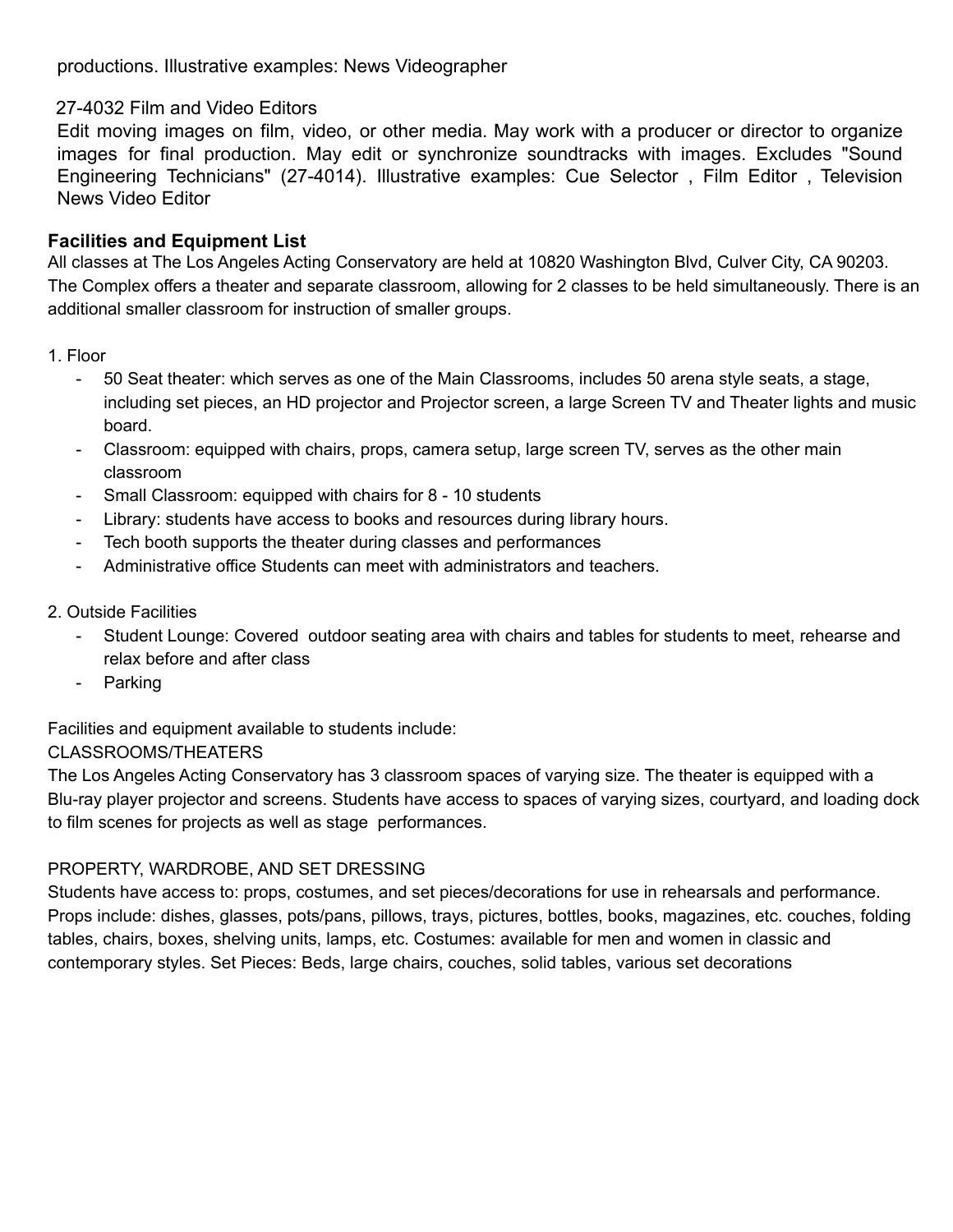productions. Illustrative examples: News Videographer

27-4032 Film and Video Editors

Edit moving images on film, video, or other media. May work with a producer or director to organize images for final production. May edit or synchronize soundtracks with images. Excludes "Sound Engineering Technicians" (27-4014). Illustrative examples: Cue Selector , Film Editor , Television News Video Editor

**Facilities and Equipment List**

All classes at The Los Angeles Acting Conservatory are held at 10820 Washington Blvd, Culver City, CA 90203. The Complex offers a theater and separate classroom, allowing for 2 classes to be held simultaneously. There is an additional smaller classroom for instruction of smaller groups.

1. Floor
    - 50 Seat theater: which serves as one of the Main Classrooms, includes 50 arena style seats, a stage, including set pieces, an HD projector and Projector screen, a large Screen TV and Theater lights and music board.
    - Classroom: equipped with chairs, props, camera setup, large screen TV, serves as the other main classroom
    - Small Classroom: equipped with chairs for 8 - 10 students
    - Library: students have access to books and resources during library hours.
    - Tech booth supports the theater during classes and performances
    - Administrative office Students can meet with administrators and teachers.

2. Outside Facilities
    - Student Lounge: Covered outdoor seating area with chairs and tables for students to meet, rehearse and relax before and after class
    - Parking

Facilities and equipment available to students include:

CLASSROOMS/THEATERS

The Los Angeles Acting Conservatory has 3 classroom spaces of varying size. The theater is equipped with a Blu-ray player projector and screens. Students have access to spaces of varying sizes, courtyard, and loading dock to film scenes for projects as well as stage performances.

PROPERTY, WARDROBE, AND SET DRESSING

Students have access to: props, costumes, and set pieces/decorations for use in rehearsals and performance. Props include: dishes, glasses, pots/pans, pillows, trays, pictures, bottles, books, magazines, etc. couches, folding tables, chairs, boxes, shelving units, lamps, etc. Costumes: available for men and women in classic and contemporary styles. Set Pieces: Beds, large chairs, couches, solid tables, various set decorations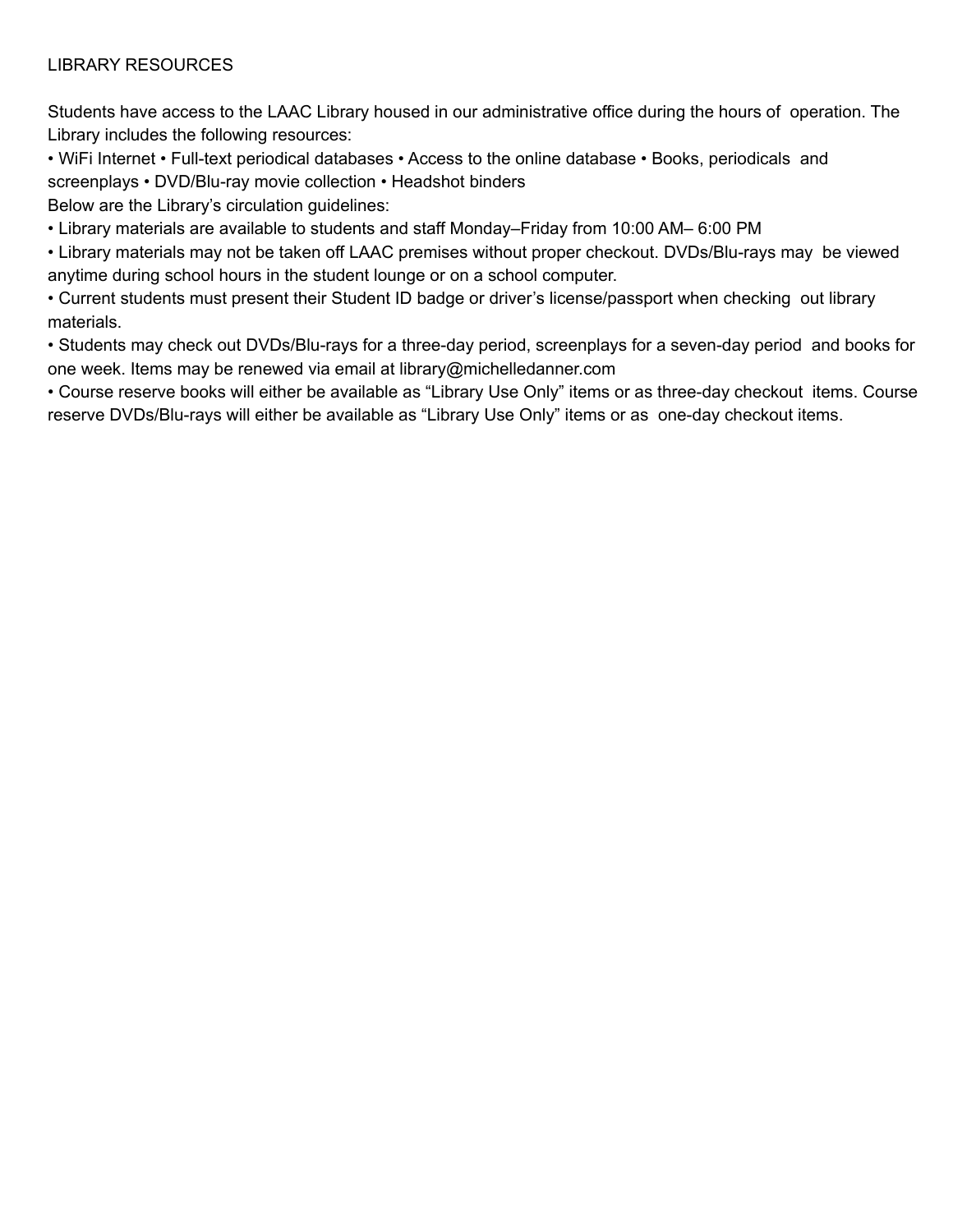## LIBRARY RESOURCES

Students have access to the LAAC Library housed in our administrative office during the hours of operation. The Library includes the following resources:

• WiFi Internet • Full-text periodical databases • Access to the online database • Books, periodicals and screenplays • DVD/Blu-ray movie collection • Headshot binders

Below are the Library's circulation guidelines:

- Library materials are available to students and staff Monday–Friday from 10:00 AM– 6:00 PM
- Library materials may not be taken off LAAC premises without proper checkout. DVDs/Blu-rays may be viewed anytime during school hours in the student lounge or on a school computer.
- Current students must present their Student ID badge or driver's license/passport when checking out library materials.
- Students may check out DVDs/Blu-rays for a three-day period, screenplays for a seven-day period and books for one week. Items may be renewed via email at library@michelledanner.com
- Course reserve books will either be available as "Library Use Only" items or as three-day checkout items. Course reserve DVDs/Blu-rays will either be available as "Library Use Only" items or as one-day checkout items.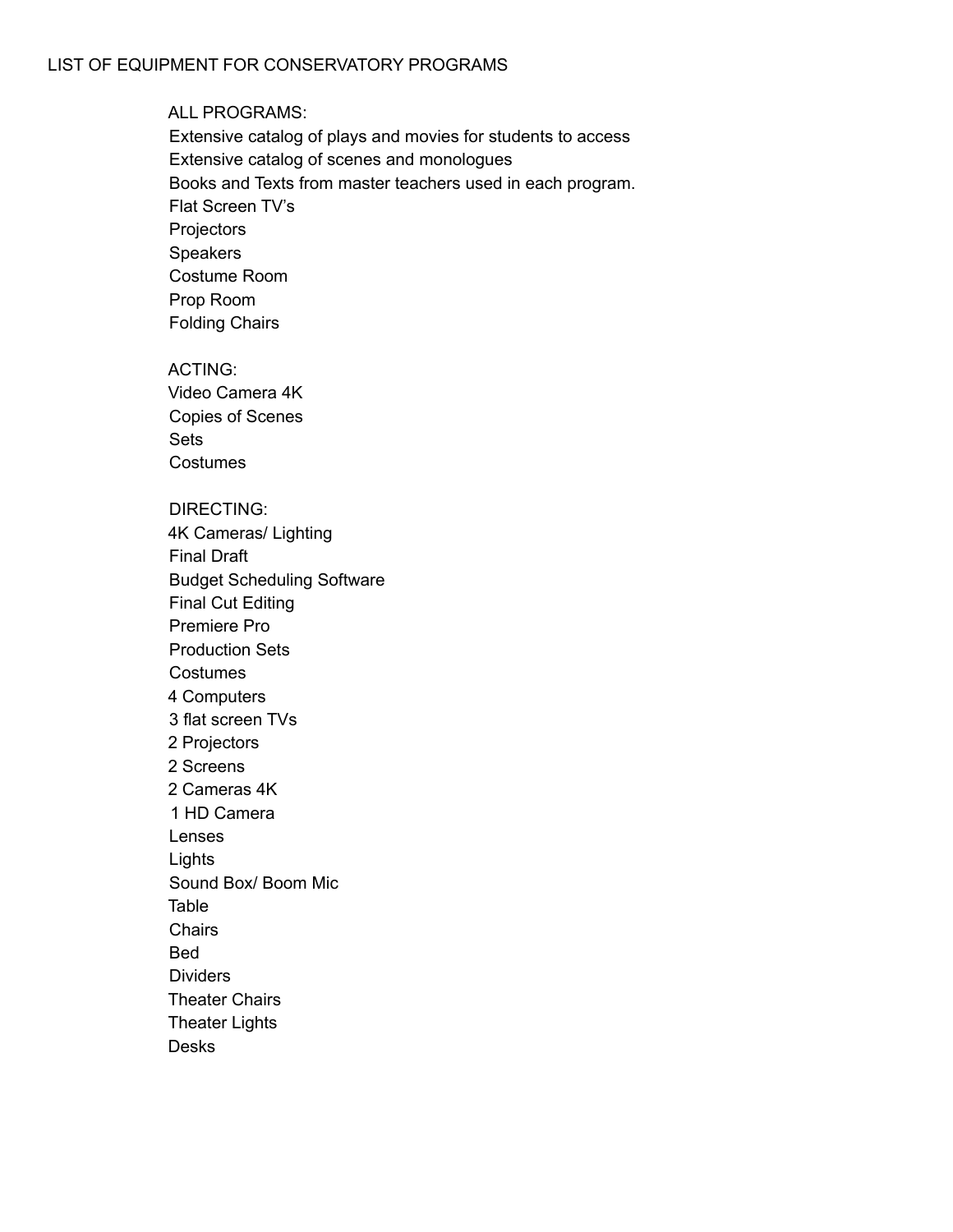# LIST OF EQUIPMENT FOR CONSERVATORY PROGRAMS

ALL PROGRAMS:

Extensive catalog of plays and movies for students to access
Extensive catalog of scenes and monologues
Books and Texts from master teachers used in each program.
Flat Screen TV's
Projectors
Speakers
Costume Room
Prop Room
Folding Chairs

ACTING:

Video Camera 4K
Copies of Scenes
Sets
Costumes

DIRECTING:

4K Cameras/ Lighting
Final Draft
Budget Scheduling Software
Final Cut Editing
Premiere Pro
Production Sets
Costumes
4 Computers
3 flat screen TVs
2 Projectors
2 Screens
2 Cameras 4K
1 HD Camera
Lenses
Lights
Sound Box/ Boom Mic
Table
Chairs
Bed
Dividers
Theater Chairs
Theater Lights
Desks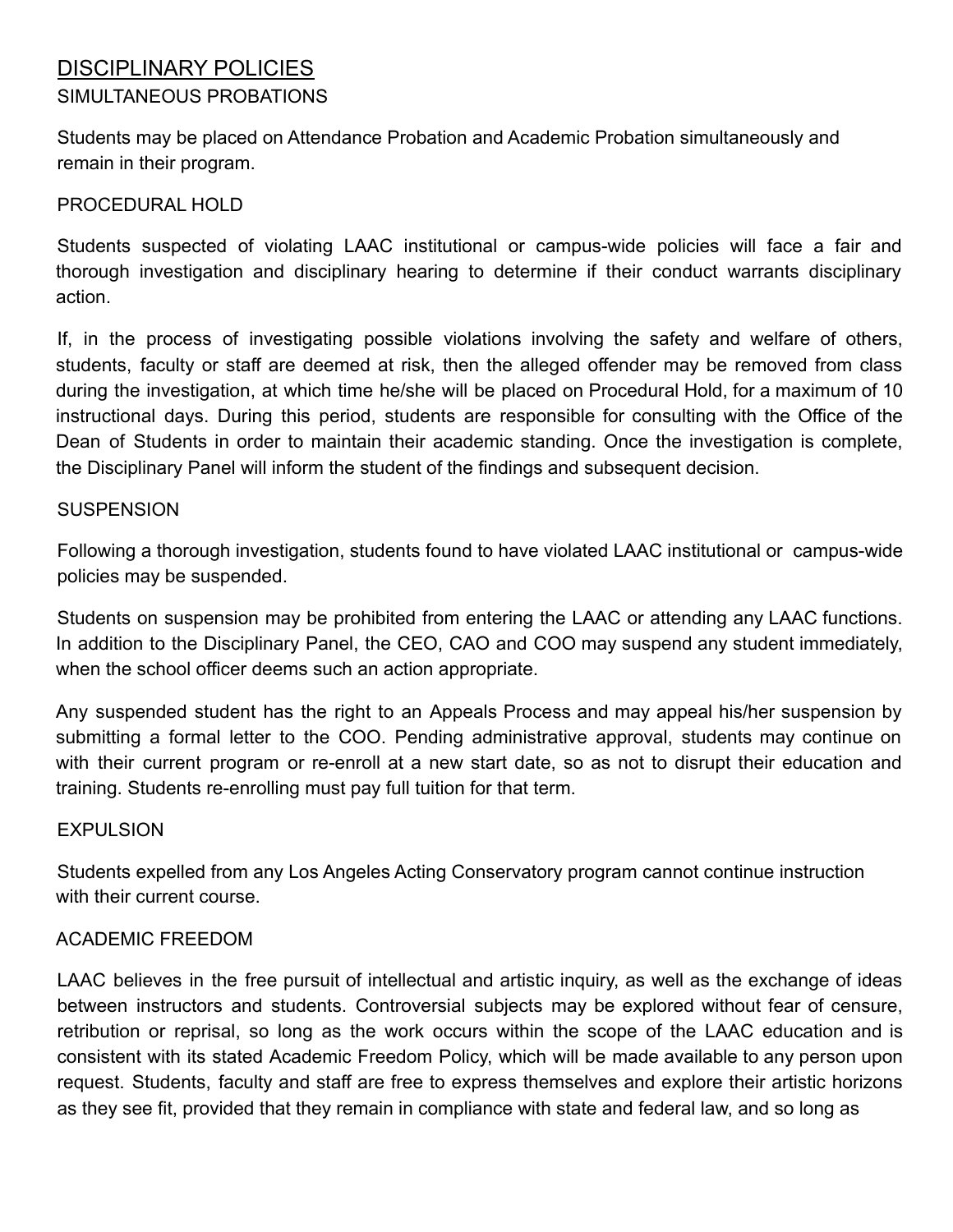## DISCIPLINARY POLICIES

### SIMULTANEOUS PROBATIONS

Students may be placed on Attendance Probation and Academic Probation simultaneously and remain in their program.

### PROCEDURAL HOLD

Students suspected of violating LAAC institutional or campus-wide policies will face a fair and thorough investigation and disciplinary hearing to determine if their conduct warrants disciplinary action.

If, in the process of investigating possible violations involving the safety and welfare of others, students, faculty or staff are deemed at risk, then the alleged offender may be removed from class during the investigation, at which time he/she will be placed on Procedural Hold, for a maximum of 10 instructional days. During this period, students are responsible for consulting with the Office of the Dean of Students in order to maintain their academic standing. Once the investigation is complete, the Disciplinary Panel will inform the student of the findings and subsequent decision.

### SUSPENSION

Following a thorough investigation, students found to have violated LAAC institutional or campus-wide policies may be suspended.

Students on suspension may be prohibited from entering the LAAC or attending any LAAC functions. In addition to the Disciplinary Panel, the CEO, CAO and COO may suspend any student immediately, when the school officer deems such an action appropriate.

Any suspended student has the right to an Appeals Process and may appeal his/her suspension by submitting a formal letter to the COO. Pending administrative approval, students may continue on with their current program or re-enroll at a new start date, so as not to disrupt their education and training. Students re-enrolling must pay full tuition for that term.

### EXPULSION

Students expelled from any Los Angeles Acting Conservatory program cannot continue instruction with their current course.

### ACADEMIC FREEDOM

LAAC believes in the free pursuit of intellectual and artistic inquiry, as well as the exchange of ideas between instructors and students. Controversial subjects may be explored without fear of censure, retribution or reprisal, so long as the work occurs within the scope of the LAAC education and is consistent with its stated Academic Freedom Policy, which will be made available to any person upon request. Students, faculty and staff are free to express themselves and explore their artistic horizons as they see fit, provided that they remain in compliance with state and federal law, and so long as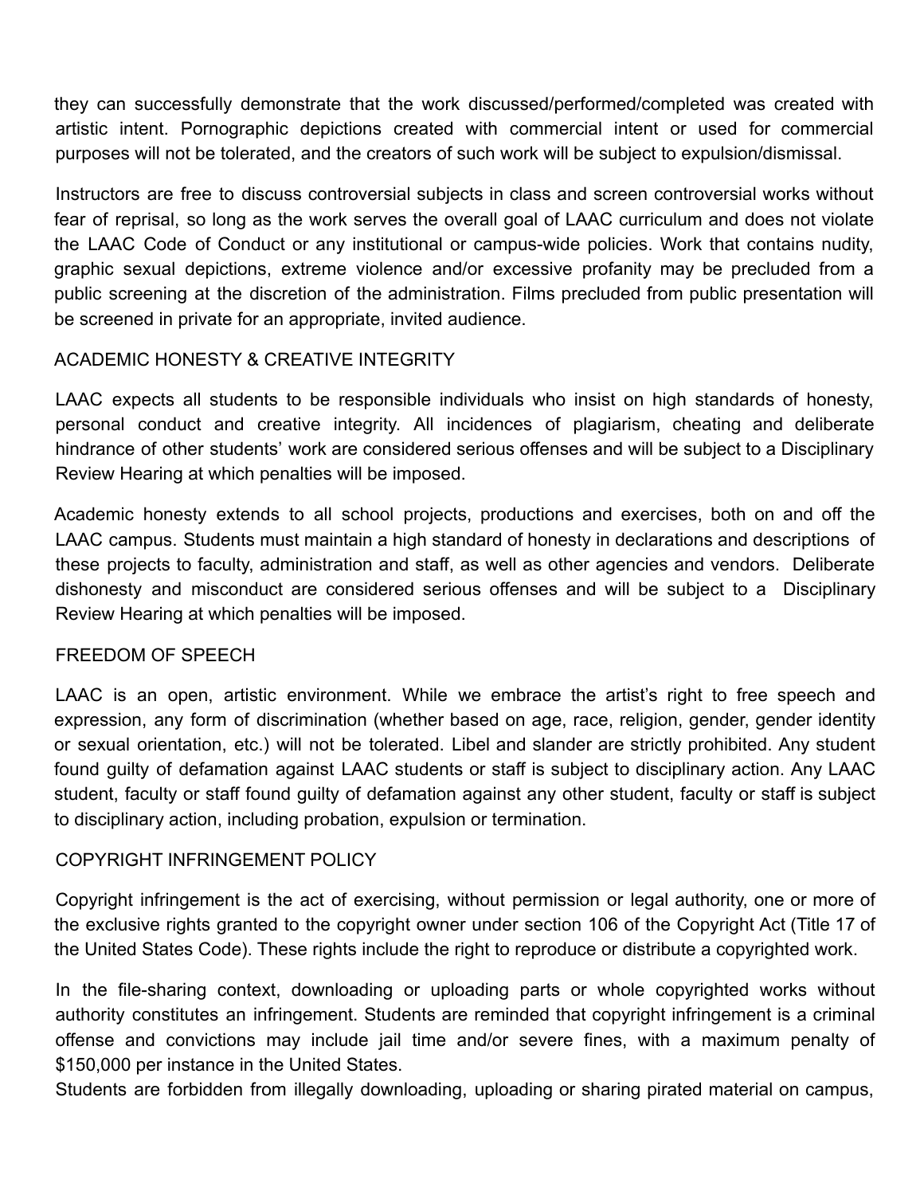they can successfully demonstrate that the work discussed/performed/completed was created with artistic intent. Pornographic depictions created with commercial intent or used for commercial purposes will not be tolerated, and the creators of such work will be subject to expulsion/dismissal.

Instructors are free to discuss controversial subjects in class and screen controversial works without fear of reprisal, so long as the work serves the overall goal of LAAC curriculum and does not violate the LAAC Code of Conduct or any institutional or campus-wide policies. Work that contains nudity, graphic sexual depictions, extreme violence and/or excessive profanity may be precluded from a public screening at the discretion of the administration. Films precluded from public presentation will be screened in private for an appropriate, invited audience.

## ACADEMIC HONESTY & CREATIVE INTEGRITY

LAAC expects all students to be responsible individuals who insist on high standards of honesty, personal conduct and creative integrity. All incidences of plagiarism, cheating and deliberate hindrance of other students' work are considered serious offenses and will be subject to a Disciplinary Review Hearing at which penalties will be imposed.

Academic honesty extends to all school projects, productions and exercises, both on and off the LAAC campus. Students must maintain a high standard of honesty in declarations and descriptions of these projects to faculty, administration and staff, as well as other agencies and vendors. Deliberate dishonesty and misconduct are considered serious offenses and will be subject to a Disciplinary Review Hearing at which penalties will be imposed.

## FREEDOM OF SPEECH

LAAC is an open, artistic environment. While we embrace the artist's right to free speech and expression, any form of discrimination (whether based on age, race, religion, gender, gender identity or sexual orientation, etc.) will not be tolerated. Libel and slander are strictly prohibited. Any student found guilty of defamation against LAAC students or staff is subject to disciplinary action. Any LAAC student, faculty or staff found guilty of defamation against any other student, faculty or staff is subject to disciplinary action, including probation, expulsion or termination.

## COPYRIGHT INFRINGEMENT POLICY

Copyright infringement is the act of exercising, without permission or legal authority, one or more of the exclusive rights granted to the copyright owner under section 106 of the Copyright Act (Title 17 of the United States Code). These rights include the right to reproduce or distribute a copyrighted work.

In the file-sharing context, downloading or uploading parts or whole copyrighted works without authority constitutes an infringement. Students are reminded that copyright infringement is a criminal offense and convictions may include jail time and/or severe fines, with a maximum penalty of $150,000 per instance in the United States.

Students are forbidden from illegally downloading, uploading or sharing pirated material on campus,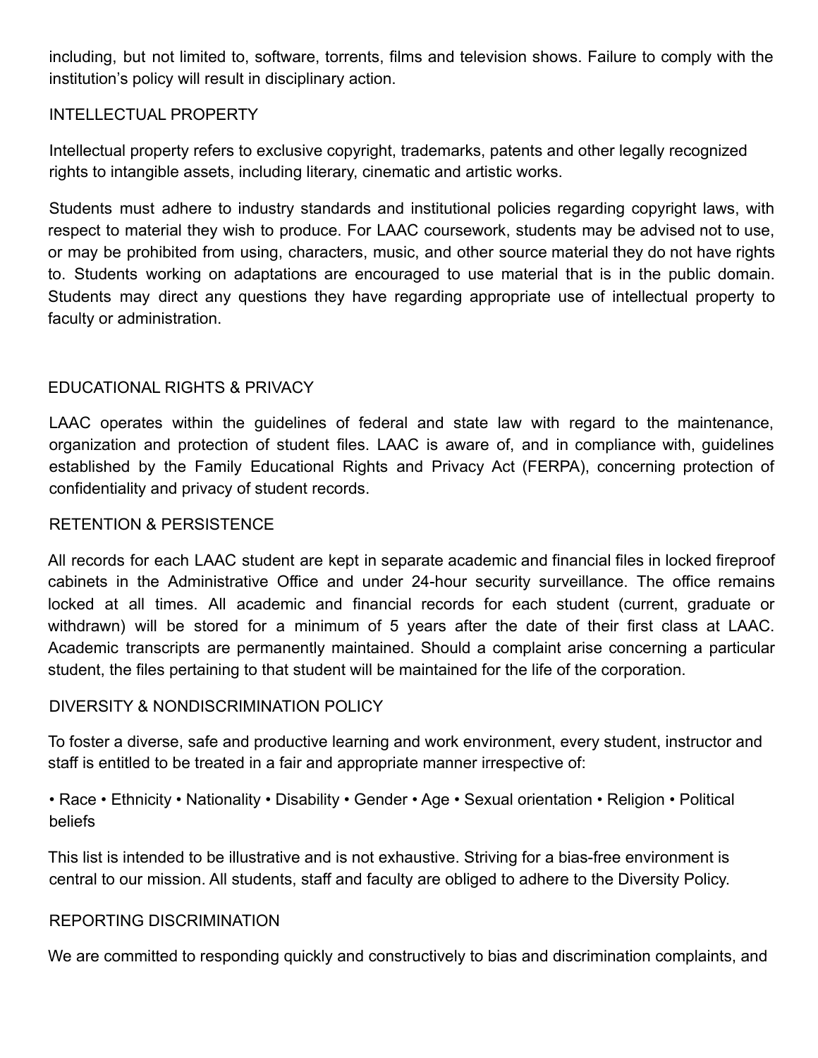including, but not limited to, software, torrents, films and television shows. Failure to comply with the institution's policy will result in disciplinary action.

## INTELLECTUAL PROPERTY

Intellectual property refers to exclusive copyright, trademarks, patents and other legally recognized rights to intangible assets, including literary, cinematic and artistic works.

Students must adhere to industry standards and institutional policies regarding copyright laws, with respect to material they wish to produce. For LAAC coursework, students may be advised not to use, or may be prohibited from using, characters, music, and other source material they do not have rights to. Students working on adaptations are encouraged to use material that is in the public domain. Students may direct any questions they have regarding appropriate use of intellectual property to faculty or administration.

## EDUCATIONAL RIGHTS & PRIVACY

LAAC operates within the guidelines of federal and state law with regard to the maintenance, organization and protection of student files. LAAC is aware of, and in compliance with, guidelines established by the Family Educational Rights and Privacy Act (FERPA), concerning protection of confidentiality and privacy of student records.

## RETENTION & PERSISTENCE

All records for each LAAC student are kept in separate academic and financial files in locked fireproof cabinets in the Administrative Office and under 24-hour security surveillance. The office remains locked at all times. All academic and financial records for each student (current, graduate or withdrawn) will be stored for a minimum of 5 years after the date of their first class at LAAC. Academic transcripts are permanently maintained. Should a complaint arise concerning a particular student, the files pertaining to that student will be maintained for the life of the corporation.

## DIVERSITY & NONDISCRIMINATION POLICY

To foster a diverse, safe and productive learning and work environment, every student, instructor and staff is entitled to be treated in a fair and appropriate manner irrespective of:

• Race • Ethnicity • Nationality • Disability • Gender • Age • Sexual orientation • Religion • Political beliefs

This list is intended to be illustrative and is not exhaustive. Striving for a bias-free environment is central to our mission. All students, staff and faculty are obliged to adhere to the Diversity Policy.

## REPORTING DISCRIMINATION

We are committed to responding quickly and constructively to bias and discrimination complaints, and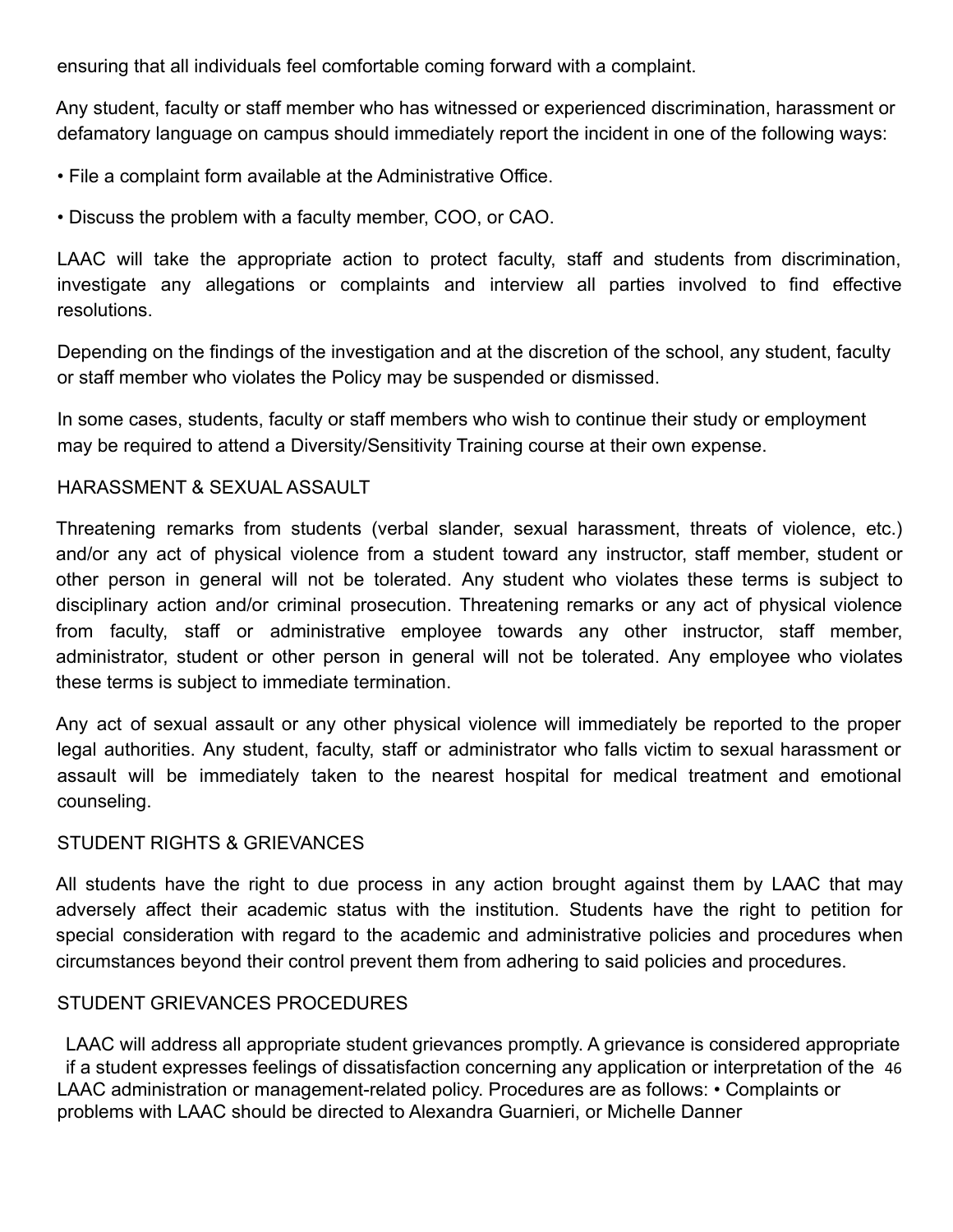ensuring that all individuals feel comfortable coming forward with a complaint.

Any student, faculty or staff member who has witnessed or experienced discrimination, harassment or defamatory language on campus should immediately report the incident in one of the following ways:

- File a complaint form available at the Administrative Office.
- Discuss the problem with a faculty member, COO, or CAO.

LAAC will take the appropriate action to protect faculty, staff and students from discrimination, investigate any allegations or complaints and interview all parties involved to find effective resolutions.

Depending on the findings of the investigation and at the discretion of the school, any student, faculty or staff member who violates the Policy may be suspended or dismissed.

In some cases, students, faculty or staff members who wish to continue their study or employment may be required to attend a Diversity/Sensitivity Training course at their own expense.

## HARASSMENT & SEXUAL ASSAULT

Threatening remarks from students (verbal slander, sexual harassment, threats of violence, etc.) and/or any act of physical violence from a student toward any instructor, staff member, student or other person in general will not be tolerated. Any student who violates these terms is subject to disciplinary action and/or criminal prosecution. Threatening remarks or any act of physical violence from faculty, staff or administrative employee towards any other instructor, staff member, administrator, student or other person in general will not be tolerated. Any employee who violates these terms is subject to immediate termination.

Any act of sexual assault or any other physical violence will immediately be reported to the proper legal authorities. Any student, faculty, staff or administrator who falls victim to sexual harassment or assault will be immediately taken to the nearest hospital for medical treatment and emotional counseling.

## STUDENT RIGHTS & GRIEVANCES

All students have the right to due process in any action brought against them by LAAC that may adversely affect their academic status with the institution. Students have the right to petition for special consideration with regard to the academic and administrative policies and procedures when circumstances beyond their control prevent them from adhering to said policies and procedures.

## STUDENT GRIEVANCES PROCEDURES

LAAC will address all appropriate student grievances promptly. A grievance is considered appropriate if a student expresses feelings of dissatisfaction concerning any application or interpretation of the LAAC administration or management-related policy. Procedures are as follows:

- Complaints or problems with LAAC should be directed to Alexandra Guarnieri, or Michelle Danner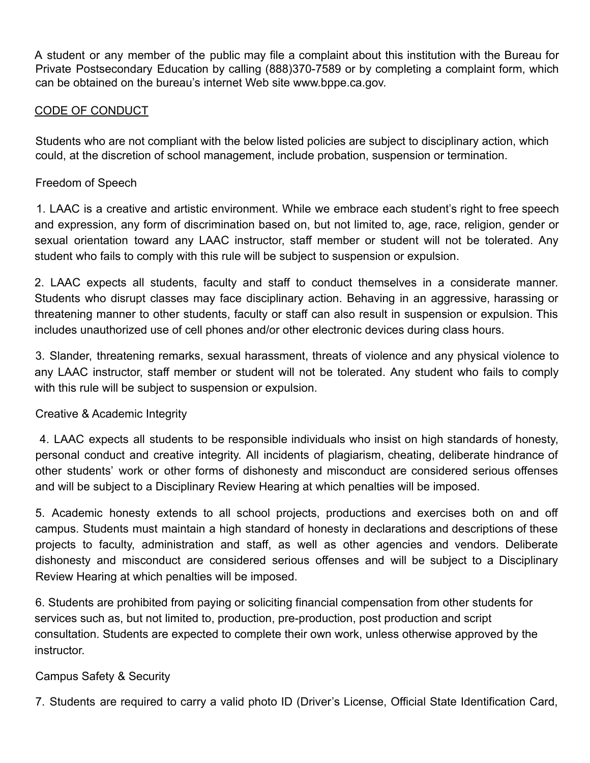A student or any member of the public may file a complaint about this institution with the Bureau for Private Postsecondary Education by calling (888)370-7589 or by completing a complaint form, which can be obtained on the bureau's internet Web site www.bppe.ca.gov.

## CODE OF CONDUCT

Students who are not compliant with the below listed policies are subject to disciplinary action, which could, at the discretion of school management, include probation, suspension or termination.

### Freedom of Speech

1. LAAC is a creative and artistic environment. While we embrace each student's right to free speech and expression, any form of discrimination based on, but not limited to, age, race, religion, gender or sexual orientation toward any LAAC instructor, staff member or student will not be tolerated. Any student who fails to comply with this rule will be subject to suspension or expulsion.

2. LAAC expects all students, faculty and staff to conduct themselves in a considerate manner. Students who disrupt classes may face disciplinary action. Behaving in an aggressive, harassing or threatening manner to other students, faculty or staff can also result in suspension or expulsion. This includes unauthorized use of cell phones and/or other electronic devices during class hours.

3. Slander, threatening remarks, sexual harassment, threats of violence and any physical violence to any LAAC instructor, staff member or student will not be tolerated. Any student who fails to comply with this rule will be subject to suspension or expulsion.

### Creative & Academic Integrity

4. LAAC expects all students to be responsible individuals who insist on high standards of honesty, personal conduct and creative integrity. All incidents of plagiarism, cheating, deliberate hindrance of other students' work or other forms of dishonesty and misconduct are considered serious offenses and will be subject to a Disciplinary Review Hearing at which penalties will be imposed.

5. Academic honesty extends to all school projects, productions and exercises both on and off campus. Students must maintain a high standard of honesty in declarations and descriptions of these projects to faculty, administration and staff, as well as other agencies and vendors. Deliberate dishonesty and misconduct are considered serious offenses and will be subject to a Disciplinary Review Hearing at which penalties will be imposed.

6. Students are prohibited from paying or soliciting financial compensation from other students for services such as, but not limited to, production, pre-production, post production and script consultation. Students are expected to complete their own work, unless otherwise approved by the instructor.

### Campus Safety & Security

7. Students are required to carry a valid photo ID (Driver's License, Official State Identification Card,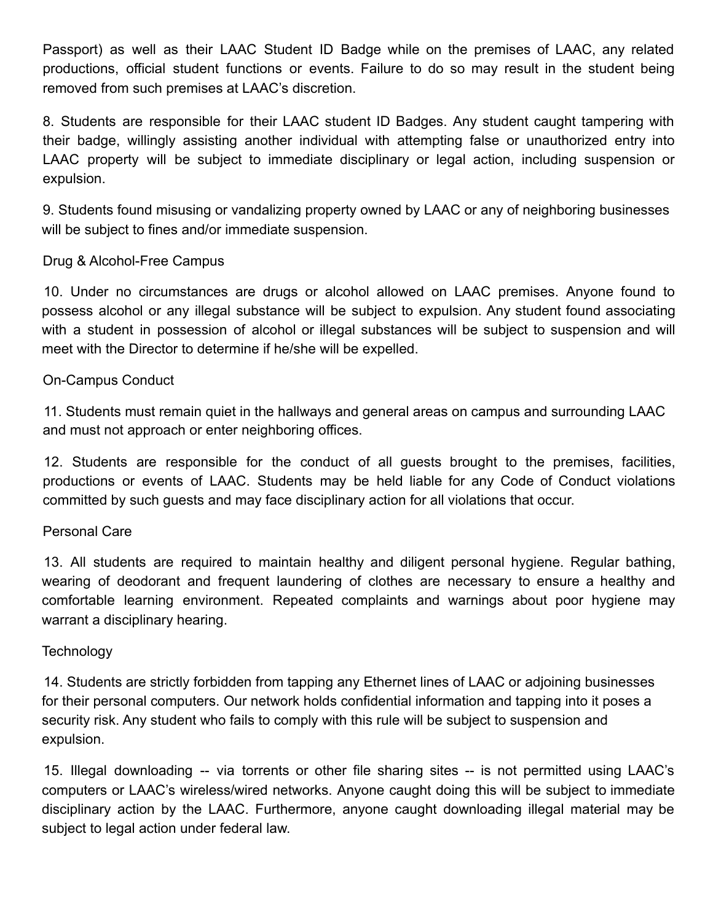Passport) as well as their LAAC Student ID Badge while on the premises of LAAC, any related productions, official student functions or events. Failure to do so may result in the student being removed from such premises at LAAC's discretion.

8. Students are responsible for their LAAC student ID Badges. Any student caught tampering with their badge, willingly assisting another individual with attempting false or unauthorized entry into LAAC property will be subject to immediate disciplinary or legal action, including suspension or expulsion.

9. Students found misusing or vandalizing property owned by LAAC or any of neighboring businesses will be subject to fines and/or immediate suspension.

Drug & Alcohol-Free Campus

10. Under no circumstances are drugs or alcohol allowed on LAAC premises. Anyone found to possess alcohol or any illegal substance will be subject to expulsion. Any student found associating with a student in possession of alcohol or illegal substances will be subject to suspension and will meet with the Director to determine if he/she will be expelled.

On-Campus Conduct

11. Students must remain quiet in the hallways and general areas on campus and surrounding LAAC and must not approach or enter neighboring offices.

12. Students are responsible for the conduct of all guests brought to the premises, facilities, productions or events of LAAC. Students may be held liable for any Code of Conduct violations committed by such guests and may face disciplinary action for all violations that occur.

Personal Care

13. All students are required to maintain healthy and diligent personal hygiene. Regular bathing, wearing of deodorant and frequent laundering of clothes are necessary to ensure a healthy and comfortable learning environment. Repeated complaints and warnings about poor hygiene may warrant a disciplinary hearing.

Technology

14. Students are strictly forbidden from tapping any Ethernet lines of LAAC or adjoining businesses for their personal computers. Our network holds confidential information and tapping into it poses a security risk. Any student who fails to comply with this rule will be subject to suspension and expulsion.

15. Illegal downloading -- via torrents or other file sharing sites -- is not permitted using LAAC's computers or LAAC's wireless/wired networks. Anyone caught doing this will be subject to immediate disciplinary action by the LAAC. Furthermore, anyone caught downloading illegal material may be subject to legal action under federal law.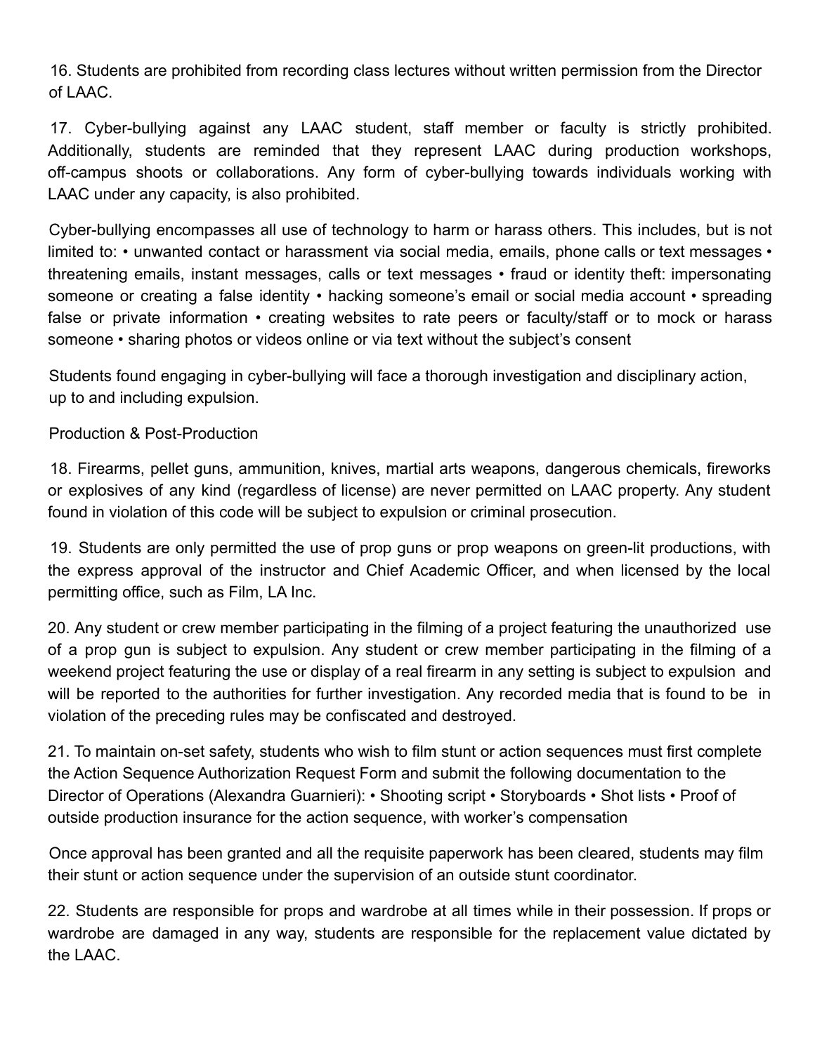16. Students are prohibited from recording class lectures without written permission from the Director of LAAC.

17. Cyber-bullying against any LAAC student, staff member or faculty is strictly prohibited. Additionally, students are reminded that they represent LAAC during production workshops, off-campus shoots or collaborations. Any form of cyber-bullying towards individuals working with LAAC under any capacity, is also prohibited.

Cyber-bullying encompasses all use of technology to harm or harass others. This includes, but is not limited to: • unwanted contact or harassment via social media, emails, phone calls or text messages • threatening emails, instant messages, calls or text messages • fraud or identity theft: impersonating someone or creating a false identity • hacking someone's email or social media account • spreading false or private information • creating websites to rate peers or faculty/staff or to mock or harass someone • sharing photos or videos online or via text without the subject's consent

Students found engaging in cyber-bullying will face a thorough investigation and disciplinary action, up to and including expulsion.

Production & Post-Production

18. Firearms, pellet guns, ammunition, knives, martial arts weapons, dangerous chemicals, fireworks or explosives of any kind (regardless of license) are never permitted on LAAC property. Any student found in violation of this code will be subject to expulsion or criminal prosecution.

19. Students are only permitted the use of prop guns or prop weapons on green-lit productions, with the express approval of the instructor and Chief Academic Officer, and when licensed by the local permitting office, such as Film, LA Inc.

20. Any student or crew member participating in the filming of a project featuring the unauthorized use of a prop gun is subject to expulsion. Any student or crew member participating in the filming of a weekend project featuring the use or display of a real firearm in any setting is subject to expulsion and will be reported to the authorities for further investigation. Any recorded media that is found to be in violation of the preceding rules may be confiscated and destroyed.

21. To maintain on-set safety, students who wish to film stunt or action sequences must first complete the Action Sequence Authorization Request Form and submit the following documentation to the Director of Operations (Alexandra Guarnieri): • Shooting script • Storyboards • Shot lists • Proof of outside production insurance for the action sequence, with worker's compensation

Once approval has been granted and all the requisite paperwork has been cleared, students may film their stunt or action sequence under the supervision of an outside stunt coordinator.

22. Students are responsible for props and wardrobe at all times while in their possession. If props or wardrobe are damaged in any way, students are responsible for the replacement value dictated by the LAAC.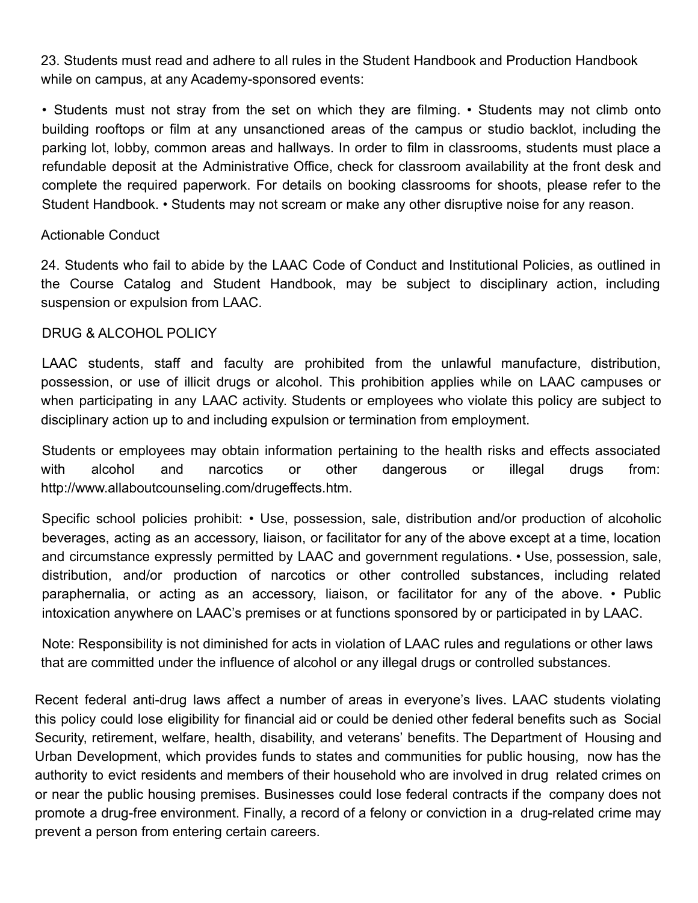23. Students must read and adhere to all rules in the Student Handbook and Production Handbook while on campus, at any Academy-sponsored events:

- Students must not stray from the set on which they are filming.
- Students may not climb onto building rooftops or film at any unsanctioned areas of the campus or studio backlot, including the parking lot, lobby, common areas and hallways. In order to film in classrooms, students must place a refundable deposit at the Administrative Office, check for classroom availability at the front desk and complete the required paperwork. For details on booking classrooms for shoots, please refer to the Student Handbook.
- Students may not scream or make any other disruptive noise for any reason.

## Actionable Conduct

24. Students who fail to abide by the LAAC Code of Conduct and Institutional Policies, as outlined in the Course Catalog and Student Handbook, may be subject to disciplinary action, including suspension or expulsion from LAAC.

## DRUG & ALCOHOL POLICY

LAAC students, staff and faculty are prohibited from the unlawful manufacture, distribution, possession, or use of illicit drugs or alcohol. This prohibition applies while on LAAC campuses or when participating in any LAAC activity. Students or employees who violate this policy are subject to disciplinary action up to and including expulsion or termination from employment.

Students or employees may obtain information pertaining to the health risks and effects associated with alcohol and narcotics or other dangerous or illegal drugs from: http://www.allaboutcounseling.com/drugeffects.htm.

Specific school policies prohibit:

- Use, possession, sale, distribution and/or production of alcoholic beverages, acting as an accessory, liaison, or facilitator for any of the above except at a time, location and circumstance expressly permitted by LAAC and government regulations.
- Use, possession, sale, distribution, and/or production of narcotics or other controlled substances, including related paraphernalia, or acting as an accessory, liaison, or facilitator for any of the above.
- Public intoxication anywhere on LAAC's premises or at functions sponsored by or participated in by LAAC.

Note: Responsibility is not diminished for acts in violation of LAAC rules and regulations or other laws that are committed under the influence of alcohol or any illegal drugs or controlled substances.

Recent federal anti-drug laws affect a number of areas in everyone's lives. LAAC students violating this policy could lose eligibility for financial aid or could be denied other federal benefits such as Social Security, retirement, welfare, health, disability, and veterans' benefits. The Department of Housing and Urban Development, which provides funds to states and communities for public housing, now has the authority to evict residents and members of their household who are involved in drug related crimes on or near the public housing premises. Businesses could lose federal contracts if the company does not promote a drug-free environment. Finally, a record of a felony or conviction in a drug-related crime may prevent a person from entering certain careers.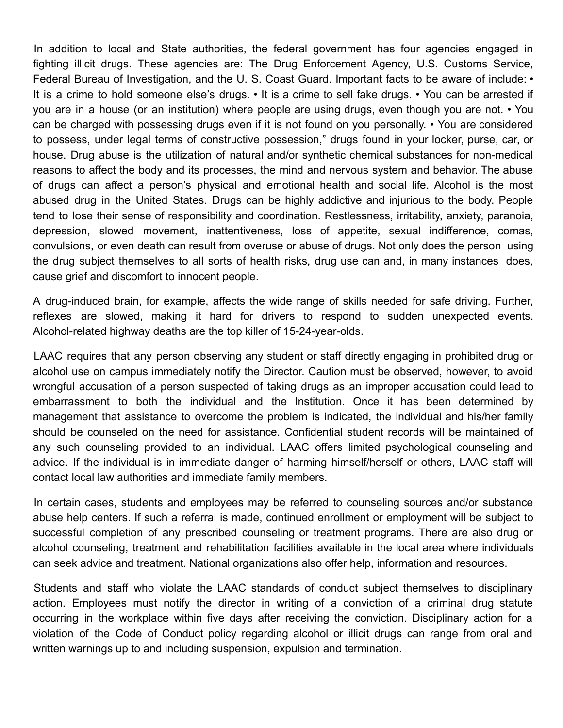In addition to local and State authorities, the federal government has four agencies engaged in fighting illicit drugs. These agencies are: The Drug Enforcement Agency, U.S. Customs Service, Federal Bureau of Investigation, and the U. S. Coast Guard. Important facts to be aware of include: • It is a crime to hold someone else's drugs. • It is a crime to sell fake drugs. • You can be arrested if you are in a house (or an institution) where people are using drugs, even though you are not. • You can be charged with possessing drugs even if it is not found on you personally. • You are considered to possess, under legal terms of constructive possession," drugs found in your locker, purse, car, or house. Drug abuse is the utilization of natural and/or synthetic chemical substances for non-medical reasons to affect the body and its processes, the mind and nervous system and behavior. The abuse of drugs can affect a person's physical and emotional health and social life. Alcohol is the most abused drug in the United States. Drugs can be highly addictive and injurious to the body. People tend to lose their sense of responsibility and coordination. Restlessness, irritability, anxiety, paranoia, depression, slowed movement, inattentiveness, loss of appetite, sexual indifference, comas, convulsions, or even death can result from overuse or abuse of drugs. Not only does the person using the drug subject themselves to all sorts of health risks, drug use can and, in many instances does, cause grief and discomfort to innocent people.

A drug-induced brain, for example, affects the wide range of skills needed for safe driving. Further, reflexes are slowed, making it hard for drivers to respond to sudden unexpected events. Alcohol-related highway deaths are the top killer of 15-24-year-olds.

LAAC requires that any person observing any student or staff directly engaging in prohibited drug or alcohol use on campus immediately notify the Director. Caution must be observed, however, to avoid wrongful accusation of a person suspected of taking drugs as an improper accusation could lead to embarrassment to both the individual and the Institution. Once it has been determined by management that assistance to overcome the problem is indicated, the individual and his/her family should be counseled on the need for assistance. Confidential student records will be maintained of any such counseling provided to an individual. LAAC offers limited psychological counseling and advice. If the individual is in immediate danger of harming himself/herself or others, LAAC staff will contact local law authorities and immediate family members.

In certain cases, students and employees may be referred to counseling sources and/or substance abuse help centers. If such a referral is made, continued enrollment or employment will be subject to successful completion of any prescribed counseling or treatment programs. There are also drug or alcohol counseling, treatment and rehabilitation facilities available in the local area where individuals can seek advice and treatment. National organizations also offer help, information and resources.

Students and staff who violate the LAAC standards of conduct subject themselves to disciplinary action. Employees must notify the director in writing of a conviction of a criminal drug statute occurring in the workplace within five days after receiving the conviction. Disciplinary action for a violation of the Code of Conduct policy regarding alcohol or illicit drugs can range from oral and written warnings up to and including suspension, expulsion and termination.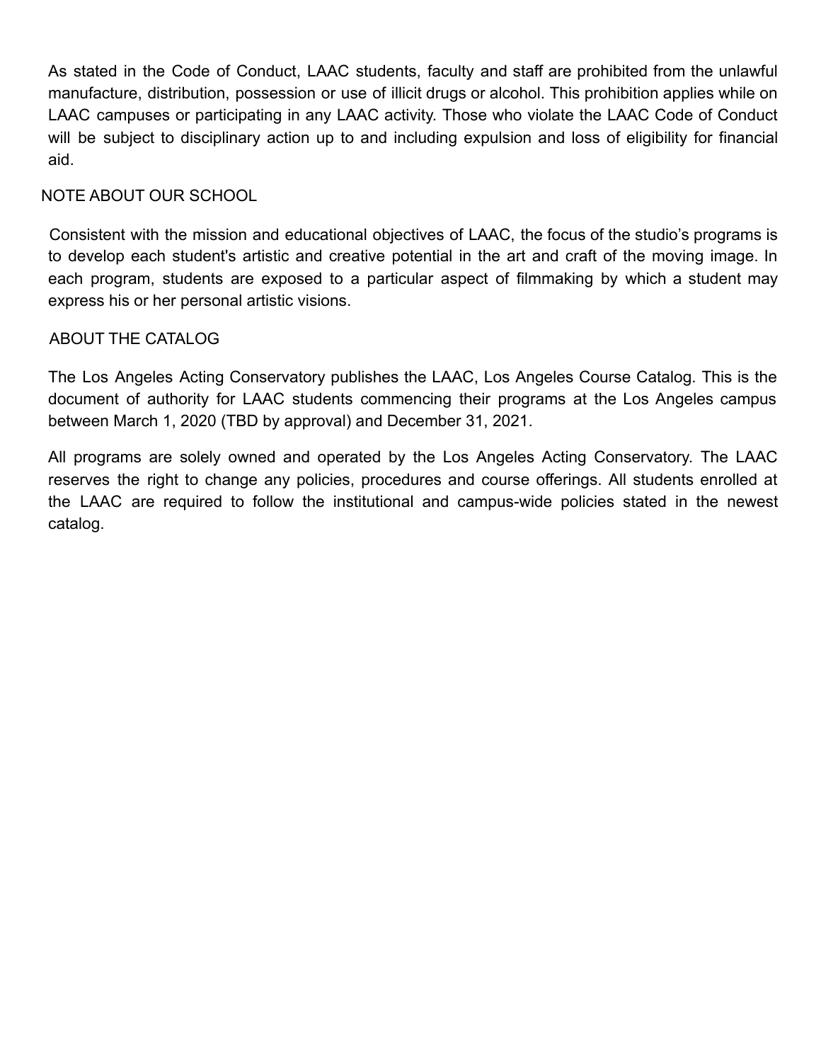As stated in the Code of Conduct, LAAC students, faculty and staff are prohibited from the unlawful manufacture, distribution, possession or use of illicit drugs or alcohol. This prohibition applies while on LAAC campuses or participating in any LAAC activity. Those who violate the LAAC Code of Conduct will be subject to disciplinary action up to and including expulsion and loss of eligibility for financial aid.

## NOTE ABOUT OUR SCHOOL

Consistent with the mission and educational objectives of LAAC, the focus of the studio's programs is to develop each student's artistic and creative potential in the art and craft of the moving image. In each program, students are exposed to a particular aspect of filmmaking by which a student may express his or her personal artistic visions.

## ABOUT THE CATALOG

The Los Angeles Acting Conservatory publishes the LAAC, Los Angeles Course Catalog. This is the document of authority for LAAC students commencing their programs at the Los Angeles campus between March 1, 2020 (TBD by approval) and December 31, 2021.

All programs are solely owned and operated by the Los Angeles Acting Conservatory. The LAAC reserves the right to change any policies, procedures and course offerings. All students enrolled at the LAAC are required to follow the institutional and campus-wide policies stated in the newest catalog.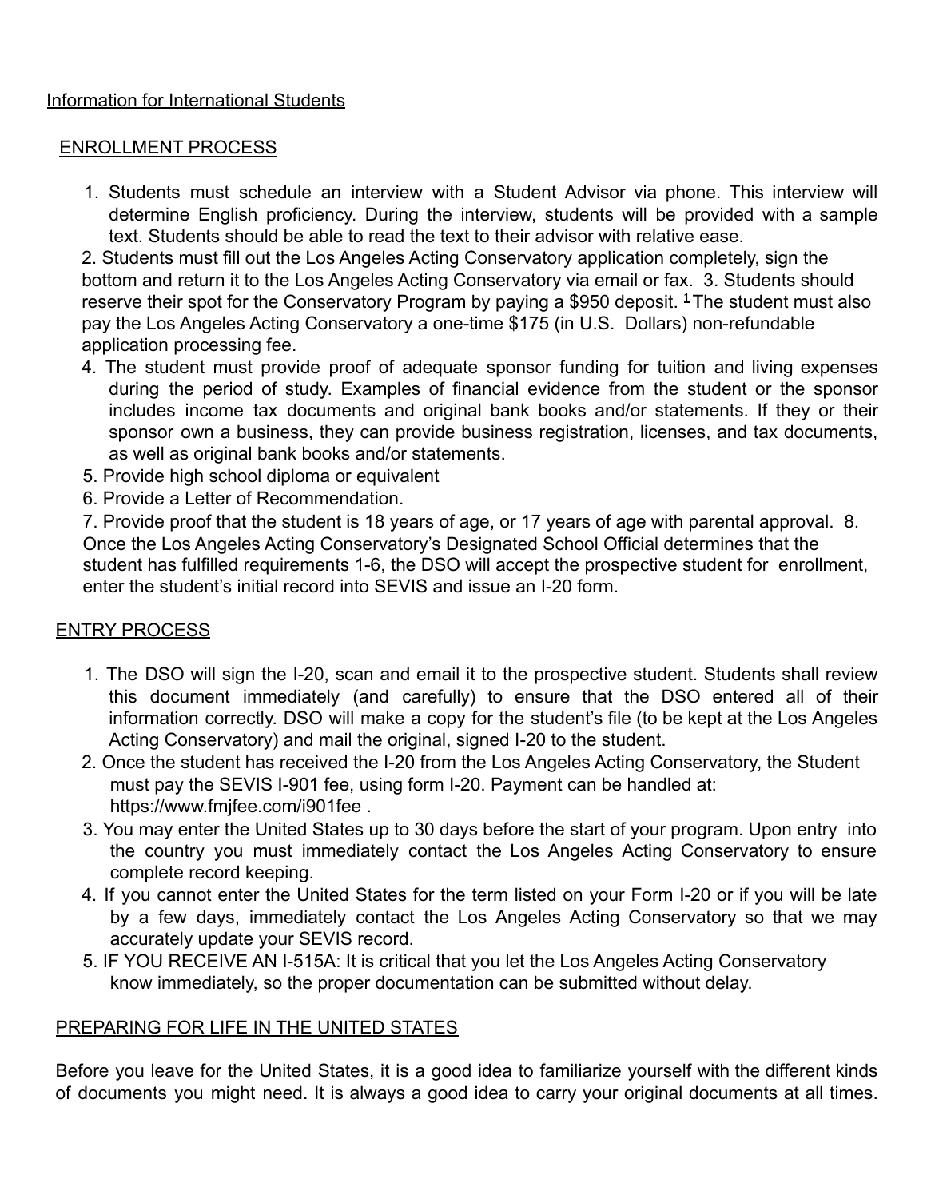Information for International Students

ENROLLMENT PROCESS

1. Students must schedule an interview with a Student Advisor via phone. This interview will determine English proficiency. During the interview, students will be provided with a sample text. Students should be able to read the text to their advisor with relative ease.
2. Students must fill out the Los Angeles Acting Conservatory application completely, sign the bottom and return it to the Los Angeles Acting Conservatory via email or fax.
3. Students should reserve their spot for the Conservatory Program by paying a $950 deposit. [1] The student must also pay the Los Angeles Acting Conservatory a one-time $175 (in U.S. Dollars) non-refundable application processing fee.
4. The student must provide proof of adequate sponsor funding for tuition and living expenses during the period of study. Examples of financial evidence from the student or the sponsor includes income tax documents and original bank books and/or statements. If they or their sponsor own a business, they can provide business registration, licenses, and tax documents, as well as original bank books and/or statements.
5. Provide high school diploma or equivalent
6. Provide a Letter of Recommendation.
7. Provide proof that the student is 18 years of age, or 17 years of age with parental approval.
8. Once the Los Angeles Acting Conservatory's Designated School Official determines that the student has fulfilled requirements 1-6, the DSO will accept the prospective student for enrollment, enter the student's initial record into SEVIS and issue an I-20 form.

ENTRY PROCESS

1. The DSO will sign the I-20, scan and email it to the prospective student. Students shall review this document immediately (and carefully) to ensure that the DSO entered all of their information correctly. DSO will make a copy for the student's file (to be kept at the Los Angeles Acting Conservatory) and mail the original, signed I-20 to the student.
2. Once the student has received the I-20 from the Los Angeles Acting Conservatory, the Student must pay the SEVIS I-901 fee, using form I-20. Payment can be handled at: https://www.fmjfee.com/i901fee .
3. You may enter the United States up to 30 days before the start of your program. Upon entry into the country you must immediately contact the Los Angeles Acting Conservatory to ensure complete record keeping.
4. If you cannot enter the United States for the term listed on your Form I-20 or if you will be late by a few days, immediately contact the Los Angeles Acting Conservatory so that we may accurately update your SEVIS record.
5. IF YOU RECEIVE AN I-515A: It is critical that you let the Los Angeles Acting Conservatory know immediately, so the proper documentation can be submitted without delay.

PREPARING FOR LIFE IN THE UNITED STATES

Before you leave for the United States, it is a good idea to familiarize yourself with the different kinds of documents you might need. It is always a good idea to carry your original documents at all times.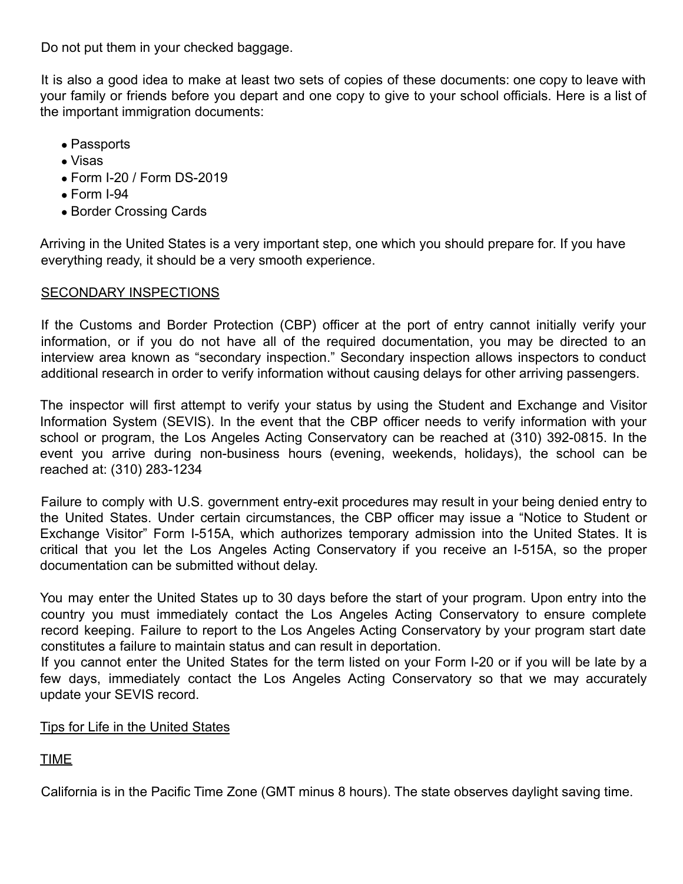Do not put them in your checked baggage.

It is also a good idea to make at least two sets of copies of these documents: one copy to leave with your family or friends before you depart and one copy to give to your school officials. Here is a list of the important immigration documents:

- Passports
- Visas
- Form I-20 / Form DS-2019
- Form I-94
- Border Crossing Cards

Arriving in the United States is a very important step, one which you should prepare for. If you have everything ready, it should be a very smooth experience.

## SECONDARY INSPECTIONS

If the Customs and Border Protection (CBP) officer at the port of entry cannot initially verify your information, or if you do not have all of the required documentation, you may be directed to an interview area known as "secondary inspection." Secondary inspection allows inspectors to conduct additional research in order to verify information without causing delays for other arriving passengers.

The inspector will first attempt to verify your status by using the Student and Exchange and Visitor Information System (SEVIS). In the event that the CBP officer needs to verify information with your school or program, the Los Angeles Acting Conservatory can be reached at (310) 392-0815. In the event you arrive during non-business hours (evening, weekends, holidays), the school can be reached at: (310) 283-1234

Failure to comply with U.S. government entry-exit procedures may result in your being denied entry to the United States. Under certain circumstances, the CBP officer may issue a "Notice to Student or Exchange Visitor" Form I-515A, which authorizes temporary admission into the United States. It is critical that you let the Los Angeles Acting Conservatory if you receive an I-515A, so the proper documentation can be submitted without delay.

You may enter the United States up to 30 days before the start of your program. Upon entry into the country you must immediately contact the Los Angeles Acting Conservatory to ensure complete record keeping. Failure to report to the Los Angeles Acting Conservatory by your program start date constitutes a failure to maintain status and can result in deportation.
If you cannot enter the United States for the term listed on your Form I-20 or if you will be late by a few days, immediately contact the Los Angeles Acting Conservatory so that we may accurately update your SEVIS record.

## Tips for Life in the United States

### TIME

California is in the Pacific Time Zone (GMT minus 8 hours). The state observes daylight saving time.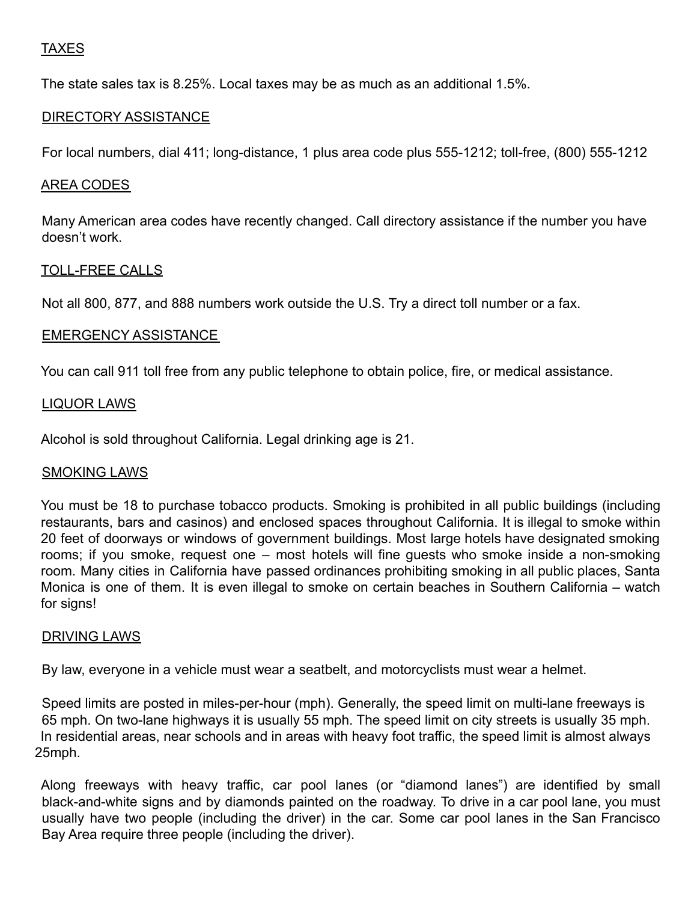## TAXES

The state sales tax is 8.25%. Local taxes may be as much as an additional 1.5%.

## DIRECTORY ASSISTANCE

For local numbers, dial 411; long-distance, 1 plus area code plus 555-1212; toll-free, (800) 555-1212

## AREA CODES

Many American area codes have recently changed. Call directory assistance if the number you have doesn't work.

## TOLL-FREE CALLS

Not all 800, 877, and 888 numbers work outside the U.S. Try a direct toll number or a fax.

## EMERGENCY ASSISTANCE

You can call 911 toll free from any public telephone to obtain police, fire, or medical assistance.

## LIQUOR LAWS

Alcohol is sold throughout California. Legal drinking age is 21.

## SMOKING LAWS

You must be 18 to purchase tobacco products. Smoking is prohibited in all public buildings (including restaurants, bars and casinos) and enclosed spaces throughout California. It is illegal to smoke within 20 feet of doorways or windows of government buildings. Most large hotels have designated smoking rooms; if you smoke, request one – most hotels will fine guests who smoke inside a non-smoking room. Many cities in California have passed ordinances prohibiting smoking in all public places, Santa Monica is one of them. It is even illegal to smoke on certain beaches in Southern California – watch for signs!

## DRIVING LAWS

By law, everyone in a vehicle must wear a seatbelt, and motorcyclists must wear a helmet.

Speed limits are posted in miles-per-hour (mph). Generally, the speed limit on multi-lane freeways is 65 mph. On two-lane highways it is usually 55 mph. The speed limit on city streets is usually 35 mph. In residential areas, near schools and in areas with heavy foot traffic, the speed limit is almost always 25mph.

Along freeways with heavy traffic, car pool lanes (or "diamond lanes") are identified by small black-and-white signs and by diamonds painted on the roadway. To drive in a car pool lane, you must usually have two people (including the driver) in the car. Some car pool lanes in the San Francisco Bay Area require three people (including the driver).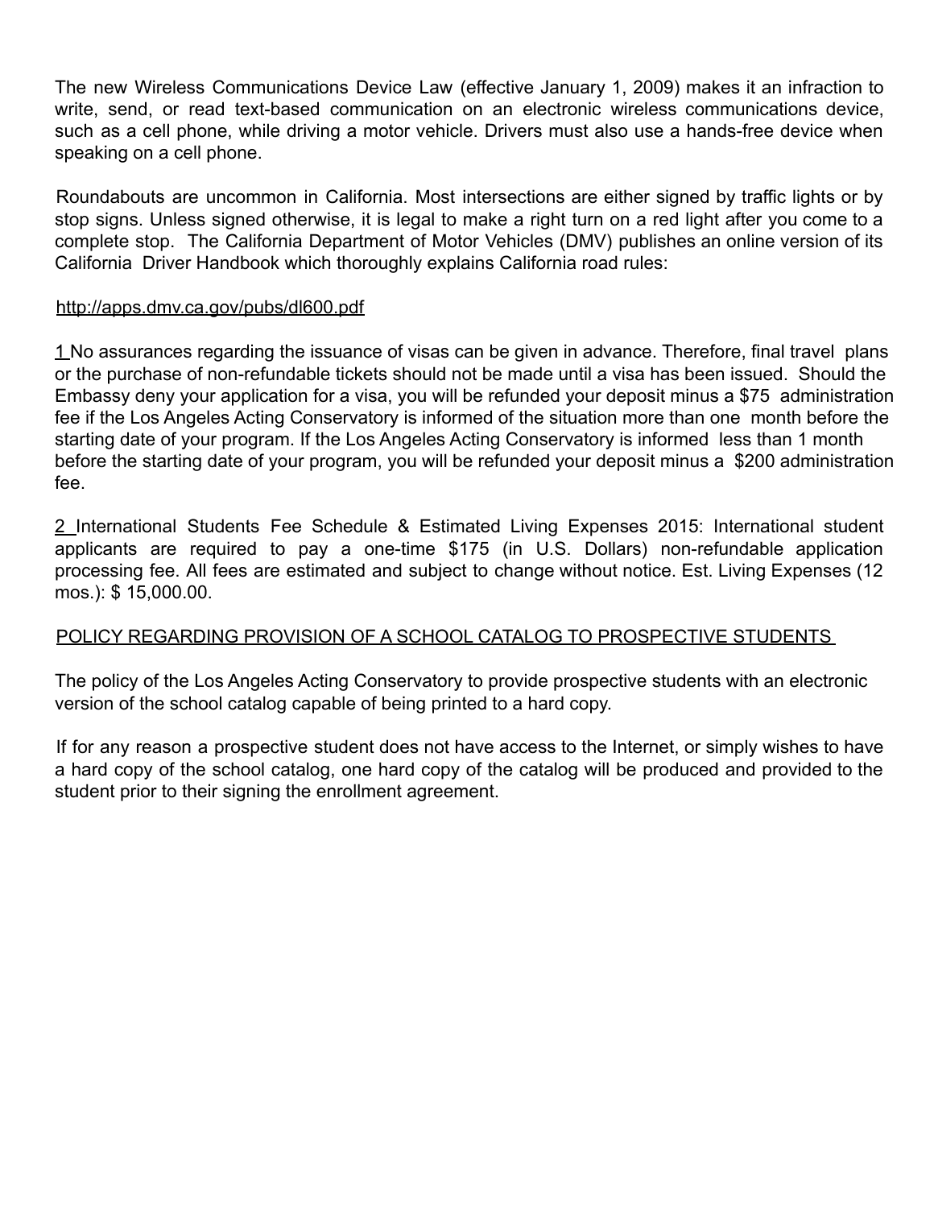The new Wireless Communications Device Law (effective January 1, 2009) makes it an infraction to write, send, or read text-based communication on an electronic wireless communications device, such as a cell phone, while driving a motor vehicle. Drivers must also use a hands-free device when speaking on a cell phone.

Roundabouts are uncommon in California. Most intersections are either signed by traffic lights or by stop signs. Unless signed otherwise, it is legal to make a right turn on a red light after you come to a complete stop. The California Department of Motor Vehicles (DMV) publishes an online version of its California Driver Handbook which thoroughly explains California road rules:

http://apps.dmv.ca.gov/pubs/dl600.pdf

1 No assurances regarding the issuance of visas can be given in advance. Therefore, final travel plans or the purchase of non-refundable tickets should not be made until a visa has been issued. Should the Embassy deny your application for a visa, you will be refunded your deposit minus a $75 administration fee if the Los Angeles Acting Conservatory is informed of the situation more than one month before the starting date of your program. If the Los Angeles Acting Conservatory is informed less than 1 month before the starting date of your program, you will be refunded your deposit minus a $200 administration fee.

2 International Students Fee Schedule & Estimated Living Expenses 2015: International student applicants are required to pay a one-time $175 (in U.S. Dollars) non-refundable application processing fee. All fees are estimated and subject to change without notice. Est. Living Expenses (12 mos.): $ 15,000.00.

POLICY REGARDING PROVISION OF A SCHOOL CATALOG TO PROSPECTIVE STUDENTS

The policy of the Los Angeles Acting Conservatory to provide prospective students with an electronic version of the school catalog capable of being printed to a hard copy.

If for any reason a prospective student does not have access to the Internet, or simply wishes to have a hard copy of the school catalog, one hard copy of the catalog will be produced and provided to the student prior to their signing the enrollment agreement.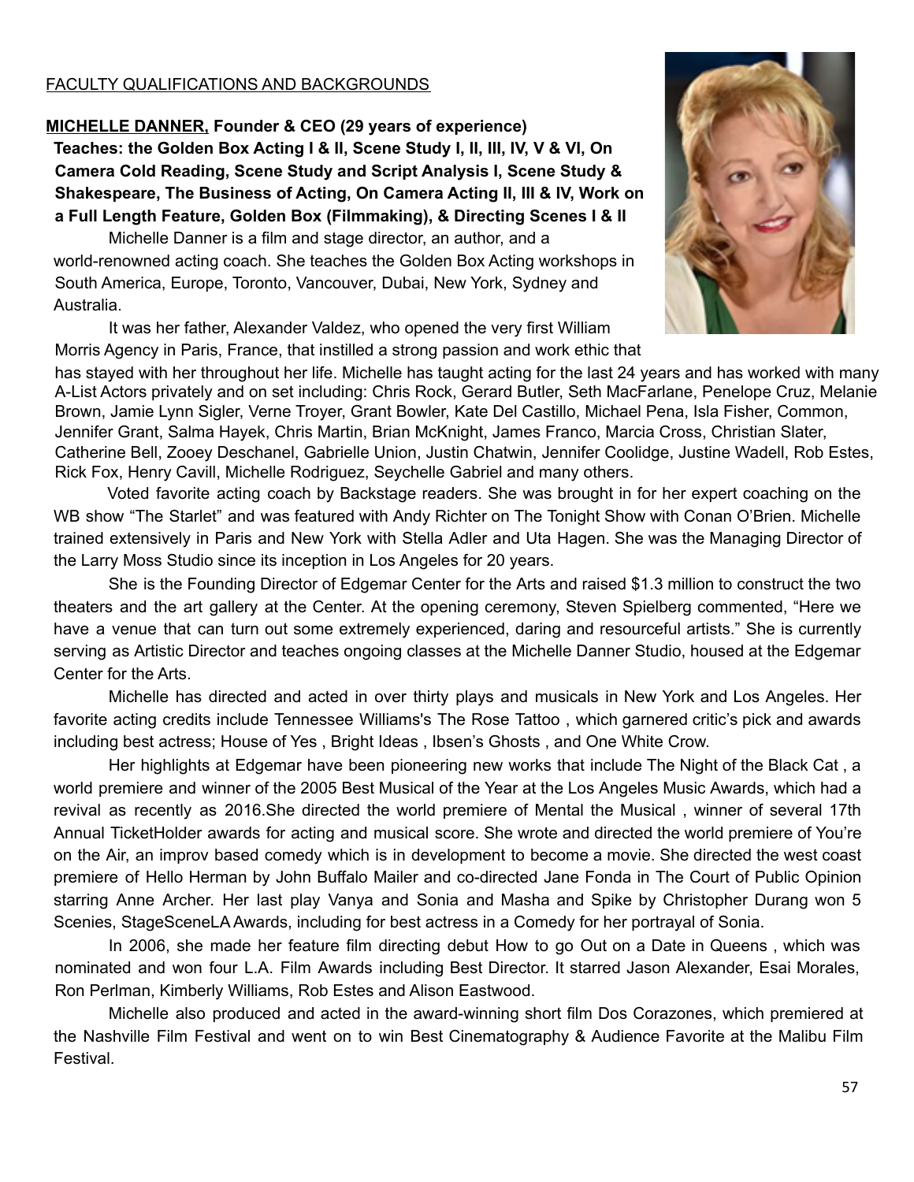FACULTY QUALIFICATIONS AND BACKGROUNDS

**MICHELLE DANNER, Founder & CEO (29 years of experience)**
**Teaches: the Golden Box Acting I & II, Scene Study I, II, III, IV, V & VI, On Camera Cold Reading, Scene Study and Script Analysis I, Scene Study & Shakespeare, The Business of Acting, On Camera Acting II, III & IV, Work on a Full Length Feature, Golden Box (Filmmaking), & Directing Scenes I & II**

Michelle Danner is a film and stage director, an author, and a world-renowned acting coach. She teaches the Golden Box Acting workshops in South America, Europe, Toronto, Vancouver, Dubai, New York, Sydney and Australia.

It was her father, Alexander Valdez, who opened the very first William Morris Agency in Paris, France, that instilled a strong passion and work ethic that has stayed with her throughout her life. Michelle has taught acting for the last 24 years and has worked with many A-List Actors privately and on set including: Chris Rock, Gerard Butler, Seth MacFarlane, Penelope Cruz, Melanie Brown, Jamie Lynn Sigler, Verne Troyer, Grant Bowler, Kate Del Castillo, Michael Pena, Isla Fisher, Common, Jennifer Grant, Salma Hayek, Chris Martin, Brian McKnight, James Franco, Marcia Cross, Christian Slater, Catherine Bell, Zooey Deschanel, Gabrielle Union, Justin Chatwin, Jennifer Coolidge, Justine Wadell, Rob Estes, Rick Fox, Henry Cavill, Michelle Rodriguez, Seychelle Gabriel and many others.

Voted favorite acting coach by Backstage readers. She was brought in for her expert coaching on the WB show "The Starlet" and was featured with Andy Richter on The Tonight Show with Conan O'Brien. Michelle trained extensively in Paris and New York with Stella Adler and Uta Hagen. She was the Managing Director of the Larry Moss Studio since its inception in Los Angeles for 20 years.

She is the Founding Director of Edgemar Center for the Arts and raised $1.3 million to construct the two theaters and the art gallery at the Center. At the opening ceremony, Steven Spielberg commented, "Here we have a venue that can turn out some extremely experienced, daring and resourceful artists." She is currently serving as Artistic Director and teaches ongoing classes at the Michelle Danner Studio, housed at the Edgemar Center for the Arts.

Michelle has directed and acted in over thirty plays and musicals in New York and Los Angeles. Her favorite acting credits include Tennessee Williams's The Rose Tattoo , which garnered critic's pick and awards including best actress; House of Yes , Bright Ideas , Ibsen's Ghosts , and One White Crow.

Her highlights at Edgemar have been pioneering new works that include The Night of the Black Cat , a world premiere and winner of the 2005 Best Musical of the Year at the Los Angeles Music Awards, which had a revival as recently as 2016.She directed the world premiere of Mental the Musical , winner of several 17th Annual TicketHolder awards for acting and musical score. She wrote and directed the world premiere of You're on the Air, an improv based comedy which is in development to become a movie. She directed the west coast premiere of Hello Herman by John Buffalo Mailer and co-directed Jane Fonda in The Court of Public Opinion starring Anne Archer. Her last play Vanya and Sonia and Masha and Spike by Christopher Durang won 5 Scenies, StageSceneLA Awards, including for best actress in a Comedy for her portrayal of Sonia.

In 2006, she made her feature film directing debut How to go Out on a Date in Queens , which was nominated and won four L.A. Film Awards including Best Director. It starred Jason Alexander, Esai Morales, Ron Perlman, Kimberly Williams, Rob Estes and Alison Eastwood.

Michelle also produced and acted in the award-winning short film Dos Corazones, which premiered at the Nashville Film Festival and went on to win Best Cinematography & Audience Favorite at the Malibu Film Festival.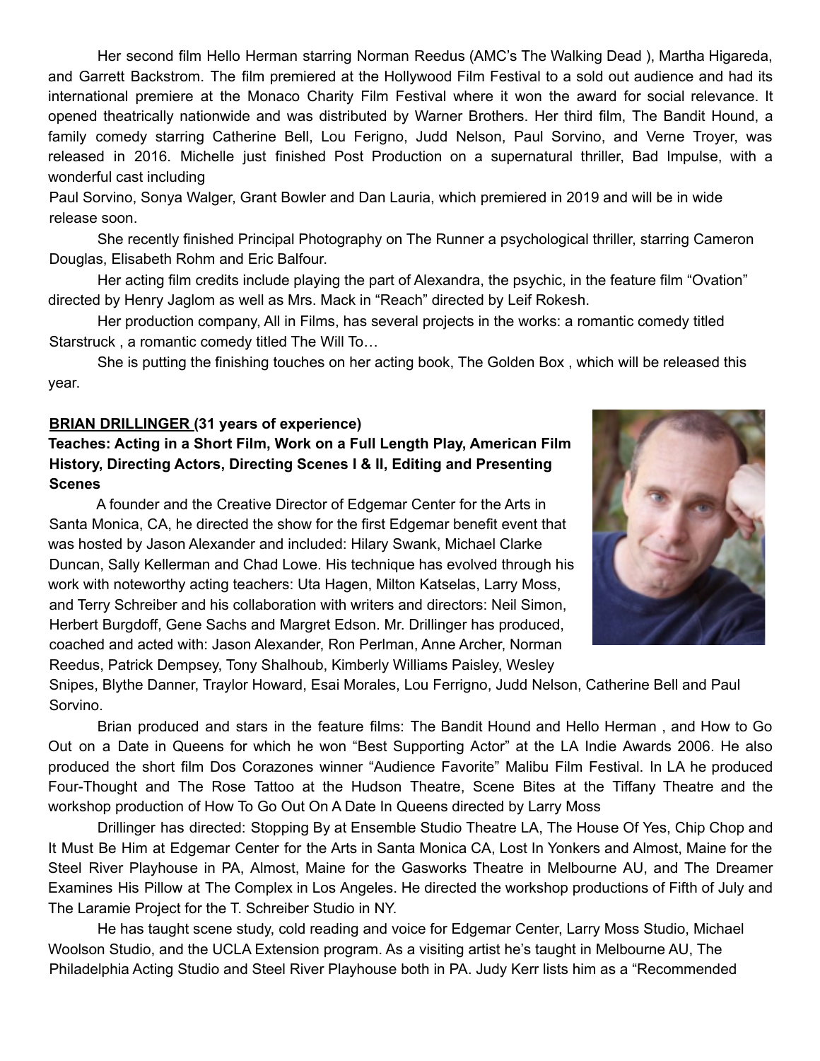Her second film Hello Herman starring Norman Reedus (AMC's The Walking Dead ), Martha Higareda, and Garrett Backstrom. The film premiered at the Hollywood Film Festival to a sold out audience and had its international premiere at the Monaco Charity Film Festival where it won the award for social relevance. It opened theatrically nationwide and was distributed by Warner Brothers. Her third film, The Bandit Hound, a family comedy starring Catherine Bell, Lou Ferigno, Judd Nelson, Paul Sorvino, and Verne Troyer, was released in 2016. Michelle just finished Post Production on a supernatural thriller, Bad Impulse, with a wonderful cast including Paul Sorvino, Sonya Walger, Grant Bowler and Dan Lauria, which premiered in 2019 and will be in wide release soon.

She recently finished Principal Photography on The Runner a psychological thriller, starring Cameron Douglas, Elisabeth Rohm and Eric Balfour.

Her acting film credits include playing the part of Alexandra, the psychic, in the feature film "Ovation" directed by Henry Jaglom as well as Mrs. Mack in "Reach" directed by Leif Rokesh.

Her production company, All in Films, has several projects in the works: a romantic comedy titled Starstruck , a romantic comedy titled The Will To…

She is putting the finishing touches on her acting book, The Golden Box , which will be released this year.

**BRIAN DRILLINGER (31 years of experience)**

**Teaches: Acting in a Short Film, Work on a Full Length Play, American Film History, Directing Actors, Directing Scenes I & II, Editing and Presenting Scenes**

A founder and the Creative Director of Edgemar Center for the Arts in Santa Monica, CA, he directed the show for the first Edgemar benefit event that was hosted by Jason Alexander and included: Hilary Swank, Michael Clarke Duncan, Sally Kellerman and Chad Lowe. His technique has evolved through his work with noteworthy acting teachers: Uta Hagen, Milton Katselas, Larry Moss, and Terry Schreiber and his collaboration with writers and directors: Neil Simon, Herbert Burgdoff, Gene Sachs and Margret Edson. Mr. Drillinger has produced, coached and acted with: Jason Alexander, Ron Perlman, Anne Archer, Norman Reedus, Patrick Dempsey, Tony Shalhoub, Kimberly Williams Paisley, Wesley Snipes, Blythe Danner, Traylor Howard, Esai Morales, Lou Ferrigno, Judd Nelson, Catherine Bell and Paul Sorvino.

Brian produced and stars in the feature films: The Bandit Hound and Hello Herman , and How to Go Out on a Date in Queens for which he won "Best Supporting Actor" at the LA Indie Awards 2006. He also produced the short film Dos Corazones winner "Audience Favorite" Malibu Film Festival. In LA he produced Four-Thought and The Rose Tattoo at the Hudson Theatre, Scene Bites at the Tiffany Theatre and the workshop production of How To Go Out On A Date In Queens directed by Larry Moss

Drillinger has directed: Stopping By at Ensemble Studio Theatre LA, The House Of Yes, Chip Chop and It Must Be Him at Edgemar Center for the Arts in Santa Monica CA, Lost In Yonkers and Almost, Maine for the Steel River Playhouse in PA, Almost, Maine for the Gasworks Theatre in Melbourne AU, and The Dreamer Examines His Pillow at The Complex in Los Angeles. He directed the workshop productions of Fifth of July and The Laramie Project for the T. Schreiber Studio in NY.

He has taught scene study, cold reading and voice for Edgemar Center, Larry Moss Studio, Michael Woolson Studio, and the UCLA Extension program. As a visiting artist he's taught in Melbourne AU, The Philadelphia Acting Studio and Steel River Playhouse both in PA. Judy Kerr lists him as a "Recommended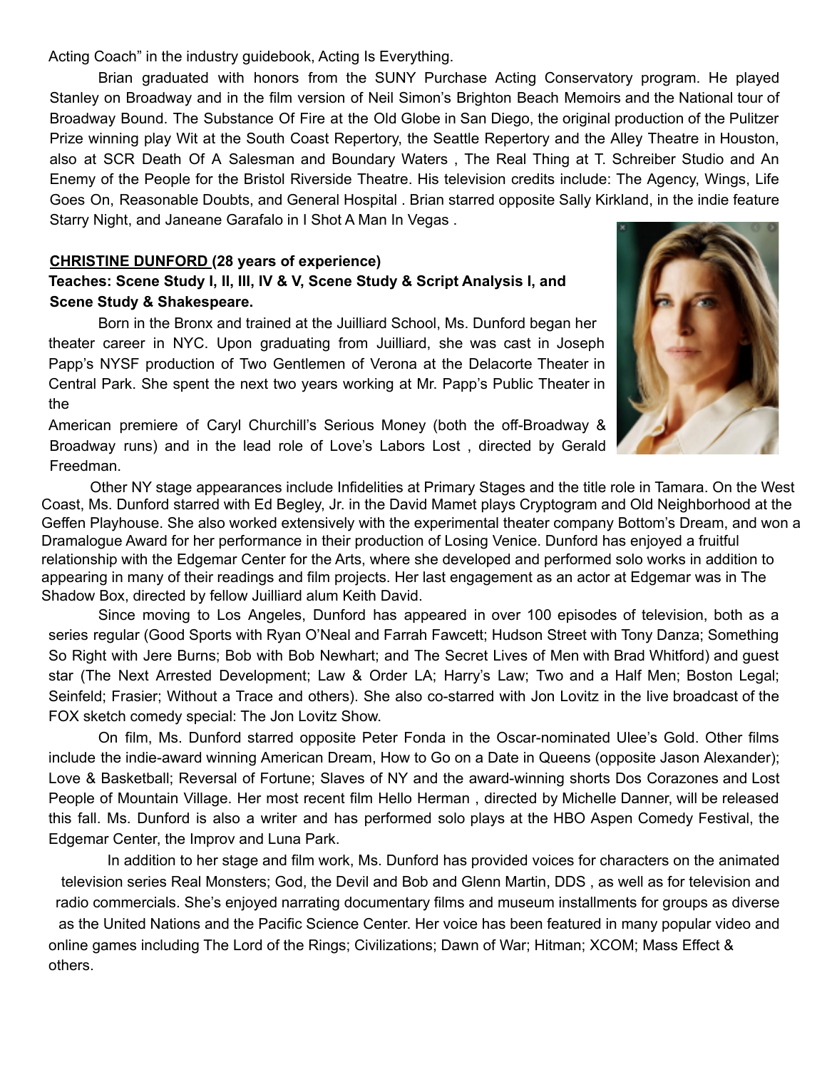Acting Coach" in the industry guidebook, Acting Is Everything.

Brian graduated with honors from the SUNY Purchase Acting Conservatory program. He played Stanley on Broadway and in the film version of Neil Simon's Brighton Beach Memoirs and the National tour of Broadway Bound. The Substance Of Fire at the Old Globe in San Diego, the original production of the Pulitzer Prize winning play Wit at the South Coast Repertory, the Seattle Repertory and the Alley Theatre in Houston, also at SCR Death Of A Salesman and Boundary Waters , The Real Thing at T. Schreiber Studio and An Enemy of the People for the Bristol Riverside Theatre. His television credits include: The Agency, Wings, Life Goes On, Reasonable Doubts, and General Hospital . Brian starred opposite Sally Kirkland, in the indie feature Starry Night, and Janeane Garafalo in I Shot A Man In Vegas .

**CHRISTINE DUNFORD (28 years of experience)**

**Teaches: Scene Study I, II, III, IV & V, Scene Study & Script Analysis I, and Scene Study & Shakespeare.**

Born in the Bronx and trained at the Juilliard School, Ms. Dunford began her theater career in NYC. Upon graduating from Juilliard, she was cast in Joseph Papp's NYSF production of Two Gentlemen of Verona at the Delacorte Theater in Central Park. She spent the next two years working at Mr. Papp's Public Theater in the American premiere of Caryl Churchill's Serious Money (both the off-Broadway & Broadway runs) and in the lead role of Love's Labors Lost , directed by Gerald Freedman.

Other NY stage appearances include Infidelities at Primary Stages and the title role in Tamara. On the West Coast, Ms. Dunford starred with Ed Begley, Jr. in the David Mamet plays Cryptogram and Old Neighborhood at the Geffen Playhouse. She also worked extensively with the experimental theater company Bottom's Dream, and won a Dramalogue Award for her performance in their production of Losing Venice. Dunford has enjoyed a fruitful relationship with the Edgemar Center for the Arts, where she developed and performed solo works in addition to appearing in many of their readings and film projects. Her last engagement as an actor at Edgemar was in The Shadow Box, directed by fellow Juilliard alum Keith David.

Since moving to Los Angeles, Dunford has appeared in over 100 episodes of television, both as a series regular (Good Sports with Ryan O'Neal and Farrah Fawcett; Hudson Street with Tony Danza; Something So Right with Jere Burns; Bob with Bob Newhart; and The Secret Lives of Men with Brad Whitford) and guest star (The Next Arrested Development; Law & Order LA; Harry's Law; Two and a Half Men; Boston Legal; Seinfeld; Frasier; Without a Trace and others). She also co-starred with Jon Lovitz in the live broadcast of the FOX sketch comedy special: The Jon Lovitz Show.

On film, Ms. Dunford starred opposite Peter Fonda in the Oscar-nominated Ulee's Gold. Other films include the indie-award winning American Dream, How to Go on a Date in Queens (opposite Jason Alexander); Love & Basketball; Reversal of Fortune; Slaves of NY and the award-winning shorts Dos Corazones and Lost People of Mountain Village. Her most recent film Hello Herman , directed by Michelle Danner, will be released this fall. Ms. Dunford is also a writer and has performed solo plays at the HBO Aspen Comedy Festival, the Edgemar Center, the Improv and Luna Park.

In addition to her stage and film work, Ms. Dunford has provided voices for characters on the animated television series Real Monsters; God, the Devil and Bob and Glenn Martin, DDS , as well as for television and radio commercials. She's enjoyed narrating documentary films and museum installments for groups as diverse as the United Nations and the Pacific Science Center. Her voice has been featured in many popular video and online games including The Lord of the Rings; Civilizations; Dawn of War; Hitman; XCOM; Mass Effect & others.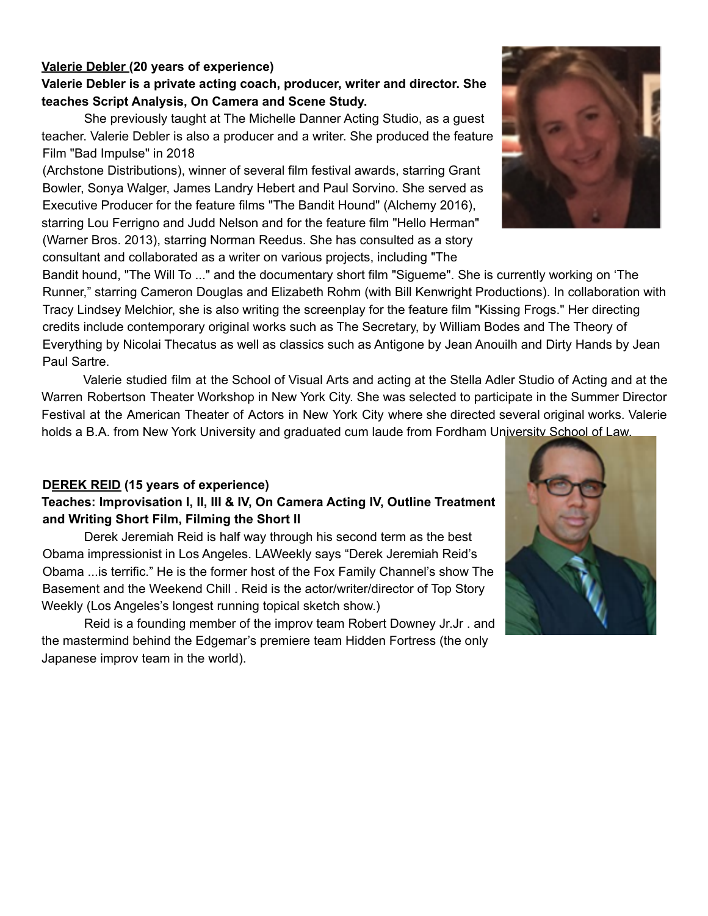**Valerie Debler (20 years of experience)**

**Valerie Debler is a private acting coach, producer, writer and director. She teaches Script Analysis, On Camera and Scene Study.**

She previously taught at The Michelle Danner Acting Studio, as a guest teacher. Valerie Debler is also a producer and a writer. She produced the feature Film "Bad Impulse" in 2018 (Archstone Distributions), winner of several film festival awards, starring Grant Bowler, Sonya Walger, James Landry Hebert and Paul Sorvino. She served as Executive Producer for the feature films "The Bandit Hound" (Alchemy 2016), starring Lou Ferrigno and Judd Nelson and for the feature film "Hello Herman" (Warner Bros. 2013), starring Norman Reedus. She has consulted as a story consultant and collaborated as a writer on various projects, including "The Bandit hound, "The Will To ..." and the documentary short film "Sigueme". She is currently working on 'The Runner," starring Cameron Douglas and Elizabeth Rohm (with Bill Kenwright Productions). In collaboration with Tracy Lindsey Melchior, she is also writing the screenplay for the feature film "Kissing Frogs." Her directing credits include contemporary original works such as The Secretary, by William Bodes and The Theory of Everything by Nicolai Thecatus as well as classics such as Antigone by Jean Anouilh and Dirty Hands by Jean Paul Sartre.

Valerie studied film at the School of Visual Arts and acting at the Stella Adler Studio of Acting and at the Warren Robertson Theater Workshop in New York City. She was selected to participate in the Summer Director Festival at the American Theater of Actors in New York City where she directed several original works. Valerie holds a B.A. from New York University and graduated cum laude from Fordham University School of Law.

**DEREK REID (15 years of experience)**

**Teaches: Improvisation I, II, III & IV, On Camera Acting IV, Outline Treatment and Writing Short Film, Filming the Short II**

Derek Jeremiah Reid is half way through his second term as the best Obama impressionist in Los Angeles. LAWeekly says "Derek Jeremiah Reid's Obama ...is terrific." He is the former host of the Fox Family Channel's show The Basement and the Weekend Chill . Reid is the actor/writer/director of Top Story Weekly (Los Angeles's longest running topical sketch show.)

Reid is a founding member of the improv team Robert Downey Jr.Jr . and the mastermind behind the Edgemar's premiere team Hidden Fortress (the only Japanese improv team in the world).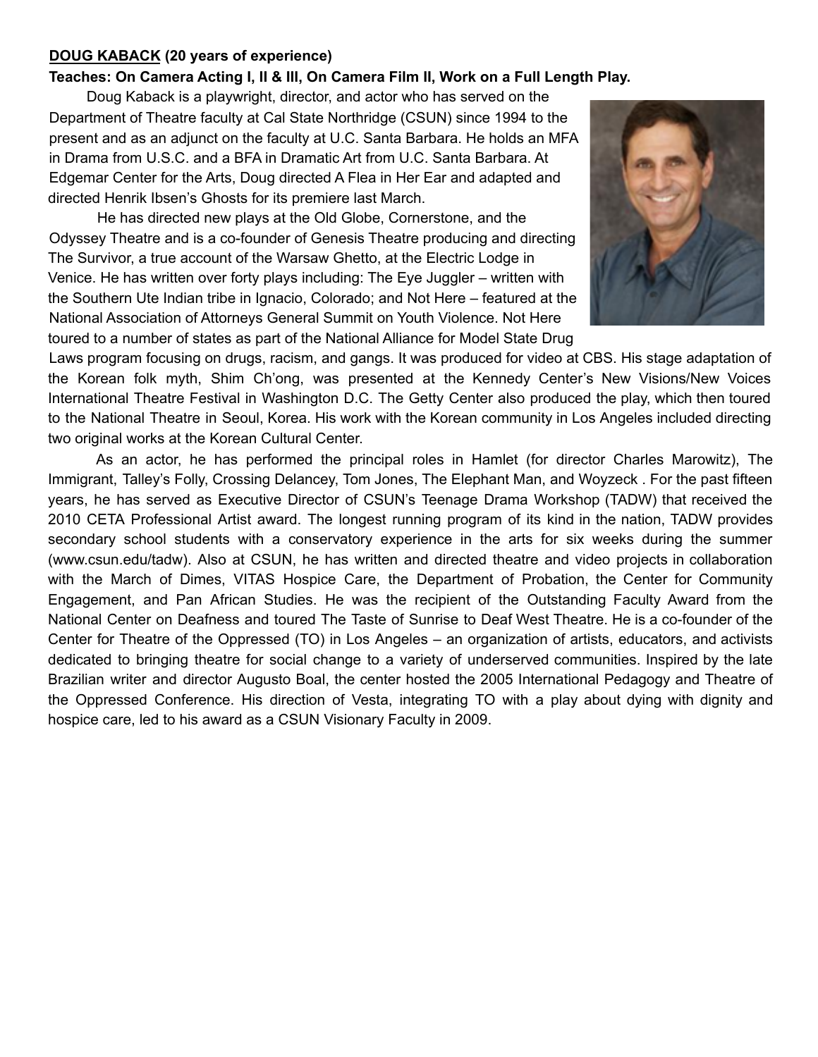**DOUG KABACK (20 years of experience)**

**Teaches: On Camera Acting I, II & III, On Camera Film II, Work on a Full Length Play.**

Doug Kaback is a playwright, director, and actor who has served on the Department of Theatre faculty at Cal State Northridge (CSUN) since 1994 to the present and as an adjunct on the faculty at U.C. Santa Barbara. He holds an MFA in Drama from U.S.C. and a BFA in Dramatic Art from U.C. Santa Barbara. At Edgemar Center for the Arts, Doug directed A Flea in Her Ear and adapted and directed Henrik Ibsen's Ghosts for its premiere last March.

He has directed new plays at the Old Globe, Cornerstone, and the Odyssey Theatre and is a co-founder of Genesis Theatre producing and directing The Survivor, a true account of the Warsaw Ghetto, at the Electric Lodge in Venice. He has written over forty plays including: The Eye Juggler – written with the Southern Ute Indian tribe in Ignacio, Colorado; and Not Here – featured at the National Association of Attorneys General Summit on Youth Violence. Not Here toured to a number of states as part of the National Alliance for Model State Drug Laws program focusing on drugs, racism, and gangs. It was produced for video at CBS. His stage adaptation of the Korean folk myth, Shim Ch'ong, was presented at the Kennedy Center's New Visions/New Voices International Theatre Festival in Washington D.C. The Getty Center also produced the play, which then toured to the National Theatre in Seoul, Korea. His work with the Korean community in Los Angeles included directing two original works at the Korean Cultural Center.

As an actor, he has performed the principal roles in Hamlet (for director Charles Marowitz), The Immigrant, Talley's Folly, Crossing Delancey, Tom Jones, The Elephant Man, and Woyzeck . For the past fifteen years, he has served as Executive Director of CSUN's Teenage Drama Workshop (TADW) that received the 2010 CETA Professional Artist award. The longest running program of its kind in the nation, TADW provides secondary school students with a conservatory experience in the arts for six weeks during the summer (www.csun.edu/tadw). Also at CSUN, he has written and directed theatre and video projects in collaboration with the March of Dimes, VITAS Hospice Care, the Department of Probation, the Center for Community Engagement, and Pan African Studies. He was the recipient of the Outstanding Faculty Award from the National Center on Deafness and toured The Taste of Sunrise to Deaf West Theatre. He is a co-founder of the Center for Theatre of the Oppressed (TO) in Los Angeles – an organization of artists, educators, and activists dedicated to bringing theatre for social change to a variety of underserved communities. Inspired by the late Brazilian writer and director Augusto Boal, the center hosted the 2005 International Pedagogy and Theatre of the Oppressed Conference. His direction of Vesta, integrating TO with a play about dying with dignity and hospice care, led to his award as a CSUN Visionary Faculty in 2009.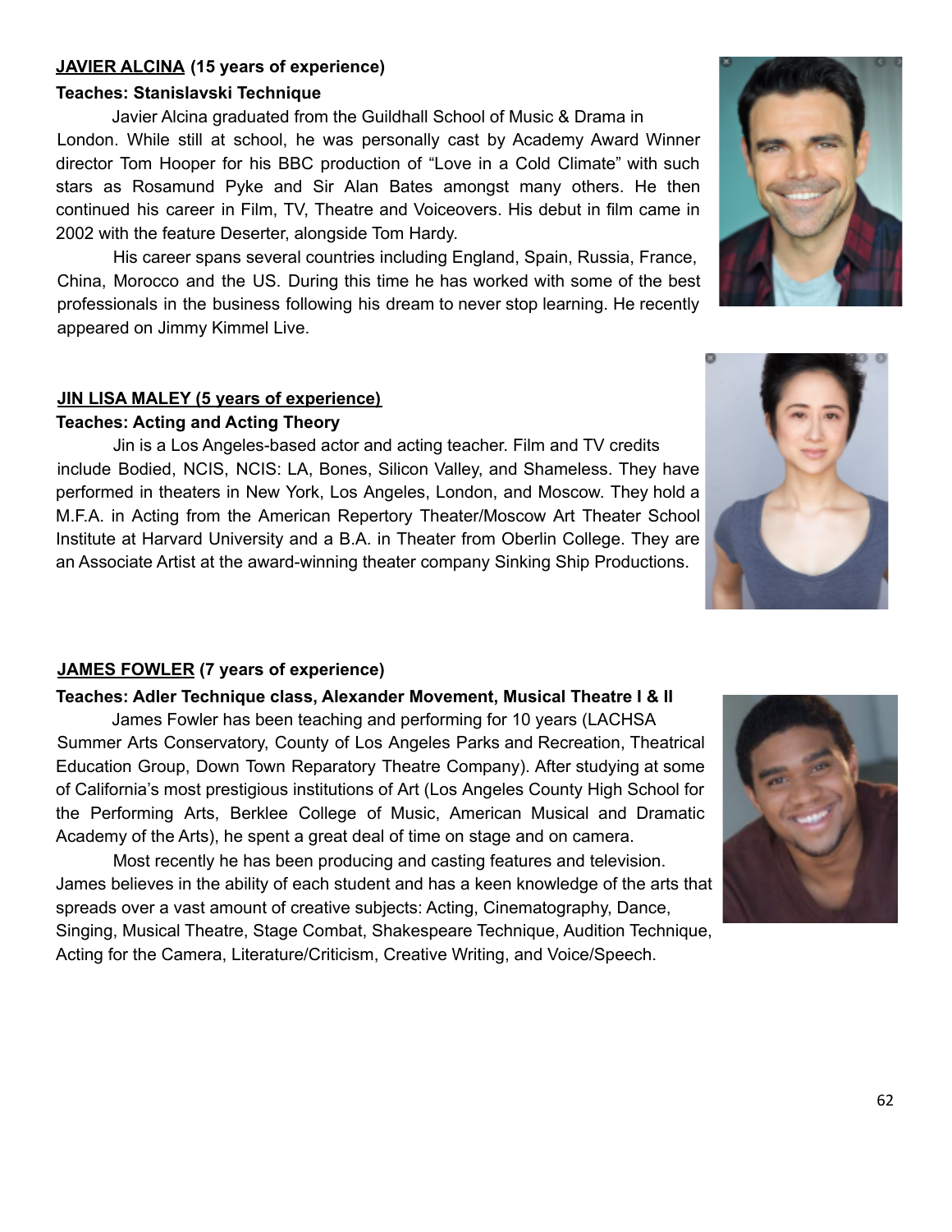**JAVIER ALCINA (15 years of experience)**

**Teaches: Stanislavski Technique**

Javier Alcina graduated from the Guildhall School of Music & Drama in London. While still at school, he was personally cast by Academy Award Winner director Tom Hooper for his BBC production of “Love in a Cold Climate” with such stars as Rosamund Pyke and Sir Alan Bates amongst many others. He then continued his career in Film, TV, Theatre and Voiceovers. His debut in film came in 2002 with the feature Deserter, alongside Tom Hardy.

His career spans several countries including England, Spain, Russia, France, China, Morocco and the US. During this time he has worked with some of the best professionals in the business following his dream to never stop learning. He recently appeared on Jimmy Kimmel Live.

**JIN LISA MALEY (5 years of experience)**

**Teaches: Acting and Acting Theory**

Jin is a Los Angeles-based actor and acting teacher. Film and TV credits include Bodied, NCIS, NCIS: LA, Bones, Silicon Valley, and Shameless. They have performed in theaters in New York, Los Angeles, London, and Moscow. They hold a M.F.A. in Acting from the American Repertory Theater/Moscow Art Theater School Institute at Harvard University and a B.A. in Theater from Oberlin College. They are an Associate Artist at the award-winning theater company Sinking Ship Productions.

**JAMES FOWLER (7 years of experience)**

**Teaches: Adler Technique class, Alexander Movement, Musical Theatre I & II**

James Fowler has been teaching and performing for 10 years (LACHSA Summer Arts Conservatory, County of Los Angeles Parks and Recreation, Theatrical Education Group, Down Town Reparatory Theatre Company). After studying at some of California’s most prestigious institutions of Art (Los Angeles County High School for the Performing Arts, Berklee College of Music, American Musical and Dramatic Academy of the Arts), he spent a great deal of time on stage and on camera.

Most recently he has been producing and casting features and television. James believes in the ability of each student and has a keen knowledge of the arts that spreads over a vast amount of creative subjects: Acting, Cinematography, Dance, Singing, Musical Theatre, Stage Combat, Shakespeare Technique, Audition Technique, Acting for the Camera, Literature/Criticism, Creative Writing, and Voice/Speech.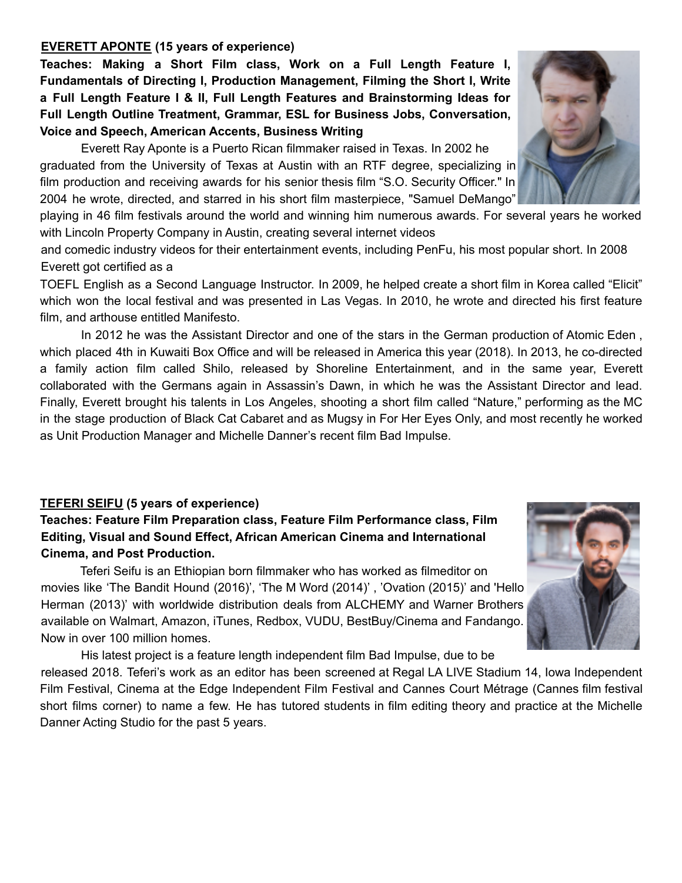**<u>EVERETT APONTE</u> (15 years of experience)**

**Teaches: Making a Short Film class, Work on a Full Length Feature I, Fundamentals of Directing I, Production Management, Filming the Short I, Write a Full Length Feature I & II, Full Length Features and Brainstorming Ideas for Full Length Outline Treatment, Grammar, ESL for Business Jobs, Conversation, Voice and Speech, American Accents, Business Writing**

Everett Ray Aponte is a Puerto Rican filmmaker raised in Texas. In 2002 he graduated from the University of Texas at Austin with an RTF degree, specializing in film production and receiving awards for his senior thesis film "S.O. Security Officer." In 2004 he wrote, directed, and starred in his short film masterpiece, "Samuel DeMango" playing in 46 film festivals around the world and winning him numerous awards. For several years he worked with Lincoln Property Company in Austin, creating several internet videos and comedic industry videos for their entertainment events, including PenFu, his most popular short. In 2008 Everett got certified as a TOEFL English as a Second Language Instructor. In 2009, he helped create a short film in Korea called "Elicit" which won the local festival and was presented in Las Vegas. In 2010, he wrote and directed his first feature film, and arthouse entitled Manifesto.

In 2012 he was the Assistant Director and one of the stars in the German production of Atomic Eden , which placed 4th in Kuwaiti Box Office and will be released in America this year (2018). In 2013, he co-directed a family action film called Shilo, released by Shoreline Entertainment, and in the same year, Everett collaborated with the Germans again in Assassin's Dawn, in which he was the Assistant Director and lead. Finally, Everett brought his talents in Los Angeles, shooting a short film called "Nature," performing as the MC in the stage production of Black Cat Cabaret and as Mugsy in For Her Eyes Only, and most recently he worked as Unit Production Manager and Michelle Danner's recent film Bad Impulse.

**<u>TEFERI SEIFU</u> (5 years of experience)**

**Teaches: Feature Film Preparation class, Feature Film Performance class, Film Editing, Visual and Sound Effect, African American Cinema and International Cinema, and Post Production.**

Teferi Seifu is an Ethiopian born filmmaker who has worked as filmeditor on movies like 'The Bandit Hound (2016)', 'The M Word (2014)' , 'Ovation (2015)' and 'Hello Herman (2013)' with worldwide distribution deals from ALCHEMY and Warner Brothers available on Walmart, Amazon, iTunes, Redbox, VUDU, BestBuy/Cinema and Fandango. Now in over 100 million homes.

His latest project is a feature length independent film Bad Impulse, due to be released 2018. Teferi's work as an editor has been screened at Regal LA LIVE Stadium 14, Iowa Independent Film Festival, Cinema at the Edge Independent Film Festival and Cannes Court Métrage (Cannes film festival short films corner) to name a few. He has tutored students in film editing theory and practice at the Michelle Danner Acting Studio for the past 5 years.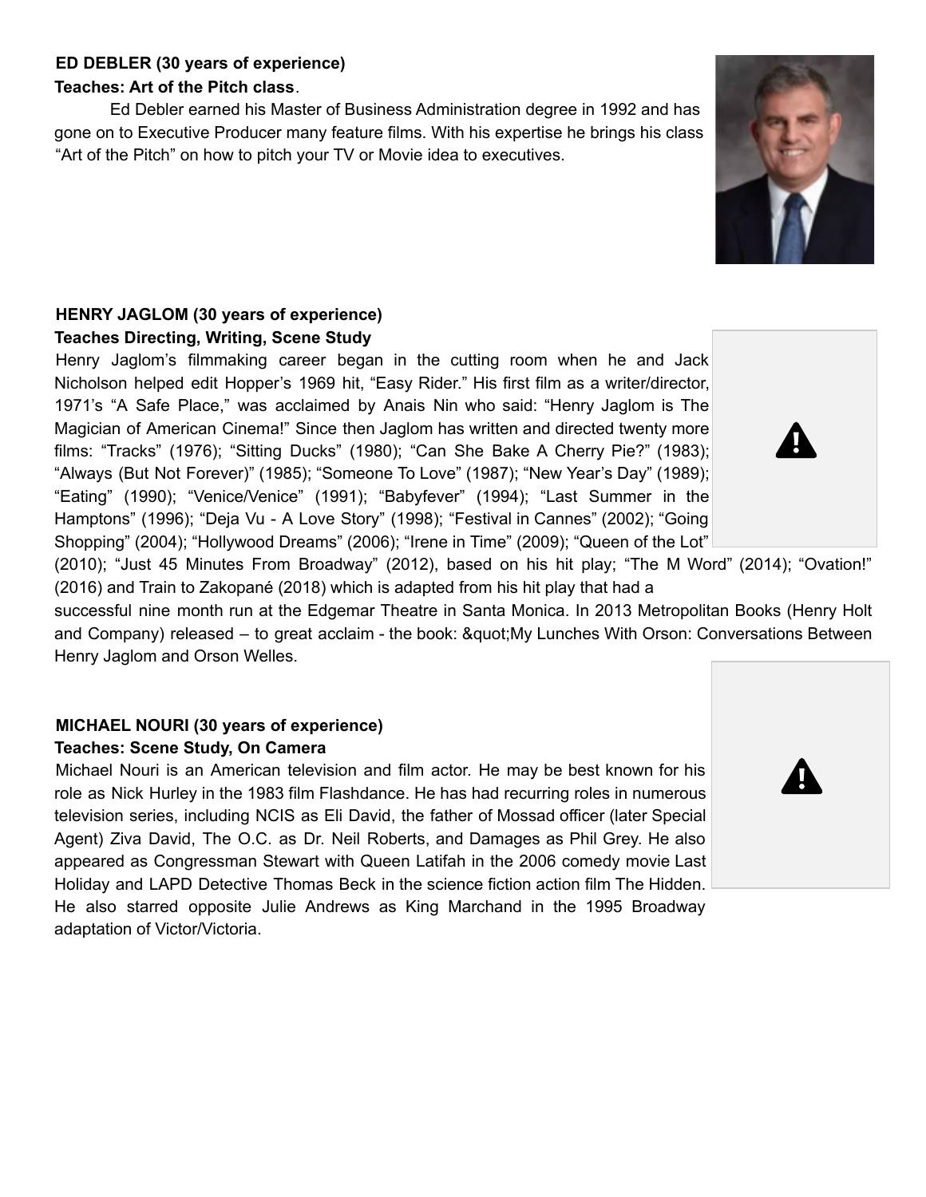**ED DEBLER (30 years of experience)**

**Teaches: Art of the Pitch class**.

Ed Debler earned his Master of Business Administration degree in 1992 and has gone on to Executive Producer many feature films. With his expertise he brings his class "Art of the Pitch" on how to pitch your TV or Movie idea to executives.

**HENRY JAGLOM (30 years of experience)**

**Teaches Directing, Writing, Scene Study**

Henry Jaglom's filmmaking career began in the cutting room when he and Jack Nicholson helped edit Hopper's 1969 hit, "Easy Rider." His first film as a writer/director, 1971's "A Safe Place," was acclaimed by Anais Nin who said: "Henry Jaglom is The Magician of American Cinema!" Since then Jaglom has written and directed twenty more films: "Tracks" (1976); "Sitting Ducks" (1980); "Can She Bake A Cherry Pie?" (1983); "Always (But Not Forever)" (1985); "Someone To Love" (1987); "New Year's Day" (1989); "Eating" (1990); "Venice/Venice" (1991); "Babyfever" (1994); "Last Summer in the Hamptons" (1996); "Deja Vu - A Love Story" (1998); "Festival in Cannes" (2002); "Going Shopping" (2004); "Hollywood Dreams" (2006); "Irene in Time" (2009); "Queen of the Lot" (2010); "Just 45 Minutes From Broadway" (2012), based on his hit play; "The M Word" (2014); "Ovation!" (2016) and Train to Zakopané (2018) which is adapted from his hit play that had a successful nine month run at the Edgemar Theatre in Santa Monica. In 2013 Metropolitan Books (Henry Holt and Company) released – to great acclaim - the book: &quot;My Lunches With Orson: Conversations Between Henry Jaglom and Orson Welles.

**MICHAEL NOURI (30 years of experience)**

**Teaches: Scene Study, On Camera**

Michael Nouri is an American television and film actor. He may be best known for his role as Nick Hurley in the 1983 film Flashdance. He has had recurring roles in numerous television series, including NCIS as Eli David, the father of Mossad officer (later Special Agent) Ziva David, The O.C. as Dr. Neil Roberts, and Damages as Phil Grey. He also appeared as Congressman Stewart with Queen Latifah in the 2006 comedy movie Last Holiday and LAPD Detective Thomas Beck in the science fiction action film The Hidden. He also starred opposite Julie Andrews as King Marchand in the 1995 Broadway adaptation of Victor/Victoria.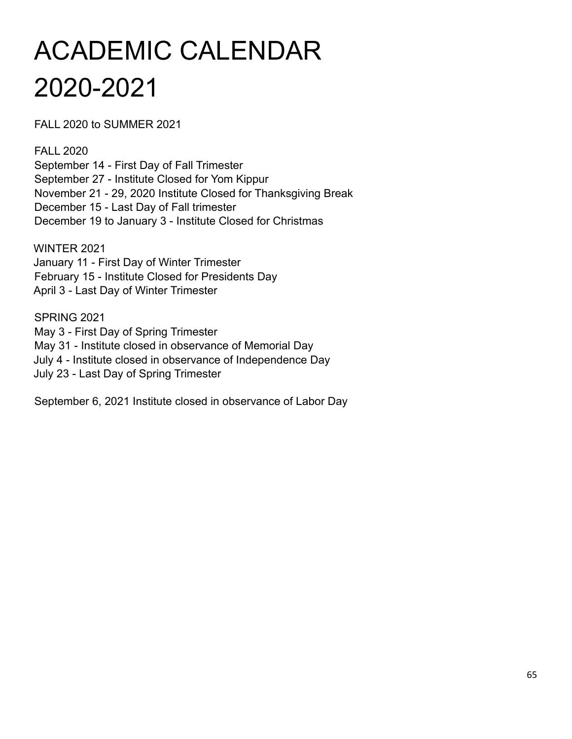# ACADEMIC CALENDAR 2020-2021

FALL 2020 to SUMMER 2021

FALL 2020
September 14 - First Day of Fall Trimester
September 27 - Institute Closed for Yom Kippur
November 21 - 29, 2020 Institute Closed for Thanksgiving Break
December 15 - Last Day of Fall trimester
December 19 to January 3 - Institute Closed for Christmas

WINTER 2021
January 11 - First Day of Winter Trimester
February 15 - Institute Closed for Presidents Day
April 3 - Last Day of Winter Trimester

SPRING 2021
May 3 - First Day of Spring Trimester
May 31 - Institute closed in observance of Memorial Day
July 4 - Institute closed in observance of Independence Day
July 23 - Last Day of Spring Trimester

September 6, 2021 Institute closed in observance of Labor Day